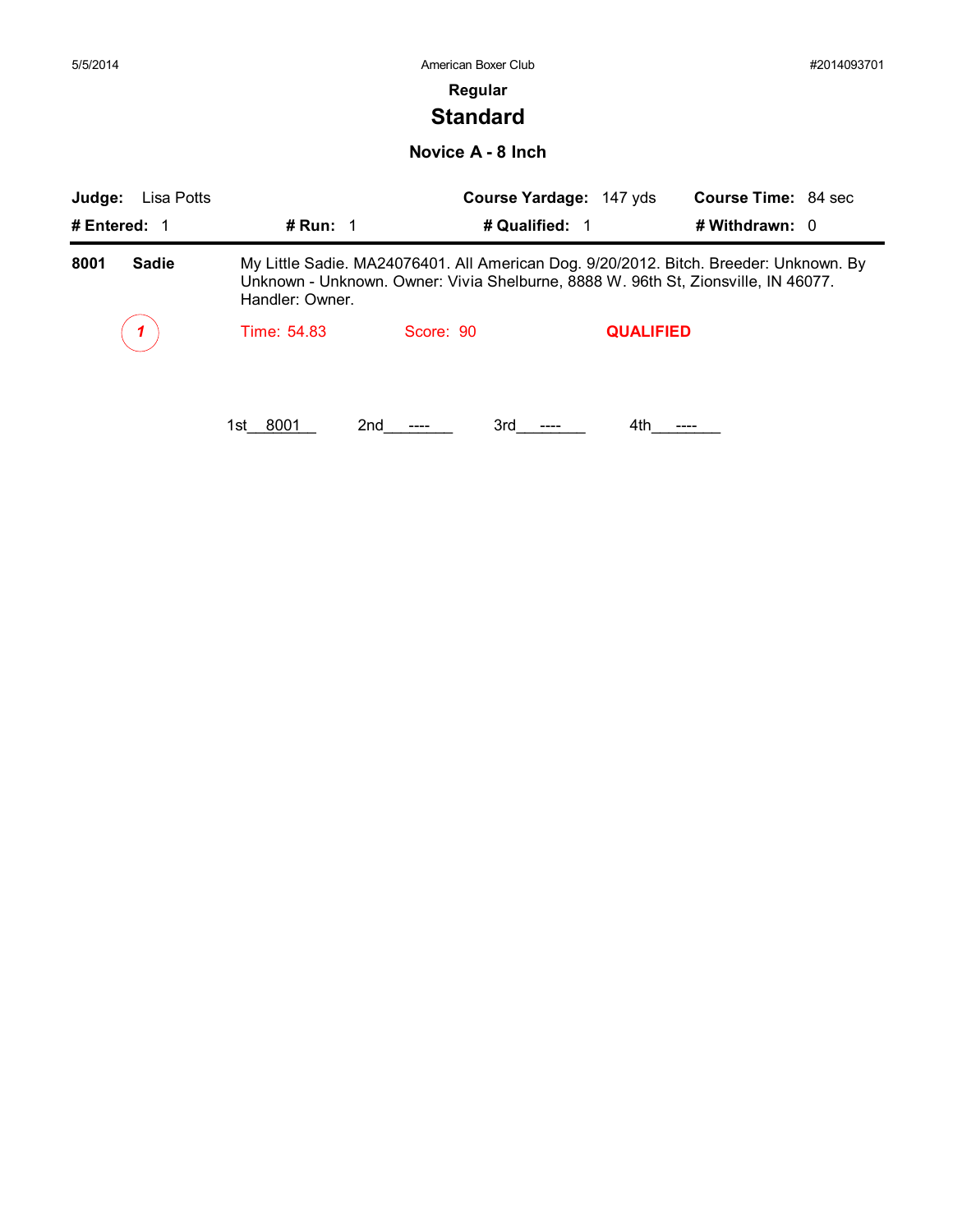5/5/2014 American Boxer Club #2014093701

## Regular

# Standard

### Novice A - 8 Inch

**Judge:** Lisa Potts **Course Yardage:** 147 yds **Course Time:** 84 sec

**# Entered:** 1 **# Run:** 1 **# Qualified:** 1 **# Withdrawn:** 0

**8001** **Sadie** My Little Sadie. MA24076401. All American Dog. 9/20/2012. Bitch. Breeder: Unknown. By Unknown - Unknown. Owner: Vivia Shelburne, 8888 W. 96th St, Zionsville, IN 46077. Handler: Owner.

*1* Time: 54.83 Score: 90 **QUALIFIED**

1st__8001__ 2nd__----__ 3rd__----__ 4th__----__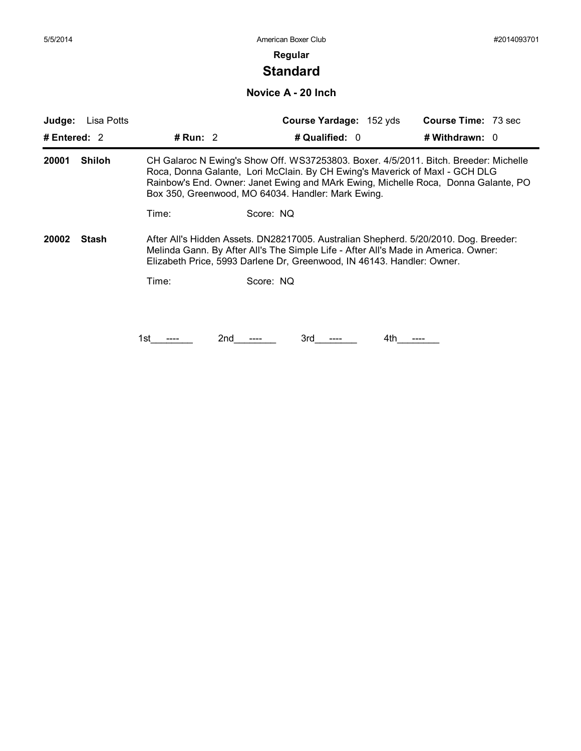**Regular**

## Standard

### Novice A - 20 Inch

**Judge:** Lisa Potts | **Course Yardage:** 152 yds | **Course Time:** 73 sec

**# Entered:** 2 | **# Run:** 2 | **# Qualified:** 0 | **# Withdrawn:** 0

---

**20001 Shiloh**

CH Galaroc N Ewing's Show Off. WS37253803. Boxer. 4/5/2011. Bitch. Breeder: Michelle Roca, Donna Galante, Lori McClain. By CH Ewing's Maverick of Maxl - GCH DLG Rainbow's End. Owner: Janet Ewing and MArk Ewing, Michelle Roca, Donna Galante, PO Box 350, Greenwood, MO 64034. Handler: Mark Ewing.

Time: Score: NQ

**20002 Stash**

After All's Hidden Assets. DN28217005. Australian Shepherd. 5/20/2010. Dog. Breeder: Melinda Gann. By After All's The Simple Life - After All's Made in America. Owner: Elizabeth Price, 5993 Darlene Dr, Greenwood, IN 46143. Handler: Owner.

Time: Score: NQ

1st\_\_\_----\_\_\_ 2nd\_\_\_----\_\_\_ 3rd\_\_\_----\_\_\_ 4th\_\_\_----\_\_\_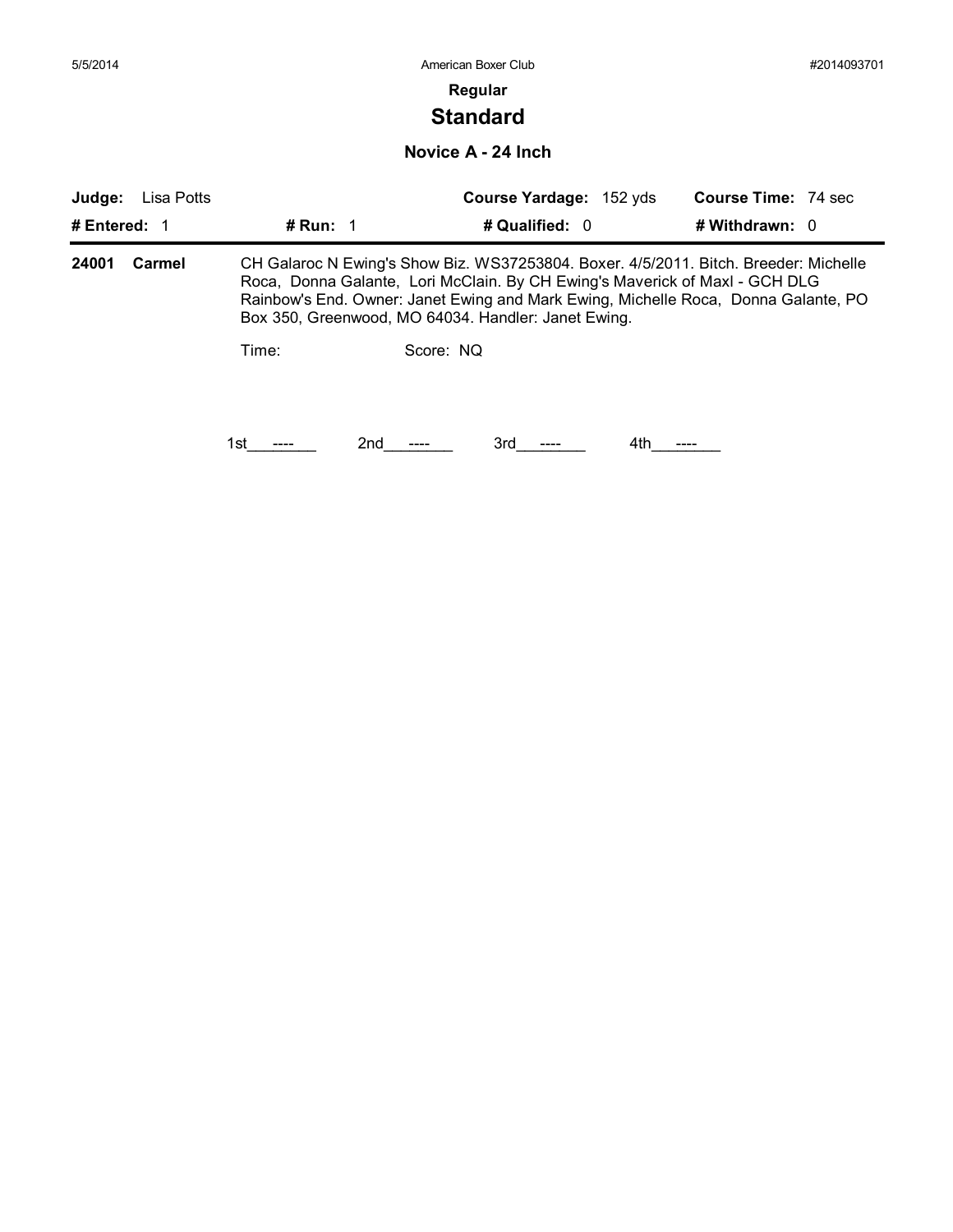**Regular**

# Standard

## Novice A - 24 Inch

| **Judge:** Lisa Potts | | **Course Yardage:** 152 yds | **Course Time:** 74 sec |
|---|---|---|---|
| **# Entered:** 1 | **# Run:** 1 | **# Qualified:** 0 | **# Withdrawn:** 0 |

**24001 Carmel** CH Galaroc N Ewing's Show Biz. WS37253804. Boxer. 4/5/2011. Bitch. Breeder: Michelle Roca, Donna Galante, Lori McClain. By CH Ewing's Maverick of Maxl - GCH DLG Rainbow's End. Owner: Janet Ewing and Mark Ewing, Michelle Roca, Donna Galante, PO Box 350, Greenwood, MO 64034. Handler: Janet Ewing.

Time: Score: NQ

1st\_\_\_----\_\_\_ 2nd\_\_\_----\_\_\_ 3rd\_\_\_----\_\_\_ 4th\_\_\_----\_\_\_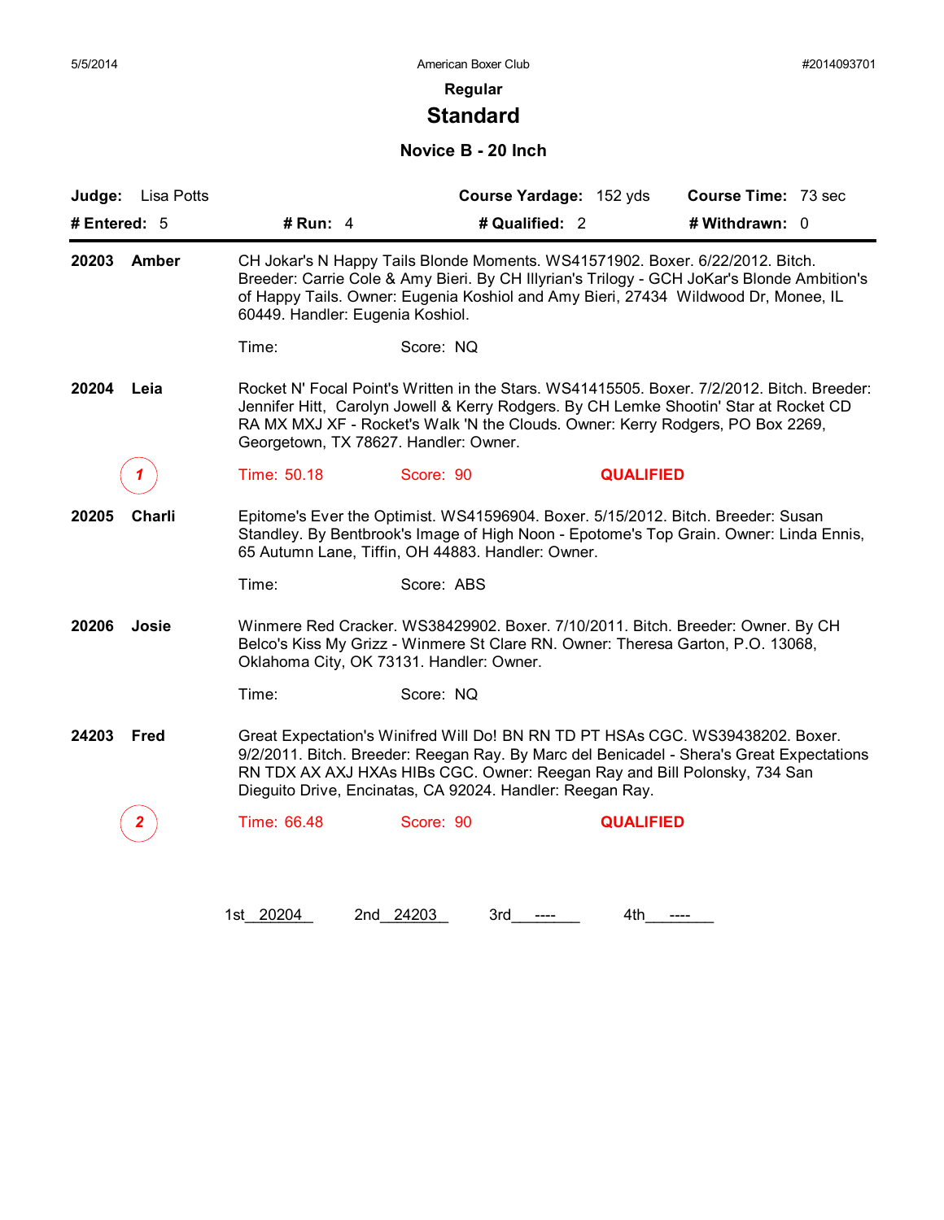5/5/2014 American Boxer Club #2014093701

### Regular

# Standard

## Novice B - 20 Inch

**Judge:** Lisa Potts **Course Yardage:** 152 yds **Course Time:** 73 sec

**# Entered:** 5 **# Run:** 4 **# Qualified:** 2 **# Withdrawn:** 0

---

**20203 Amber**

CH Jokar's N Happy Tails Blonde Moments. WS41571902. Boxer. 6/22/2012. Bitch. Breeder: Carrie Cole & Amy Bieri. By CH Illyrian's Trilogy - GCH JoKar's Blonde Ambition's of Happy Tails. Owner: Eugenia Koshiol and Amy Bieri, 27434 Wildwood Dr, Monee, IL 60449. Handler: Eugenia Koshiol.

Time: Score: NQ

**20204 Leia**

Rocket N' Focal Point's Written in the Stars. WS41415505. Boxer. 7/2/2012. Bitch. Breeder: Jennifer Hitt, Carolyn Jowell & Kerry Rodgers. By CH Lemke Shootin' Star at Rocket CD RA MX MXJ XF - Rocket's Walk 'N the Clouds. Owner: Kerry Rodgers, PO Box 2269, Georgetown, TX 78627. Handler: Owner.

1 Time: 50.18 Score: 90 **QUALIFIED**

**20205 Charli**

Epitome's Ever the Optimist. WS41596904. Boxer. 5/15/2012. Bitch. Breeder: Susan Standley. By Bentbrook's Image of High Noon - Epotome's Top Grain. Owner: Linda Ennis, 65 Autumn Lane, Tiffin, OH 44883. Handler: Owner.

Time: Score: ABS

**20206 Josie**

Winmere Red Cracker. WS38429902. Boxer. 7/10/2011. Bitch. Breeder: Owner. By CH Belco's Kiss My Grizz - Winmere St Clare RN. Owner: Theresa Garton, P.O. 13068, Oklahoma City, OK 73131. Handler: Owner.

Time: Score: NQ

**24203 Fred**

Great Expectation's Winifred Will Do! BN RN TD PT HSAs CGC. WS39438202. Boxer. 9/2/2011. Bitch. Breeder: Reegan Ray. By Marc del Benicadel - Shera's Great Expectations RN TDX AX AXJ HXAs HIBs CGC. Owner: Reegan Ray and Bill Polonsky, 734 San Dieguito Drive, Encinatas, CA 92024. Handler: Reegan Ray.

2 Time: 66.48 Score: 90 **QUALIFIED**

1st 20204 2nd 24203 3rd ---- 4th ----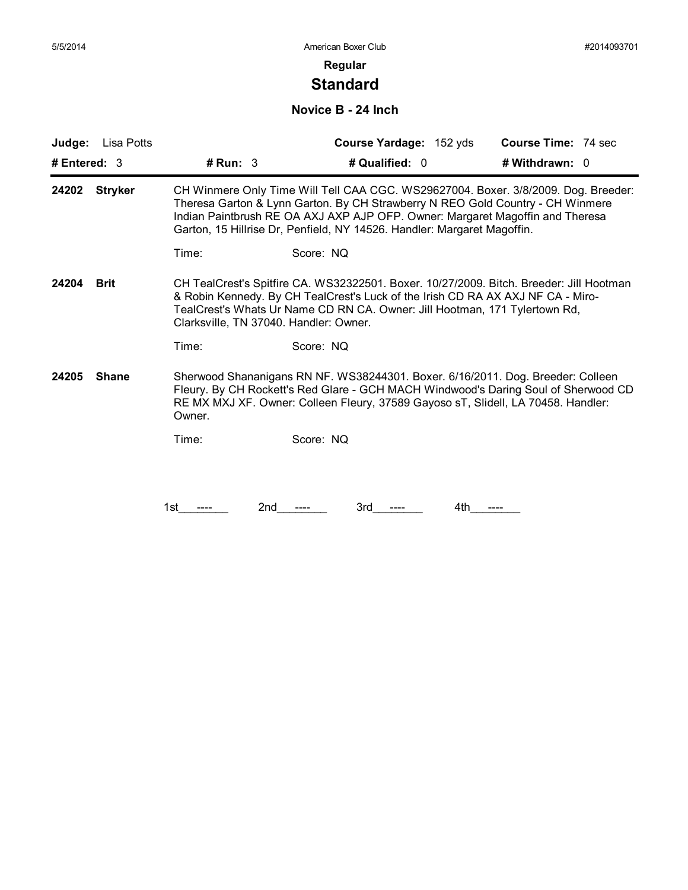5/5/2014 American Boxer Club #2014093701

**Regular**

## Standard

### Novice B - 24 Inch

| **Judge:** Lisa Potts | | **Course Yardage:** 152 yds | **Course Time:** 74 sec |
|---|---|---|---|
| **# Entered:** 3 | **# Run:** 3 | **# Qualified:** 0 | **# Withdrawn:** 0 |

**24202 Stryker** — CH Winmere Only Time Will Tell CAA CGC. WS29627004. Boxer. 3/8/2009. Dog. Breeder: Theresa Garton & Lynn Garton. By CH Strawberry N REO Gold Country - CH Winmere Indian Paintbrush RE OA AXJ AXP AJP OFP. Owner: Margaret Magoffin and Theresa Garton, 15 Hillrise Dr, Penfield, NY 14526. Handler: Margaret Magoffin.

Time: Score: NQ

**24204 Brit** — CH TealCrest's Spitfire CA. WS32322501. Boxer. 10/27/2009. Bitch. Breeder: Jill Hootman & Robin Kennedy. By CH TealCrest's Luck of the Irish CD RA AX AXJ NF CA - Miro-TealCrest's Whats Ur Name CD RN CA. Owner: Jill Hootman, 171 Tylertown Rd, Clarksville, TN 37040. Handler: Owner.

Time: Score: NQ

**24205 Shane** — Sherwood Shananigans RN NF. WS38244301. Boxer. 6/16/2011. Dog. Breeder: Colleen Fleury. By CH Rockett's Red Glare - GCH MACH Windwood's Daring Soul of Sherwood CD RE MX MXJ XF. Owner: Colleen Fleury, 37589 Gayoso sT, Slidell, LA 70458. Handler: Owner.

Time: Score: NQ

1st\_\_\_----\_\_\_ 2nd\_\_\_----\_\_\_ 3rd\_\_\_----\_\_\_ 4th\_\_\_----\_\_\_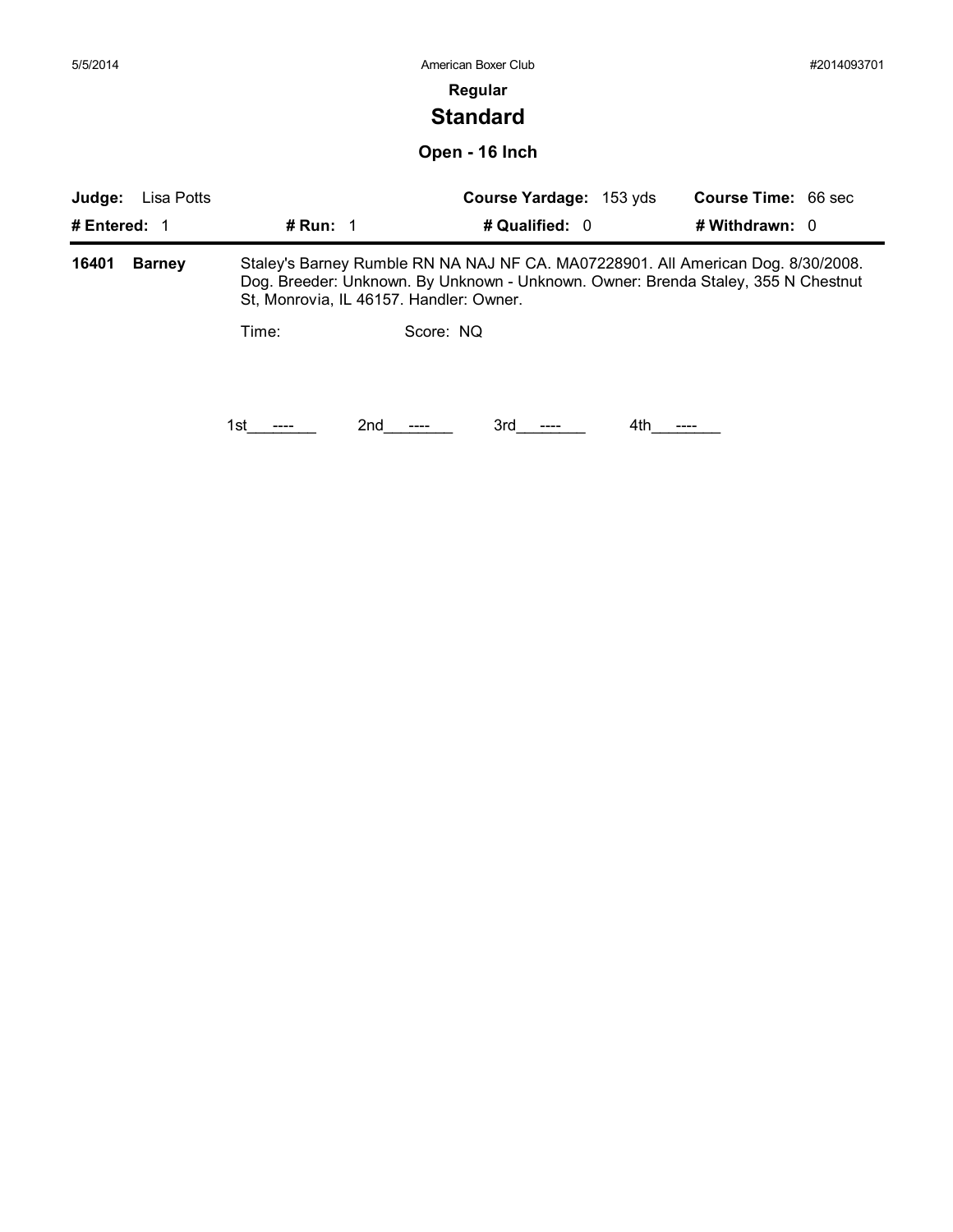5/5/2014 American Boxer Club #2014093701

**Regular**

## Standard

### Open - 16 Inch

| **Judge:** Lisa Potts | | **Course Yardage:** 153 yds | **Course Time:** 66 sec |
|---|---|---|---|
| **# Entered:** 1 | **# Run:** 1 | **# Qualified:** 0 | **# Withdrawn:** 0 |

**16401** **Barney** Staley's Barney Rumble RN NA NAJ NF CA. MA07228901. All American Dog. 8/30/2008. Dog. Breeder: Unknown. By Unknown - Unknown. Owner: Brenda Staley, 355 N Chestnut St, Monrovia, IL 46157. Handler: Owner.

Time: Score: NQ

1st\_\_\_----\_\_\_ 2nd\_\_\_----\_\_\_ 3rd\_\_\_----\_\_\_ 4th\_\_\_----\_\_\_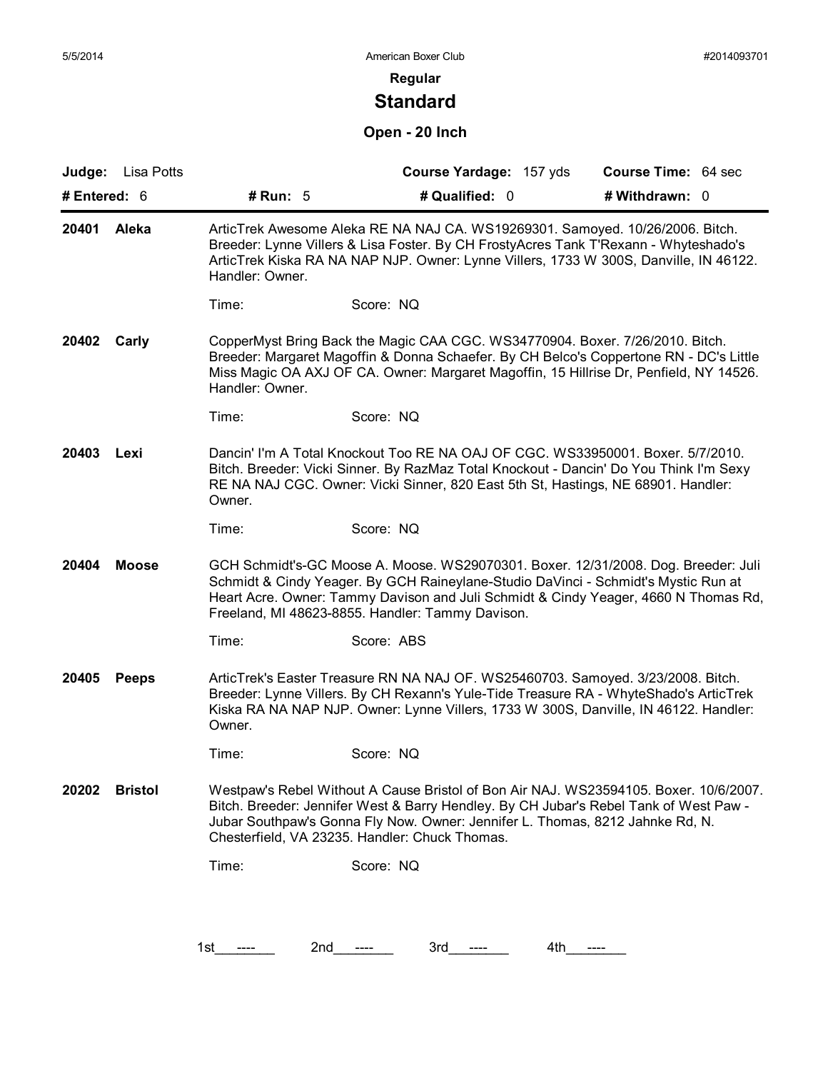**Regular**

# Standard

## Open - 20 Inch

| **Judge:** Lisa Potts | | **Course Yardage:** 157 yds | **Course Time:** 64 sec |
|---|---|---|---|
| **# Entered:** 6 | **# Run:** 5 | **# Qualified:** 0 | **# Withdrawn:** 0 |

**20401 Aleka**

ArticTrek Awesome Aleka RE NA NAJ CA. WS19269301. Samoyed. 10/26/2006. Bitch. Breeder: Lynne Villers & Lisa Foster. By CH FrostyAcres Tank T'Rexann - Whyteshado's ArticTrek Kiska RA NA NAP NJP. Owner: Lynne Villers, 1733 W 300S, Danville, IN 46122. Handler: Owner.

Time: Score: NQ

**20402 Carly**

CopperMyst Bring Back the Magic CAA CGC. WS34770904. Boxer. 7/26/2010. Bitch. Breeder: Margaret Magoffin & Donna Schaefer. By CH Belco's Coppertone RN - DC's Little Miss Magic OA AXJ OF CA. Owner: Margaret Magoffin, 15 Hillrise Dr, Penfield, NY 14526. Handler: Owner.

Time: Score: NQ

**20403 Lexi**

Dancin' I'm A Total Knockout Too RE NA OAJ OF CGC. WS33950001. Boxer. 5/7/2010. Bitch. Breeder: Vicki Sinner. By RazMaz Total Knockout - Dancin' Do You Think I'm Sexy RE NA NAJ CGC. Owner: Vicki Sinner, 820 East 5th St, Hastings, NE 68901. Handler: Owner.

Time: Score: NQ

**20404 Moose**

GCH Schmidt's-GC Moose A. Moose. WS29070301. Boxer. 12/31/2008. Dog. Breeder: Juli Schmidt & Cindy Yeager. By GCH Raineylane-Studio DaVinci - Schmidt's Mystic Run at Heart Acre. Owner: Tammy Davison and Juli Schmidt & Cindy Yeager, 4660 N Thomas Rd, Freeland, MI 48623-8855. Handler: Tammy Davison.

Time: Score: ABS

**20405 Peeps**

ArticTrek's Easter Treasure RN NA NAJ OF. WS25460703. Samoyed. 3/23/2008. Bitch. Breeder: Lynne Villers. By CH Rexann's Yule-Tide Treasure RA - WhyteShado's ArticTrek Kiska RA NA NAP NJP. Owner: Lynne Villers, 1733 W 300S, Danville, IN 46122. Handler: Owner.

Time: Score: NQ

**20202 Bristol**

Westpaw's Rebel Without A Cause Bristol of Bon Air NAJ. WS23594105. Boxer. 10/6/2007. Bitch. Breeder: Jennifer West & Barry Hendley. By CH Jubar's Rebel Tank of West Paw - Jubar Southpaw's Gonna Fly Now. Owner: Jennifer L. Thomas, 8212 Jahnke Rd, N. Chesterfield, VA 23235. Handler: Chuck Thomas.

Time: Score: NQ

1st \_\_\_----\_\_\_ 2nd \_\_\_----\_\_\_ 3rd \_\_\_----\_\_\_ 4th \_\_\_----\_\_\_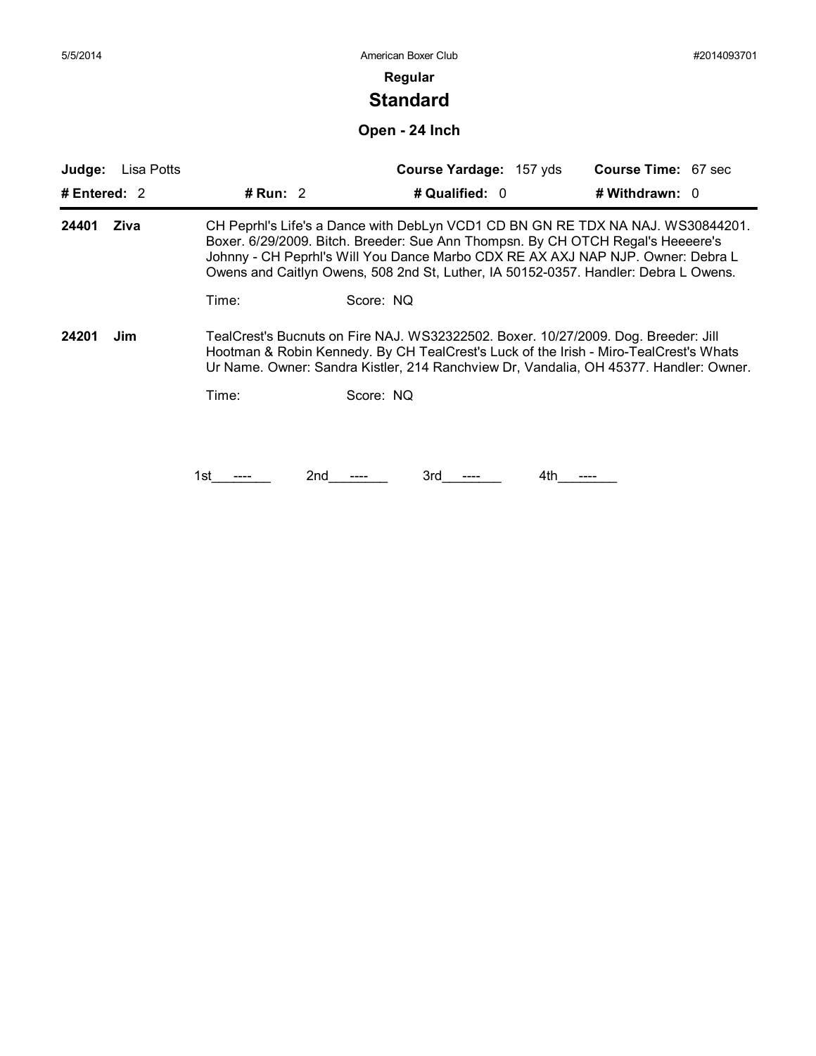5/5/2014 American Boxer Club #2014093701

**Regular**

## Standard

### Open - 24 Inch

**Judge:** Lisa Potts | **Course Yardage:** 157 yds | **Course Time:** 67 sec

**# Entered:** 2 | **# Run:** 2 | **# Qualified:** 0 | **# Withdrawn:** 0

---

**24401 Ziva**

CH Peprhl's Life's a Dance with DebLyn VCD1 CD BN GN RE TDX NA NAJ. WS30844201. Boxer. 6/29/2009. Bitch. Breeder: Sue Ann Thompsn. By CH OTCH Regal's Heeeere's Johnny - CH Peprhl's Will You Dance Marbo CDX RE AX AXJ NAP NJP. Owner: Debra L Owens and Caitlyn Owens, 508 2nd St, Luther, IA 50152-0357. Handler: Debra L Owens.

Time: Score: NQ

**24201 Jim**

TealCrest's Bucnuts on Fire NAJ. WS32322502. Boxer. 10/27/2009. Dog. Breeder: Jill Hootman & Robin Kennedy. By CH TealCrest's Luck of the Irish - Miro-TealCrest's Whats Ur Name. Owner: Sandra Kistler, 214 Ranchview Dr, Vandalia, OH 45377. Handler: Owner.

Time: Score: NQ

1st ---- 2nd ---- 3rd ---- 4th ----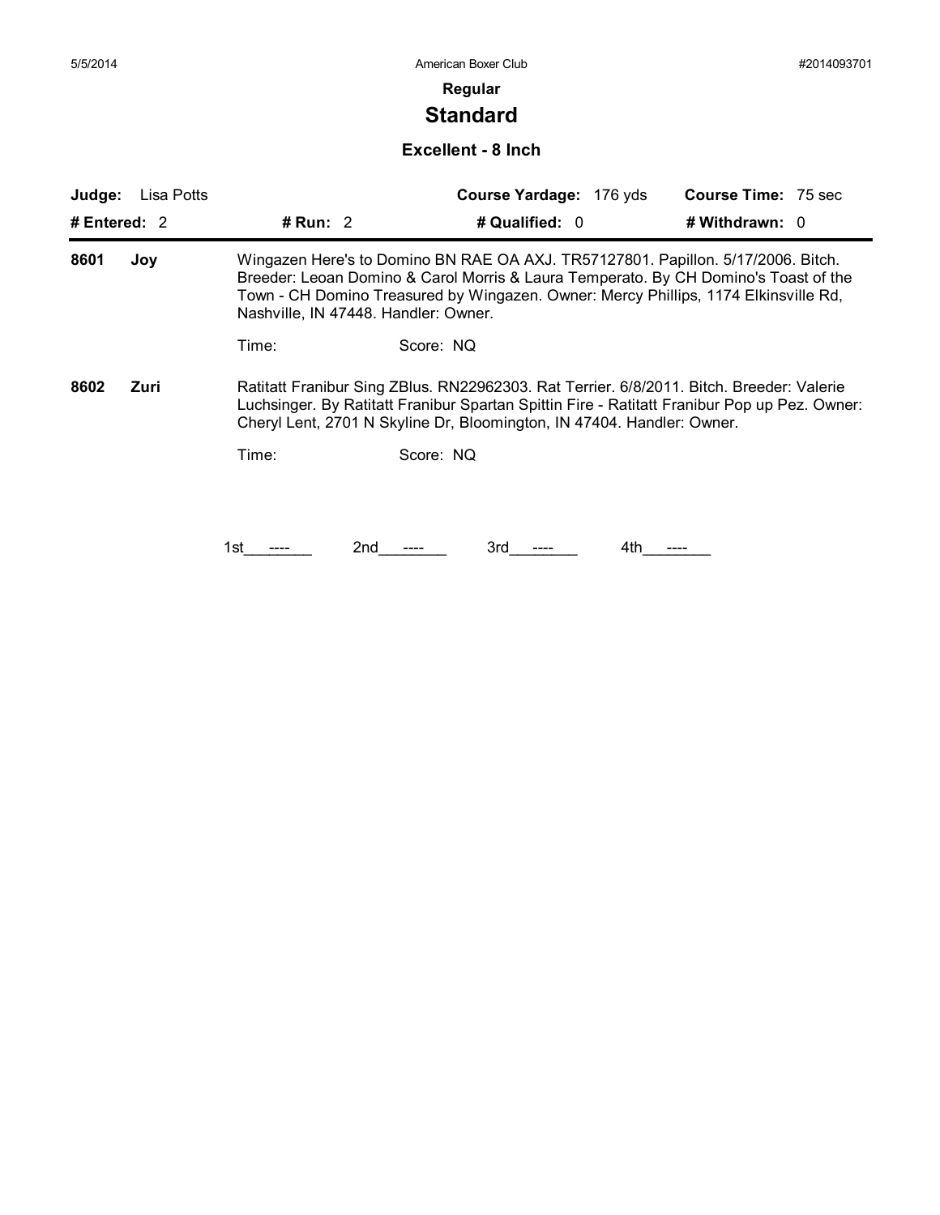**Regular**

# Standard

## Excellent - 8 Inch

**Judge:** Lisa Potts | **Course Yardage:** 176 yds | **Course Time:** 75 sec

**# Entered:** 2 | **# Run:** 2 | **# Qualified:** 0 | **# Withdrawn:** 0

---

**8601 Joy**

Wingazen Here's to Domino BN RAE OA AXJ. TR57127801. Papillon. 5/17/2006. Bitch. Breeder: Leoan Domino & Carol Morris & Laura Temperato. By CH Domino's Toast of the Town - CH Domino Treasured by Wingazen. Owner: Mercy Phillips, 1174 Elkinsville Rd, Nashville, IN 47448. Handler: Owner.

Time: Score: NQ

**8602 Zuri**

Ratitatt Franibur Sing ZBlus. RN22962303. Rat Terrier. 6/8/2011. Bitch. Breeder: Valerie Luchsinger. By Ratitatt Franibur Spartan Spittin Fire - Ratitatt Franibur Pop up Pez. Owner: Cheryl Lent, 2701 N Skyline Dr, Bloomington, IN 47404. Handler: Owner.

Time: Score: NQ

1st ---- 2nd ---- 3rd ---- 4th ----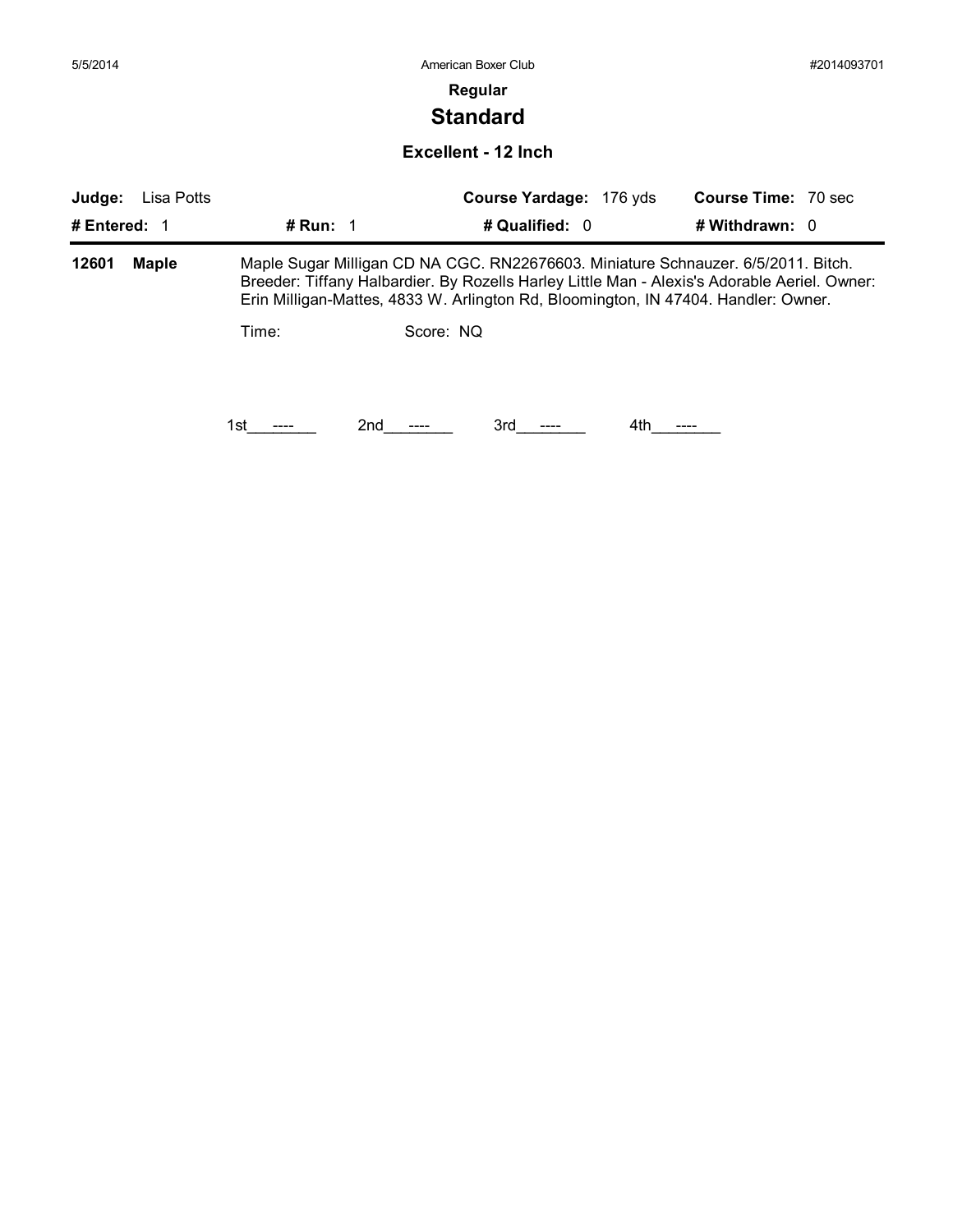# Regular

## Standard

### Excellent - 12 Inch

**Judge:** Lisa Potts | **Course Yardage:** 176 yds | **Course Time:** 70 sec

**# Entered:** 1 | **# Run:** 1 | **# Qualified:** 0 | **# Withdrawn:** 0

**12601 Maple** — Maple Sugar Milligan CD NA CGC. RN22676603. Miniature Schnauzer. 6/5/2011. Bitch. Breeder: Tiffany Halbardier. By Rozells Harley Little Man - Alexis's Adorable Aeriel. Owner: Erin Milligan-Mattes, 4833 W. Arlington Rd, Bloomington, IN 47404. Handler: Owner.

Time: Score: NQ

1st ---- 2nd ---- 3rd ---- 4th ----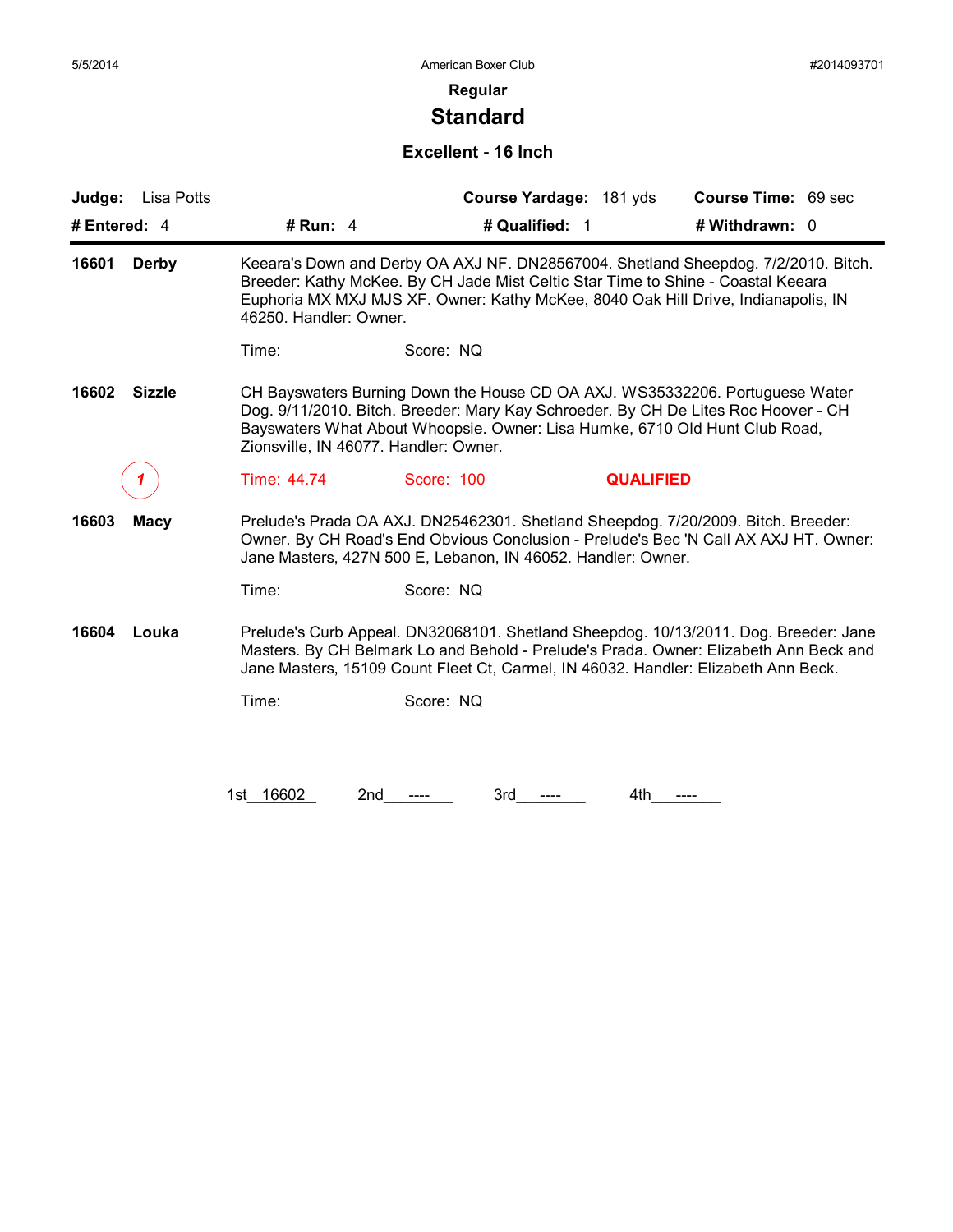5/5/2014 American Boxer Club #2014093701

**Regular**

# Standard

### Excellent - 16 Inch

**Judge:** Lisa Potts **Course Yardage:** 181 yds **Course Time:** 69 sec

**# Entered:** 4 **# Run:** 4 **# Qualified:** 1 **# Withdrawn:** 0

---

**16601 Derby** Keeara's Down and Derby OA AXJ NF. DN28567004. Shetland Sheepdog. 7/2/2010. Bitch. Breeder: Kathy McKee. By CH Jade Mist Celtic Star Time to Shine - Coastal Keeara Euphoria MX MXJ MJS XF. Owner: Kathy McKee, 8040 Oak Hill Drive, Indianapolis, IN 46250. Handler: Owner.

Time: Score: NQ

**16602 Sizzle** CH Bayswaters Burning Down the House CD OA AXJ. WS35332206. Portuguese Water Dog. 9/11/2010. Bitch. Breeder: Mary Kay Schroeder. By CH De Lites Roc Hoover - CH Bayswaters What About Whoopsie. Owner: Lisa Humke, 6710 Old Hunt Club Road, Zionsville, IN 46077. Handler: Owner.

1 Time: 44.74 Score: 100 **QUALIFIED**

**16603 Macy** Prelude's Prada OA AXJ. DN25462301. Shetland Sheepdog. 7/20/2009. Bitch. Breeder: Owner. By CH Road's End Obvious Conclusion - Prelude's Bec 'N Call AX AXJ HT. Owner: Jane Masters, 427N 500 E, Lebanon, IN 46052. Handler: Owner.

Time: Score: NQ

**16604 Louka** Prelude's Curb Appeal. DN32068101. Shetland Sheepdog. 10/13/2011. Dog. Breeder: Jane Masters. By CH Belmark Lo and Behold - Prelude's Prada. Owner: Elizabeth Ann Beck and Jane Masters, 15109 Count Fleet Ct, Carmel, IN 46032. Handler: Elizabeth Ann Beck.

Time: Score: NQ

1st 16602 2nd ---- 3rd ---- 4th ----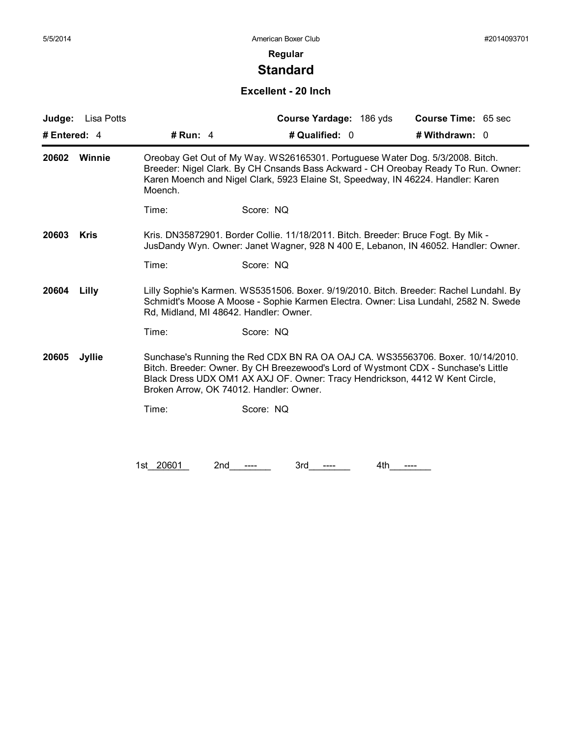**Regular**

## Standard

### Excellent - 20 Inch

**Judge:** Lisa Potts | **Course Yardage:** 186 yds | **Course Time:** 65 sec

**# Entered:** 4 | **# Run:** 4 | **# Qualified:** 0 | **# Withdrawn:** 0

---

**20602 Winnie**

Oreobay Get Out of My Way. WS26165301. Portuguese Water Dog. 5/3/2008. Bitch. Breeder: Nigel Clark. By CH Cnsands Bass Ackward - CH Oreobay Ready To Run. Owner: Karen Moench and Nigel Clark, 5923 Elaine St, Speedway, IN 46224. Handler: Karen Moench.

Time: Score: NQ

**20603 Kris**

Kris. DN35872901. Border Collie. 11/18/2011. Bitch. Breeder: Bruce Fogt. By Mik - JusDandy Wyn. Owner: Janet Wagner, 928 N 400 E, Lebanon, IN 46052. Handler: Owner.

Time: Score: NQ

**20604 Lilly**

Lilly Sophie's Karmen. WS5351506. Boxer. 9/19/2010. Bitch. Breeder: Rachel Lundahl. By Schmidt's Moose A Moose - Sophie Karmen Electra. Owner: Lisa Lundahl, 2582 N. Swede Rd, Midland, MI 48642. Handler: Owner.

Time: Score: NQ

**20605 Jyllie**

Sunchase's Running the Red CDX BN RA OA OAJ CA. WS35563706. Boxer. 10/14/2010. Bitch. Breeder: Owner. By CH Breezewood's Lord of Wystmont CDX - Sunchase's Little Black Dress UDX OM1 AX AXJ OF. Owner: Tracy Hendrickson, 4412 W Kent Circle, Broken Arrow, OK 74012. Handler: Owner.

Time: Score: NQ

1st 20601 2nd ---- 3rd ---- 4th ----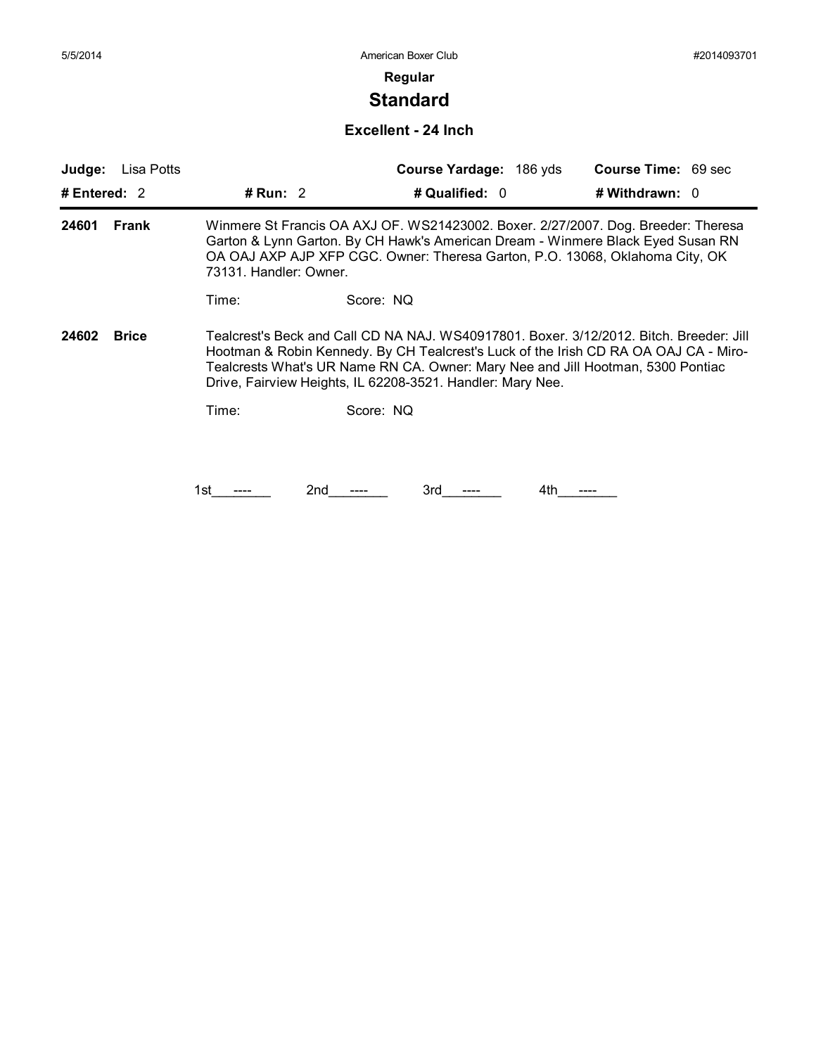**Regular**

# Standard

## Excellent - 24 Inch

| **Judge:** Lisa Potts | | **Course Yardage:** 186 yds | **Course Time:** 69 sec |
|---|---|---|---|
| **# Entered:** 2 | **# Run:** 2 | **# Qualified:** 0 | **# Withdrawn:** 0 |

**24601 Frank** — Winmere St Francis OA AXJ OF. WS21423002. Boxer. 2/27/2007. Dog. Breeder: Theresa Garton & Lynn Garton. By CH Hawk's American Dream - Winmere Black Eyed Susan RN OA OAJ AXP AJP XFP CGC. Owner: Theresa Garton, P.O. 13068, Oklahoma City, OK 73131. Handler: Owner.

Time: Score: NQ

**24602 Brice** — Tealcrest's Beck and Call CD NA NAJ. WS40917801. Boxer. 3/12/2012. Bitch. Breeder: Jill Hootman & Robin Kennedy. By CH Tealcrest's Luck of the Irish CD RA OA OAJ CA - Miro-Tealcrests What's UR Name RN CA. Owner: Mary Nee and Jill Hootman, 5300 Pontiac Drive, Fairview Heights, IL 62208-3521. Handler: Mary Nee.

Time: Score: NQ

1st\_\_\_----\_\_\_ 2nd\_\_\_----\_\_\_ 3rd\_\_\_----\_\_\_ 4th\_\_\_----\_\_\_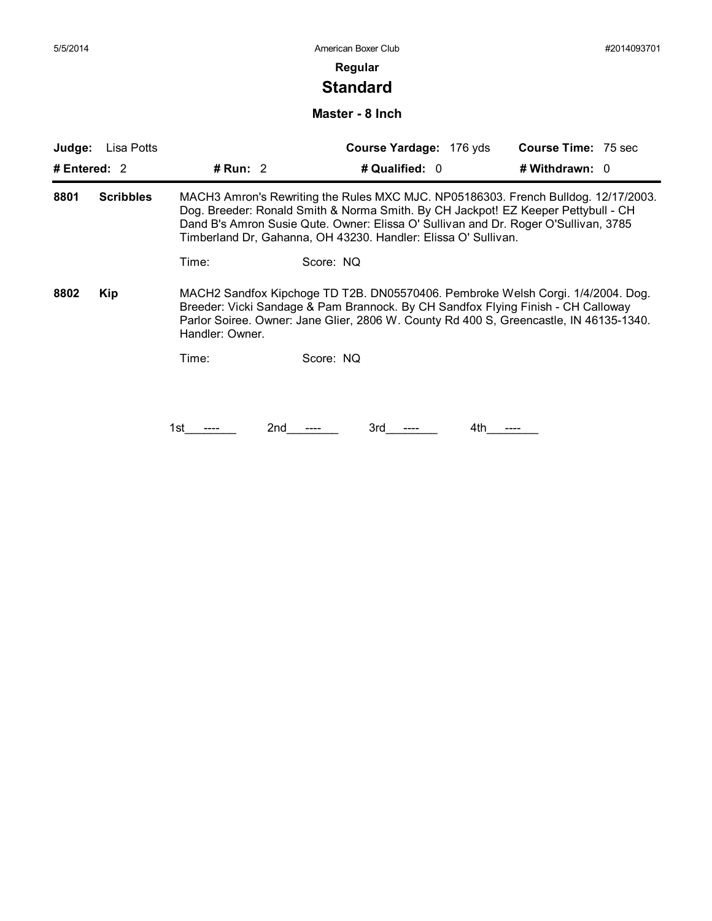**Regular**

# Standard

## Master - 8 Inch

| **Judge:** Lisa Potts | | **Course Yardage:** 176 yds | **Course Time:** 75 sec |
|---|---|---|---|
| **# Entered:** 2 | **# Run:** 2 | **# Qualified:** 0 | **# Withdrawn:** 0 |

**8801** **Scribbles** — MACH3 Amron's Rewriting the Rules MXC MJC. NP05186303. French Bulldog. 12/17/2003. Dog. Breeder: Ronald Smith & Norma Smith. By CH Jackpot! EZ Keeper Pettybull - CH Dand B's Amron Susie Qute. Owner: Elissa O' Sullivan and Dr. Roger O'Sullivan, 3785 Timberland Dr, Gahanna, OH 43230. Handler: Elissa O' Sullivan.

Time: Score: NQ

**8802** **Kip** — MACH2 Sandfox Kipchoge TD T2B. DN05570406. Pembroke Welsh Corgi. 1/4/2004. Dog. Breeder: Vicki Sandage & Pam Brannock. By CH Sandfox Flying Finish - CH Calloway Parlor Soiree. Owner: Jane Glier, 2806 W. County Rd 400 S, Greencastle, IN 46135-1340. Handler: Owner.

Time: Score: NQ

1st ---- 2nd ---- 3rd ---- 4th ----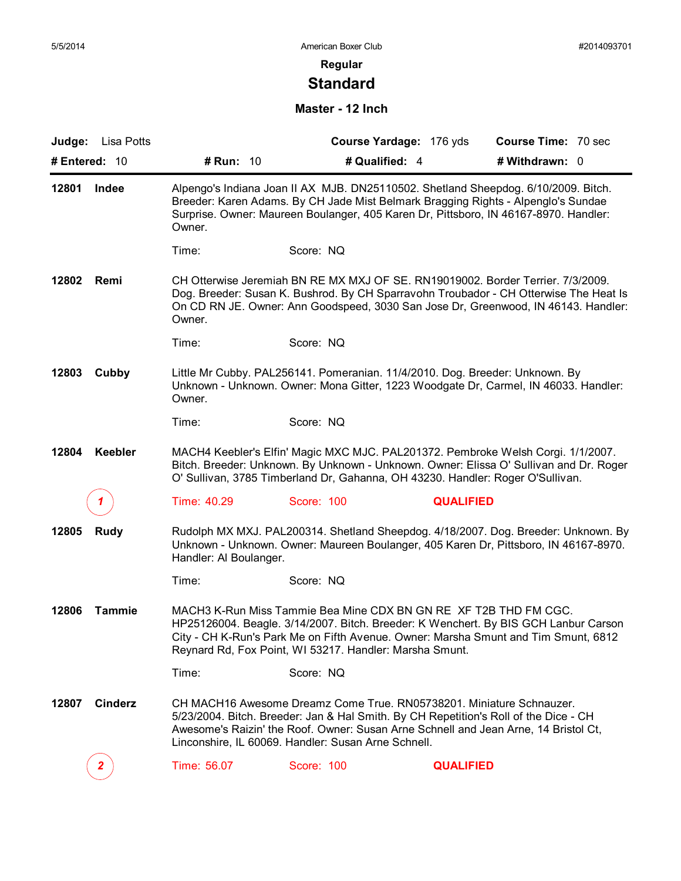American Boxer Club

#2014093701

5/5/2014

## Regular

# Standard

### Master - 12 Inch

**Judge:** Lisa Potts **Course Yardage:** 176 yds **Course Time:** 70 sec

**# Entered:** 10 **# Run:** 10 **# Qualified:** 4 **# Withdrawn:** 0

---

**12801 Indee**

Alpengo's Indiana Joan II AX MJB. DN25110502. Shetland Sheepdog. 6/10/2009. Bitch. Breeder: Karen Adams. By CH Jade Mist Belmark Bragging Rights - Alpenglo's Sundae Surprise. Owner: Maureen Boulanger, 405 Karen Dr, Pittsboro, IN 46167-8970. Handler: Owner.

Time: Score: NQ

**12802 Remi**

CH Otterwise Jeremiah BN RE MX MXJ OF SE. RN19019002. Border Terrier. 7/3/2009. Dog. Breeder: Susan K. Bushrod. By CH Sparravohn Troubador - CH Otterwise The Heat Is On CD RN JE. Owner: Ann Goodspeed, 3030 San Jose Dr, Greenwood, IN 46143. Handler: Owner.

Time: Score: NQ

**12803 Cubby**

Little Mr Cubby. PAL256141. Pomeranian. 11/4/2010. Dog. Breeder: Unknown. By Unknown - Unknown. Owner: Mona Gitter, 1223 Woodgate Dr, Carmel, IN 46033. Handler: Owner.

Time: Score: NQ

**12804 Keebler**

MACH4 Keebler's Elfin' Magic MXC MJC. PAL201372. Pembroke Welsh Corgi. 1/1/2007. Bitch. Breeder: Unknown. By Unknown - Unknown. Owner: Elissa O' Sullivan and Dr. Roger O' Sullivan, 3785 Timberland Dr, Gahanna, OH 43230. Handler: Roger O'Sullivan.

1 Time: 40.29 Score: 100 **QUALIFIED**

**12805 Rudy**

Rudolph MX MXJ. PAL200314. Shetland Sheepdog. 4/18/2007. Dog. Breeder: Unknown. By Unknown - Unknown. Owner: Maureen Boulanger, 405 Karen Dr, Pittsboro, IN 46167-8970. Handler: Al Boulanger.

Time: Score: NQ

**12806 Tammie**

MACH3 K-Run Miss Tammie Bea Mine CDX BN GN RE XF T2B THD FM CGC. HP25126004. Beagle. 3/14/2007. Bitch. Breeder: K Wenchert. By BIS GCH Lanbur Carson City - CH K-Run's Park Me on Fifth Avenue. Owner: Marsha Smunt and Tim Smunt, 6812 Reynard Rd, Fox Point, WI 53217. Handler: Marsha Smunt.

Time: Score: NQ

**12807 Cinderz**

CH MACH16 Awesome Dreamz Come True. RN05738201. Miniature Schnauzer. 5/23/2004. Bitch. Breeder: Jan & Hal Smith. By CH Repetition's Roll of the Dice - CH Awesome's Raizin' the Roof. Owner: Susan Arne Schnell and Jean Arne, 14 Bristol Ct, Linconshire, IL 60069. Handler: Susan Arne Schnell.

2 Time: 56.07 Score: 100 **QUALIFIED**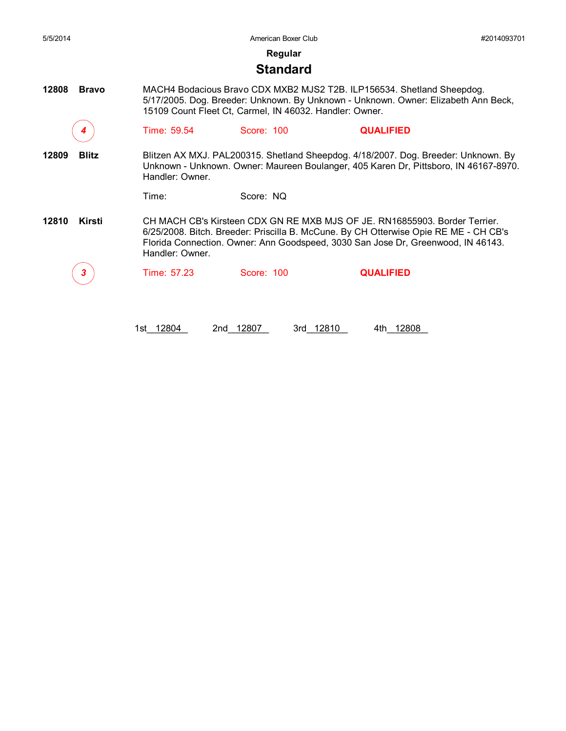## Regular

# Standard

**12808** **Bravo**

MACH4 Bodacious Bravo CDX MXB2 MJS2 T2B. ILP156534. Shetland Sheepdog. 5/17/2005. Dog. Breeder: Unknown. By Unknown - Unknown. Owner: Elizabeth Ann Beck, 15109 Count Fleet Ct, Carmel, IN 46032. Handler: Owner.

*4* Time: 59.54 Score: 100 **QUALIFIED**

**12809** **Blitz**

Blitzen AX MXJ. PAL200315. Shetland Sheepdog. 4/18/2007. Dog. Breeder: Unknown. By Unknown - Unknown. Owner: Maureen Boulanger, 405 Karen Dr, Pittsboro, IN 46167-8970. Handler: Owner.

Time: Score: NQ

**12810** **Kirsti**

CH MACH CB's Kirsteen CDX GN RE MXB MJS OF JE. RN16855903. Border Terrier. 6/25/2008. Bitch. Breeder: Priscilla B. McCune. By CH Otterwise Opie RE ME - CH CB's Florida Connection. Owner: Ann Goodspeed, 3030 San Jose Dr, Greenwood, IN 46143. Handler: Owner.

*3* Time: 57.23 Score: 100 **QUALIFIED**

1st 12804 2nd 12807 3rd 12810 4th 12808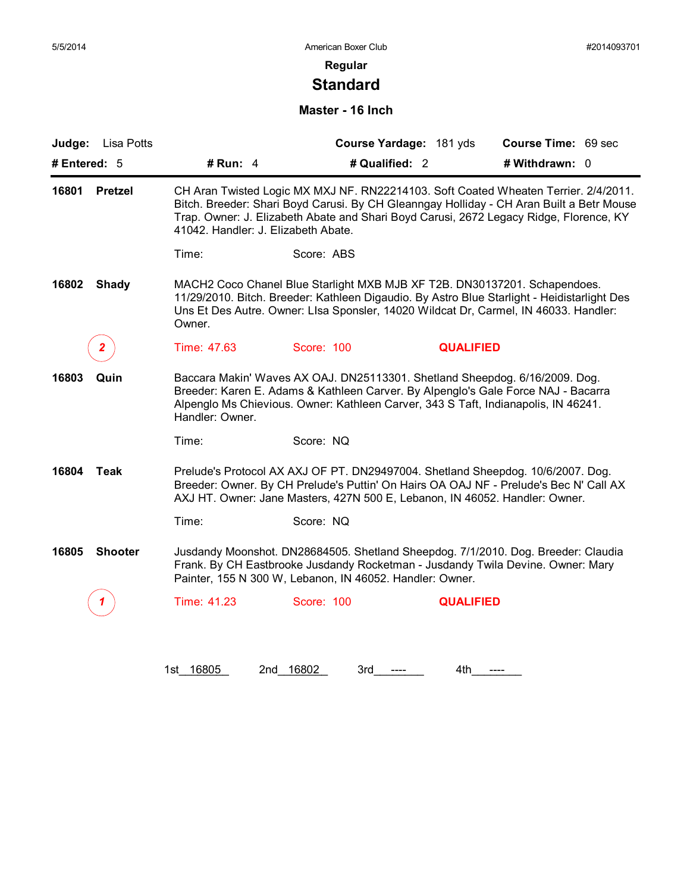5/5/2014 American Boxer Club #2014093701

## Regular

# Standard

### Master - 16 Inch

**Judge:** Lisa Potts **Course Yardage:** 181 yds **Course Time:** 69 sec

**# Entered:** 5 **# Run:** 4 **# Qualified:** 2 **# Withdrawn:** 0

---

**16801 Pretzel**

CH Aran Twisted Logic MX MXJ NF. RN22214103. Soft Coated Wheaten Terrier. 2/4/2011. Bitch. Breeder: Shari Boyd Carusi. By CH Gleanngay Holliday - CH Aran Built a Betr Mouse Trap. Owner: J. Elizabeth Abate and Shari Boyd Carusi, 2672 Legacy Ridge, Florence, KY 41042. Handler: J. Elizabeth Abate.

Time: Score: ABS

**16802 Shady**

MACH2 Coco Chanel Blue Starlight MXB MJB XF T2B. DN30137201. Schapendoes. 11/29/2010. Bitch. Breeder: Kathleen Digaudio. By Astro Blue Starlight - Heidistarlight Des Uns Et Des Autre. Owner: LIsa Sponsler, 14020 Wildcat Dr, Carmel, IN 46033. Handler: Owner.

2 Time: 47.63 Score: 100 **QUALIFIED**

**16803 Quin**

Baccara Makin' Waves AX OAJ. DN25113301. Shetland Sheepdog. 6/16/2009. Dog. Breeder: Karen E. Adams & Kathleen Carver. By Alpenglo's Gale Force NAJ - Bacarra Alpenglo Ms Chievious. Owner: Kathleen Carver, 343 S Taft, Indianapolis, IN 46241. Handler: Owner.

Time: Score: NQ

**16804 Teak**

Prelude's Protocol AX AXJ OF PT. DN29497004. Shetland Sheepdog. 10/6/2007. Dog. Breeder: Owner. By CH Prelude's Puttin' On Hairs OA OAJ NF - Prelude's Bec N' Call AX AXJ HT. Owner: Jane Masters, 427N 500 E, Lebanon, IN 46052. Handler: Owner.

Time: Score: NQ

**16805 Shooter**

Jusdandy Moonshot. DN28684505. Shetland Sheepdog. 7/1/2010. Dog. Breeder: Claudia Frank. By CH Eastbrooke Jusdandy Rocketman - Jusdandy Twila Devine. Owner: Mary Painter, 155 N 300 W, Lebanon, IN 46052. Handler: Owner.

1 Time: 41.23 Score: 100 **QUALIFIED**

1st 16805 2nd 16802 3rd ---- 4th ----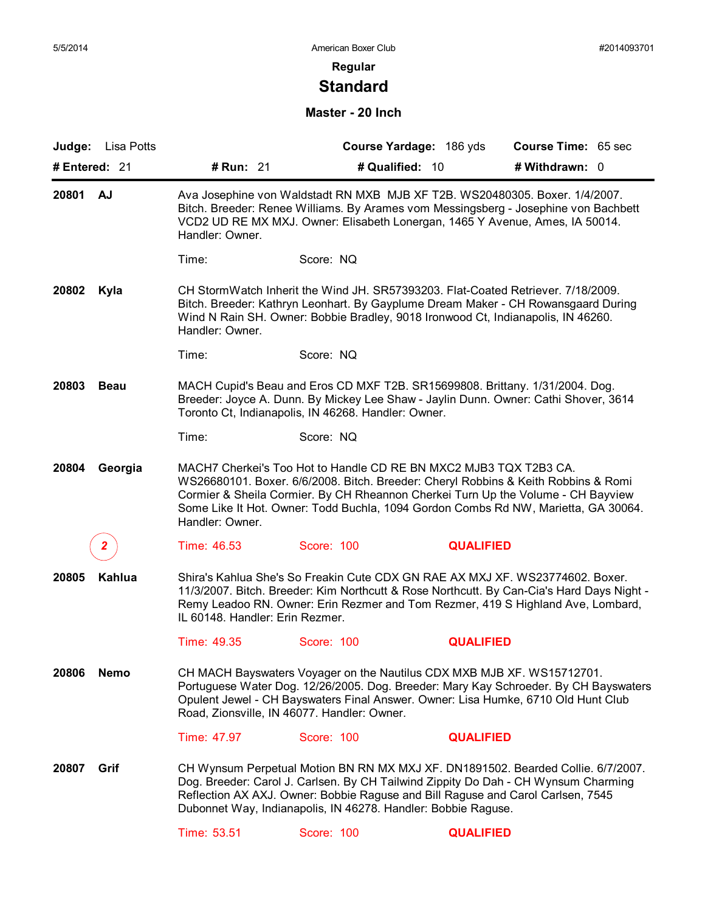American Boxer Club

**Regular**

## Standard

### Master - 20 Inch

**Judge:** Lisa Potts | **Course Yardage:** 186 yds | **Course Time:** 65 sec

**# Entered:** 21 | **# Run:** 21 | **# Qualified:** 10 | **# Withdrawn:** 0

---

**20801 AJ**

Ava Josephine von Waldstadt RN MXB MJB XF T2B. WS20480305. Boxer. 1/4/2007. Bitch. Breeder: Renee Williams. By Arames vom Messingsberg - Josephine von Bachbett VCD2 UD RE MX MXJ. Owner: Elisabeth Lonergan, 1465 Y Avenue, Ames, IA 50014. Handler: Owner.

Time: Score: NQ

**20802 Kyla**

CH StormWatch Inherit the Wind JH. SR57393203. Flat-Coated Retriever. 7/18/2009. Bitch. Breeder: Kathryn Leonhart. By Gayplume Dream Maker - CH Rowansgaard During Wind N Rain SH. Owner: Bobbie Bradley, 9018 Ironwood Ct, Indianapolis, IN 46260. Handler: Owner.

Time: Score: NQ

**20803 Beau**

MACH Cupid's Beau and Eros CD MXF T2B. SR15699808. Brittany. 1/31/2004. Dog. Breeder: Joyce A. Dunn. By Mickey Lee Shaw - Jaylin Dunn. Owner: Cathi Shover, 3614 Toronto Ct, Indianapolis, IN 46268. Handler: Owner.

Time: Score: NQ

**20804 Georgia**

MACH7 Cherkei's Too Hot to Handle CD RE BN MXC2 MJB3 TQX T2B3 CA. WS26680101. Boxer. 6/6/2008. Bitch. Breeder: Cheryl Robbins & Keith Robbins & Romi Cormier & Sheila Cormier. By CH Rheannon Cherkei Turn Up the Volume - CH Bayview Some Like It Hot. Owner: Todd Buchla, 1094 Gordon Combs Rd NW, Marietta, GA 30064. Handler: Owner.

Placement: 2 — Time: 46.53 Score: 100 **QUALIFIED**

**20805 Kahlua**

Shira's Kahlua She's So Freakin Cute CDX GN RAE AX MXJ XF. WS23774602. Boxer. 11/3/2007. Bitch. Breeder: Kim Northcutt & Rose Northcutt. By Can-Cia's Hard Days Night - Remy Leadoo RN. Owner: Erin Rezmer and Tom Rezmer, 419 S Highland Ave, Lombard, IL 60148. Handler: Erin Rezmer.

Time: 49.35 Score: 100 **QUALIFIED**

**20806 Nemo**

CH MACH Bayswaters Voyager on the Nautilus CDX MXB MJB XF. WS15712701. Portuguese Water Dog. 12/26/2005. Dog. Breeder: Mary Kay Schroeder. By CH Bayswaters Opulent Jewel - CH Bayswaters Final Answer. Owner: Lisa Humke, 6710 Old Hunt Club Road, Zionsville, IN 46077. Handler: Owner.

Time: 47.97 Score: 100 **QUALIFIED**

**20807 Grif**

CH Wynsum Perpetual Motion BN RN MX MXJ XF. DN1891502. Bearded Collie. 6/7/2007. Dog. Breeder: Carol J. Carlsen. By CH Tailwind Zippity Do Dah - CH Wynsum Charming Reflection AX AXJ. Owner: Bobbie Raguse and Bill Raguse and Carol Carlsen, 7545 Dubonnet Way, Indianapolis, IN 46278. Handler: Bobbie Raguse.

Time: 53.51 Score: 100 **QUALIFIED**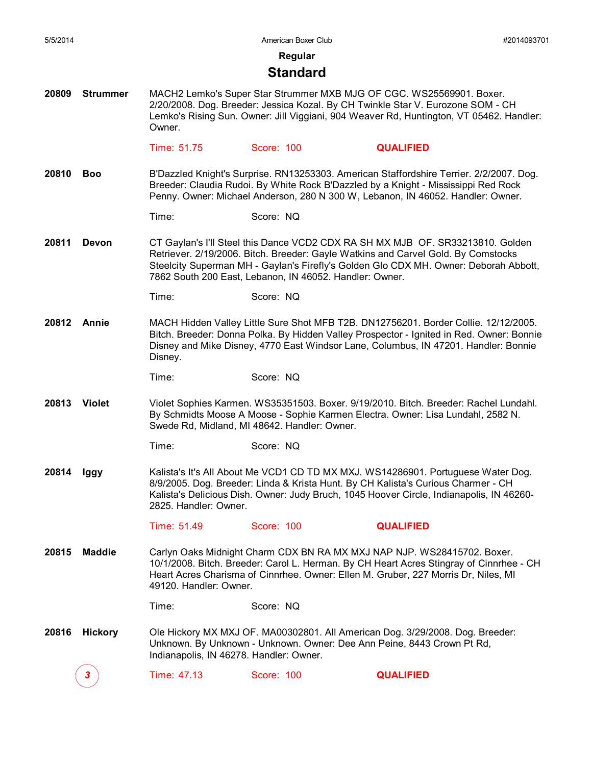## Regular

# Standard

**20809 Strummer** MACH2 Lemko's Super Star Strummer MXB MJG OF CGC. WS25569901. Boxer. 2/20/2008. Dog. Breeder: Jessica Kozal. By CH Twinkle Star V. Eurozone SOM - CH Lemko's Rising Sun. Owner: Jill Viggiani, 904 Weaver Rd, Huntington, VT 05462. Handler: Owner.

Time: 51.75 Score: 100 **QUALIFIED**

**20810 Boo** B'Dazzled Knight's Surprise. RN13253303. American Staffordshire Terrier. 2/2/2007. Dog. Breeder: Claudia Rudoi. By White Rock B'Dazzled by a Knight - Mississippi Red Rock Penny. Owner: Michael Anderson, 280 N 300 W, Lebanon, IN 46052. Handler: Owner.

Time: Score: NQ

**20811 Devon** CT Gaylan's I'll Steel this Dance VCD2 CDX RA SH MX MJB OF. SR33213810. Golden Retriever. 2/19/2006. Bitch. Breeder: Gayle Watkins and Carvel Gold. By Comstocks Steelcity Superman MH - Gaylan's Firefly's Golden Glo CDX MH. Owner: Deborah Abbott, 7862 South 200 East, Lebanon, IN 46052. Handler: Owner.

Time: Score: NQ

**20812 Annie** MACH Hidden Valley Little Sure Shot MFB T2B. DN12756201. Border Collie. 12/12/2005. Bitch. Breeder: Donna Polka. By Hidden Valley Prospector - Ignited in Red. Owner: Bonnie Disney and Mike Disney, 4770 East Windsor Lane, Columbus, IN 47201. Handler: Bonnie Disney.

Time: Score: NQ

**20813 Violet** Violet Sophies Karmen. WS35351503. Boxer. 9/19/2010. Bitch. Breeder: Rachel Lundahl. By Schmidts Moose A Moose - Sophie Karmen Electra. Owner: Lisa Lundahl, 2582 N. Swede Rd, Midland, MI 48642. Handler: Owner.

Time: Score: NQ

**20814 Iggy** Kalista's It's All About Me VCD1 CD TD MX MXJ. WS14286901. Portuguese Water Dog. 8/9/2005. Dog. Breeder: Linda & Krista Hunt. By CH Kalista's Curious Charmer - CH Kalista's Delicious Dish. Owner: Judy Bruch, 1045 Hoover Circle, Indianapolis, IN 46260-2825. Handler: Owner.

Time: 51.49 Score: 100 **QUALIFIED**

**20815 Maddie** Carlyn Oaks Midnight Charm CDX BN RA MX MXJ NAP NJP. WS28415702. Boxer. 10/1/2008. Bitch. Breeder: Carol L. Herman. By CH Heart Acres Stingray of Cinnrhee - CH Heart Acres Charisma of Cinnrhee. Owner: Ellen M. Gruber, 227 Morris Dr, Niles, MI 49120. Handler: Owner.

Time: Score: NQ

**20816 Hickory** Ole Hickory MX MXJ OF. MA00302801. All American Dog. 3/29/2008. Dog. Breeder: Unknown. By Unknown - Unknown. Owner: Dee Ann Peine, 8443 Crown Pt Rd, Indianapolis, IN 46278. Handler: Owner.

*3* Time: 47.13 Score: 100 **QUALIFIED**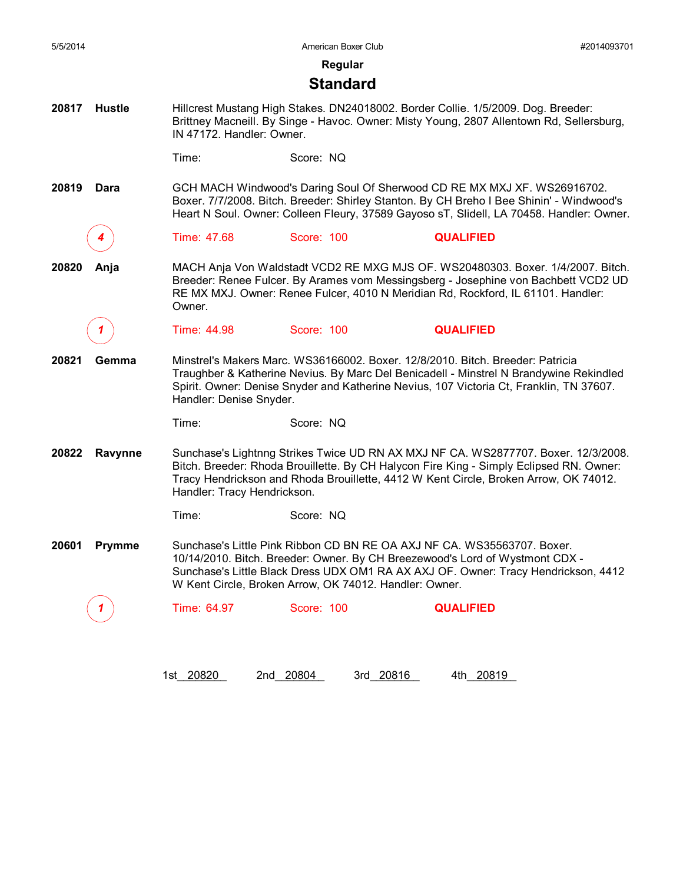## Regular

# Standard

**20817 Hustle**

Hillcrest Mustang High Stakes. DN24018002. Border Collie. 1/5/2009. Dog. Breeder: Brittney Macneill. By Singe - Havoc. Owner: Misty Young, 2807 Allentown Rd, Sellersburg, IN 47172. Handler: Owner.

Time: Score: NQ

**20819 Dara**

GCH MACH Windwood's Daring Soul Of Sherwood CD RE MX MXJ XF. WS26916702. Boxer. 7/7/2008. Bitch. Breeder: Shirley Stanton. By CH Breho I Bee Shinin' - Windwood's Heart N Soul. Owner: Colleen Fleury, 37589 Gayoso sT, Slidell, LA 70458. Handler: Owner.

4 Time: 47.68 Score: 100 **QUALIFIED**

**20820 Anja**

MACH Anja Von Waldstadt VCD2 RE MXG MJS OF. WS20480303. Boxer. 1/4/2007. Bitch. Breeder: Renee Fulcer. By Arames vom Messingsberg - Josephine von Bachbett VCD2 UD RE MX MXJ. Owner: Renee Fulcer, 4010 N Meridian Rd, Rockford, IL 61101. Handler: Owner.

1 Time: 44.98 Score: 100 **QUALIFIED**

**20821 Gemma**

Minstrel's Makers Marc. WS36166002. Boxer. 12/8/2010. Bitch. Breeder: Patricia Traughber & Katherine Nevius. By Marc Del Benicadell - Minstrel N Brandywine Rekindled Spirit. Owner: Denise Snyder and Katherine Nevius, 107 Victoria Ct, Franklin, TN 37607. Handler: Denise Snyder.

Time: Score: NQ

**20822 Ravynne**

Sunchase's Lightnng Strikes Twice UD RN AX MXJ NF CA. WS2877707. Boxer. 12/3/2008. Bitch. Breeder: Rhoda Brouillette. By CH Halycon Fire King - Simply Eclipsed RN. Owner: Tracy Hendrickson and Rhoda Brouillette, 4412 W Kent Circle, Broken Arrow, OK 74012. Handler: Tracy Hendrickson.

Time: Score: NQ

**20601 Prymme**

Sunchase's Little Pink Ribbon CD BN RE OA AXJ NF CA. WS35563707. Boxer. 10/14/2010. Bitch. Breeder: Owner. By CH Breezewood's Lord of Wystmont CDX - Sunchase's Little Black Dress UDX OM1 RA AX AXJ OF. Owner: Tracy Hendrickson, 4412 W Kent Circle, Broken Arrow, OK 74012. Handler: Owner.

1 Time: 64.97 Score: 100 **QUALIFIED**

1st 20820 2nd 20804 3rd 20816 4th 20819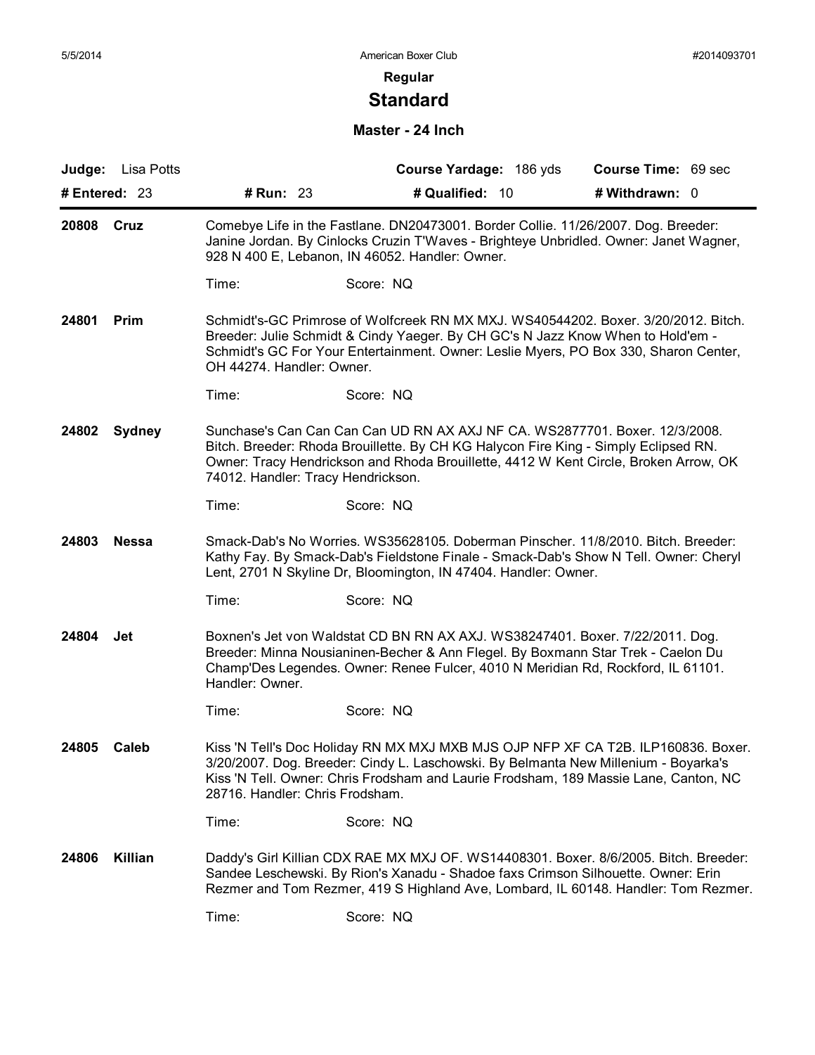**Regular**

## Standard

### Master - 24 Inch

| **Judge:** Lisa Potts | | **Course Yardage:** 186 yds | **Course Time:** 69 sec |
|---|---|---|---|
| **# Entered:** 23 | **# Run:** 23 | **# Qualified:** 10 | **# Withdrawn:** 0 |

**20808 Cruz**

Comebye Life in the Fastlane. DN20473001. Border Collie. 11/26/2007. Dog. Breeder: Janine Jordan. By Cinlocks Cruzin T'Waves - Brighteye Unbridled. Owner: Janet Wagner, 928 N 400 E, Lebanon, IN 46052. Handler: Owner.

Time: Score: NQ

**24801 Prim**

Schmidt's-GC Primrose of Wolfcreek RN MX MXJ. WS40544202. Boxer. 3/20/2012. Bitch. Breeder: Julie Schmidt & Cindy Yaeger. By CH GC's N Jazz Know When to Hold'em - Schmidt's GC For Your Entertainment. Owner: Leslie Myers, PO Box 330, Sharon Center, OH 44274. Handler: Owner.

Time: Score: NQ

**24802 Sydney**

Sunchase's Can Can Can Can UD RN AX AXJ NF CA. WS2877701. Boxer. 12/3/2008. Bitch. Breeder: Rhoda Brouillette. By CH KG Halycon Fire King - Simply Eclipsed RN. Owner: Tracy Hendrickson and Rhoda Brouillette, 4412 W Kent Circle, Broken Arrow, OK 74012. Handler: Tracy Hendrickson.

Time: Score: NQ

**24803 Nessa**

Smack-Dab's No Worries. WS35628105. Doberman Pinscher. 11/8/2010. Bitch. Breeder: Kathy Fay. By Smack-Dab's Fieldstone Finale - Smack-Dab's Show N Tell. Owner: Cheryl Lent, 2701 N Skyline Dr, Bloomington, IN 47404. Handler: Owner.

Time: Score: NQ

**24804 Jet**

Boxnen's Jet von Waldstat CD BN RN AX AXJ. WS38247401. Boxer. 7/22/2011. Dog. Breeder: Minna Nousianinen-Becher & Ann Flegel. By Boxmann Star Trek - Caelon Du Champ'Des Legendes. Owner: Renee Fulcer, 4010 N Meridian Rd, Rockford, IL 61101. Handler: Owner.

Time: Score: NQ

**24805 Caleb**

Kiss 'N Tell's Doc Holiday RN MX MXJ MXB MJS OJP NFP XF CA T2B. ILP160836. Boxer. 3/20/2007. Dog. Breeder: Cindy L. Laschowski. By Belmanta New Millenium - Boyarka's Kiss 'N Tell. Owner: Chris Frodsham and Laurie Frodsham, 189 Massie Lane, Canton, NC 28716. Handler: Chris Frodsham.

Time: Score: NQ

**24806 Killian**

Daddy's Girl Killian CDX RAE MX MXJ OF. WS14408301. Boxer. 8/6/2005. Bitch. Breeder: Sandee Leschewski. By Rion's Xanadu - Shadoe faxs Crimson Silhouette. Owner: Erin Rezmer and Tom Rezmer, 419 S Highland Ave, Lombard, IL 60148. Handler: Tom Rezmer.

Time: Score: NQ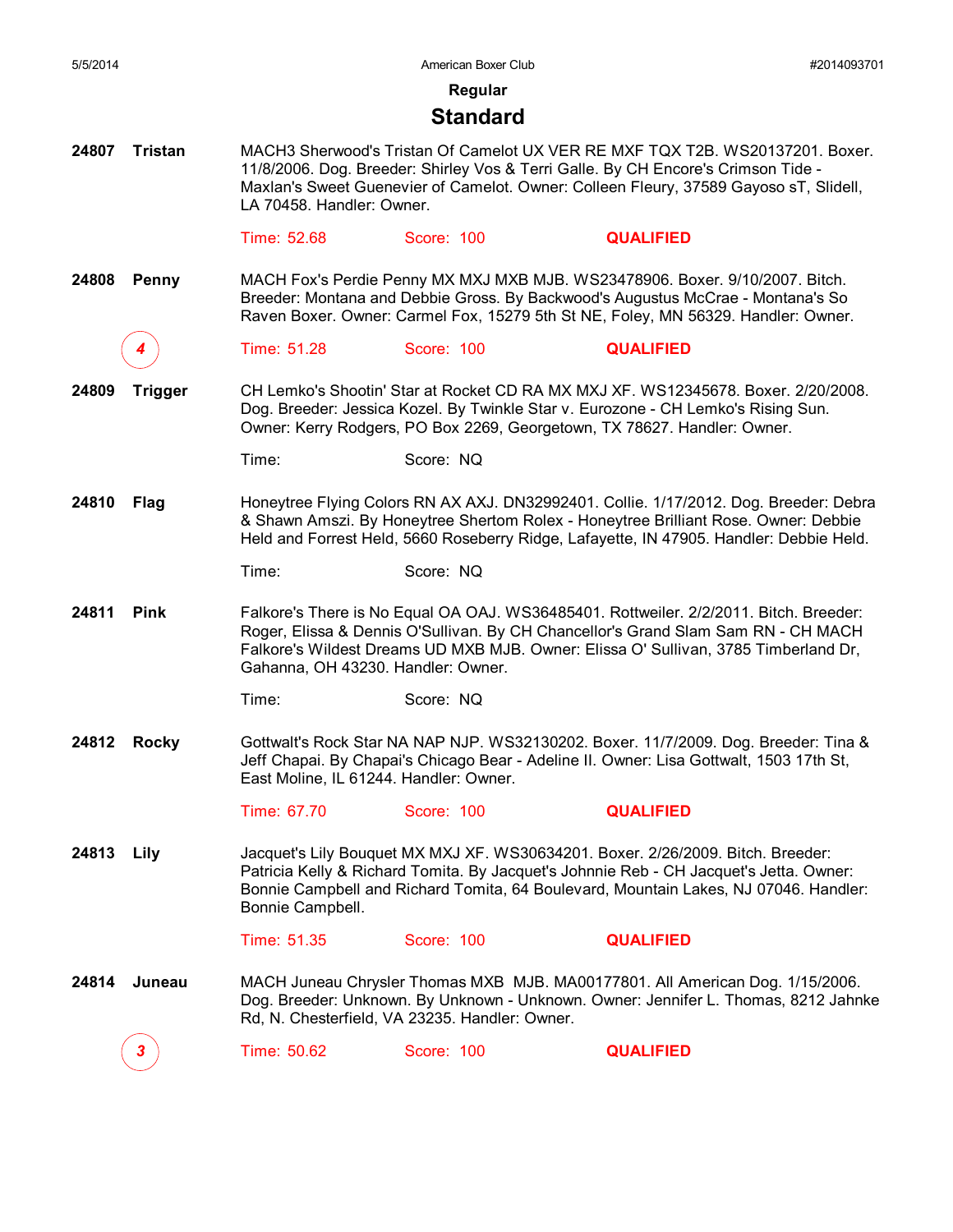## Regular

# Standard

**24807 Tristan**

MACH3 Sherwood's Tristan Of Camelot UX VER RE MXF TQX T2B. WS20137201. Boxer. 11/8/2006. Dog. Breeder: Shirley Vos & Terri Galle. By CH Encore's Crimson Tide - Maxlan's Sweet Guenevier of Camelot. Owner: Colleen Fleury, 37589 Gayoso sT, Slidell, LA 70458. Handler: Owner.

Time: 52.68 Score: 100 **QUALIFIED**

**24808 Penny**

MACH Fox's Perdie Penny MX MXJ MXB MJB. WS23478906. Boxer. 9/10/2007. Bitch. Breeder: Montana and Debbie Gross. By Backwood's Augustus McCrae - Montana's So Raven Boxer. Owner: Carmel Fox, 15279 5th St NE, Foley, MN 56329. Handler: Owner.

*4* Time: 51.28 Score: 100 **QUALIFIED**

**24809 Trigger**

CH Lemko's Shootin' Star at Rocket CD RA MX MXJ XF. WS12345678. Boxer. 2/20/2008. Dog. Breeder: Jessica Kozel. By Twinkle Star v. Eurozone - CH Lemko's Rising Sun. Owner: Kerry Rodgers, PO Box 2269, Georgetown, TX 78627. Handler: Owner.

Time: Score: NQ

**24810 Flag**

Honeytree Flying Colors RN AX AXJ. DN32992401. Collie. 1/17/2012. Dog. Breeder: Debra & Shawn Amszi. By Honeytree Shertom Rolex - Honeytree Brilliant Rose. Owner: Debbie Held and Forrest Held, 5660 Roseberry Ridge, Lafayette, IN 47905. Handler: Debbie Held.

Time: Score: NQ

**24811 Pink**

Falkore's There is No Equal OA OAJ. WS36485401. Rottweiler. 2/2/2011. Bitch. Breeder: Roger, Elissa & Dennis O'Sullivan. By CH Chancellor's Grand Slam Sam RN - CH MACH Falkore's Wildest Dreams UD MXB MJB. Owner: Elissa O' Sullivan, 3785 Timberland Dr, Gahanna, OH 43230. Handler: Owner.

Time: Score: NQ

**24812 Rocky**

Gottwalt's Rock Star NA NAP NJP. WS32130202. Boxer. 11/7/2009. Dog. Breeder: Tina & Jeff Chapai. By Chapai's Chicago Bear - Adeline II. Owner: Lisa Gottwalt, 1503 17th St, East Moline, IL 61244. Handler: Owner.

Time: 67.70 Score: 100 **QUALIFIED**

**24813 Lily**

Jacquet's Lily Bouquet MX MXJ XF. WS30634201. Boxer. 2/26/2009. Bitch. Breeder: Patricia Kelly & Richard Tomita. By Jacquet's Johnnie Reb - CH Jacquet's Jetta. Owner: Bonnie Campbell and Richard Tomita, 64 Boulevard, Mountain Lakes, NJ 07046. Handler: Bonnie Campbell.

Time: 51.35 Score: 100 **QUALIFIED**

**24814 Juneau**

MACH Juneau Chrysler Thomas MXB MJB. MA00177801. All American Dog. 1/15/2006. Dog. Breeder: Unknown. By Unknown - Unknown. Owner: Jennifer L. Thomas, 8212 Jahnke Rd, N. Chesterfield, VA 23235. Handler: Owner.

*3* Time: 50.62 Score: 100 **QUALIFIED**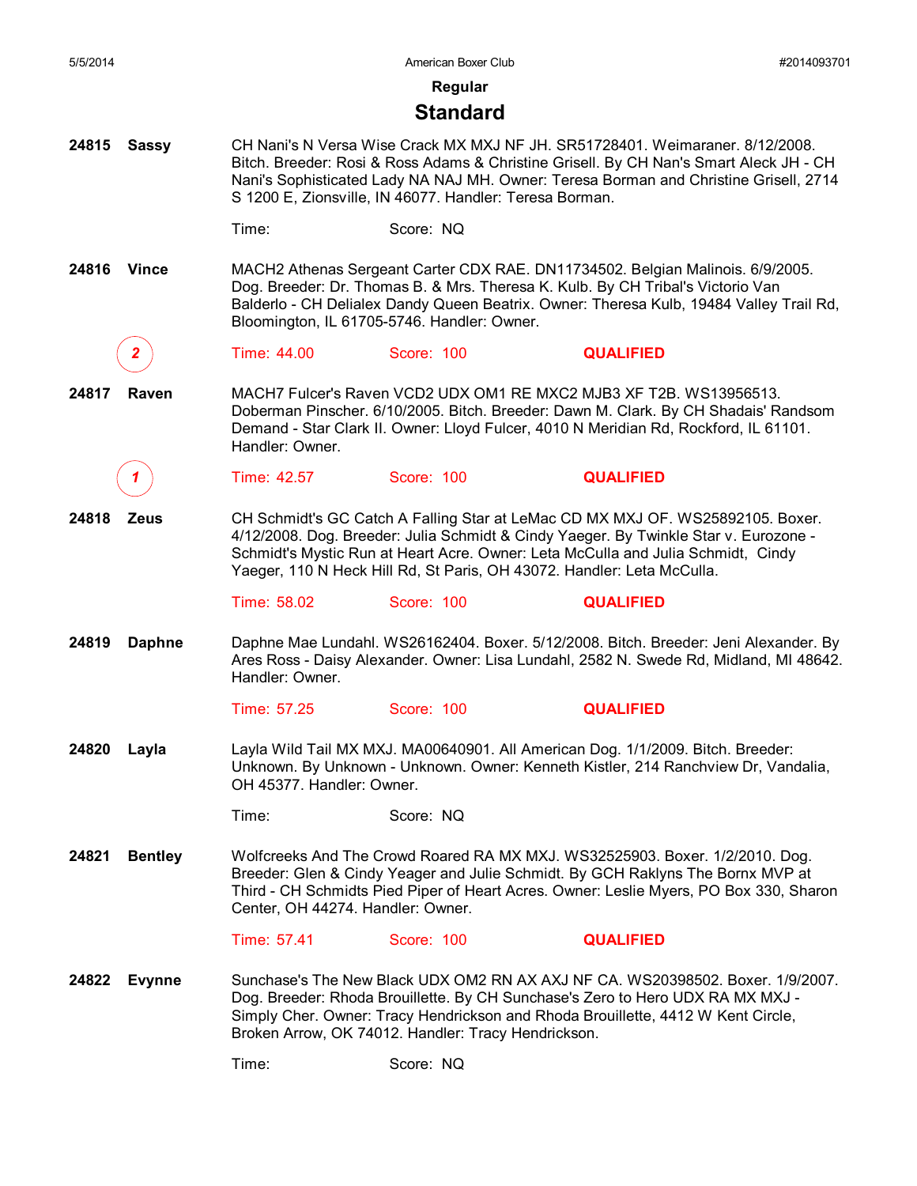## Regular

# Standard

**24815 Sassy**

CH Nani's N Versa Wise Crack MX MXJ NF JH. SR51728401. Weimaraner. 8/12/2008. Bitch. Breeder: Rosi & Ross Adams & Christine Grisell. By CH Nan's Smart Aleck JH - CH Nani's Sophisticated Lady NA NAJ MH. Owner: Teresa Borman and Christine Grisell, 2714 S 1200 E, Zionsville, IN 46077. Handler: Teresa Borman.

Time: Score: NQ

**24816 Vince**

MACH2 Athenas Sergeant Carter CDX RAE. DN11734502. Belgian Malinois. 6/9/2005. Dog. Breeder: Dr. Thomas B. & Mrs. Theresa K. Kulb. By CH Tribal's Victorio Van Balderlo - CH Delialex Dandy Queen Beatrix. Owner: Theresa Kulb, 19484 Valley Trail Rd, Bloomington, IL 61705-5746. Handler: Owner.

2 Time: 44.00 Score: 100 **QUALIFIED**

**24817 Raven**

MACH7 Fulcer's Raven VCD2 UDX OM1 RE MXC2 MJB3 XF T2B. WS13956513. Doberman Pinscher. 6/10/2005. Bitch. Breeder: Dawn M. Clark. By CH Shadais' Randsom Demand - Star Clark II. Owner: Lloyd Fulcer, 4010 N Meridian Rd, Rockford, IL 61101. Handler: Owner.

1 Time: 42.57 Score: 100 **QUALIFIED**

**24818 Zeus**

CH Schmidt's GC Catch A Falling Star at LeMac CD MX MXJ OF. WS25892105. Boxer. 4/12/2008. Dog. Breeder: Julia Schmidt & Cindy Yaeger. By Twinkle Star v. Eurozone - Schmidt's Mystic Run at Heart Acre. Owner: Leta McCulla and Julia Schmidt, Cindy Yaeger, 110 N Heck Hill Rd, St Paris, OH 43072. Handler: Leta McCulla.

Time: 58.02 Score: 100 **QUALIFIED**

**24819 Daphne**

Daphne Mae Lundahl. WS26162404. Boxer. 5/12/2008. Bitch. Breeder: Jeni Alexander. By Ares Ross - Daisy Alexander. Owner: Lisa Lundahl, 2582 N. Swede Rd, Midland, MI 48642. Handler: Owner.

Time: 57.25 Score: 100 **QUALIFIED**

**24820 Layla**

Layla Wild Tail MX MXJ. MA00640901. All American Dog. 1/1/2009. Bitch. Breeder: Unknown. By Unknown - Unknown. Owner: Kenneth Kistler, 214 Ranchview Dr, Vandalia, OH 45377. Handler: Owner.

Time: Score: NQ

**24821 Bentley**

Wolfcreeks And The Crowd Roared RA MX MXJ. WS32525903. Boxer. 1/2/2010. Dog. Breeder: Glen & Cindy Yeager and Julie Schmidt. By GCH Raklyns The Bornx MVP at Third - CH Schmidts Pied Piper of Heart Acres. Owner: Leslie Myers, PO Box 330, Sharon Center, OH 44274. Handler: Owner.

Time: 57.41 Score: 100 **QUALIFIED**

**24822 Evynne**

Sunchase's The New Black UDX OM2 RN AX AXJ NF CA. WS20398502. Boxer. 1/9/2007. Dog. Breeder: Rhoda Brouillette. By CH Sunchase's Zero to Hero UDX RA MX MXJ - Simply Cher. Owner: Tracy Hendrickson and Rhoda Brouillette, 4412 W Kent Circle, Broken Arrow, OK 74012. Handler: Tracy Hendrickson.

Time: Score: NQ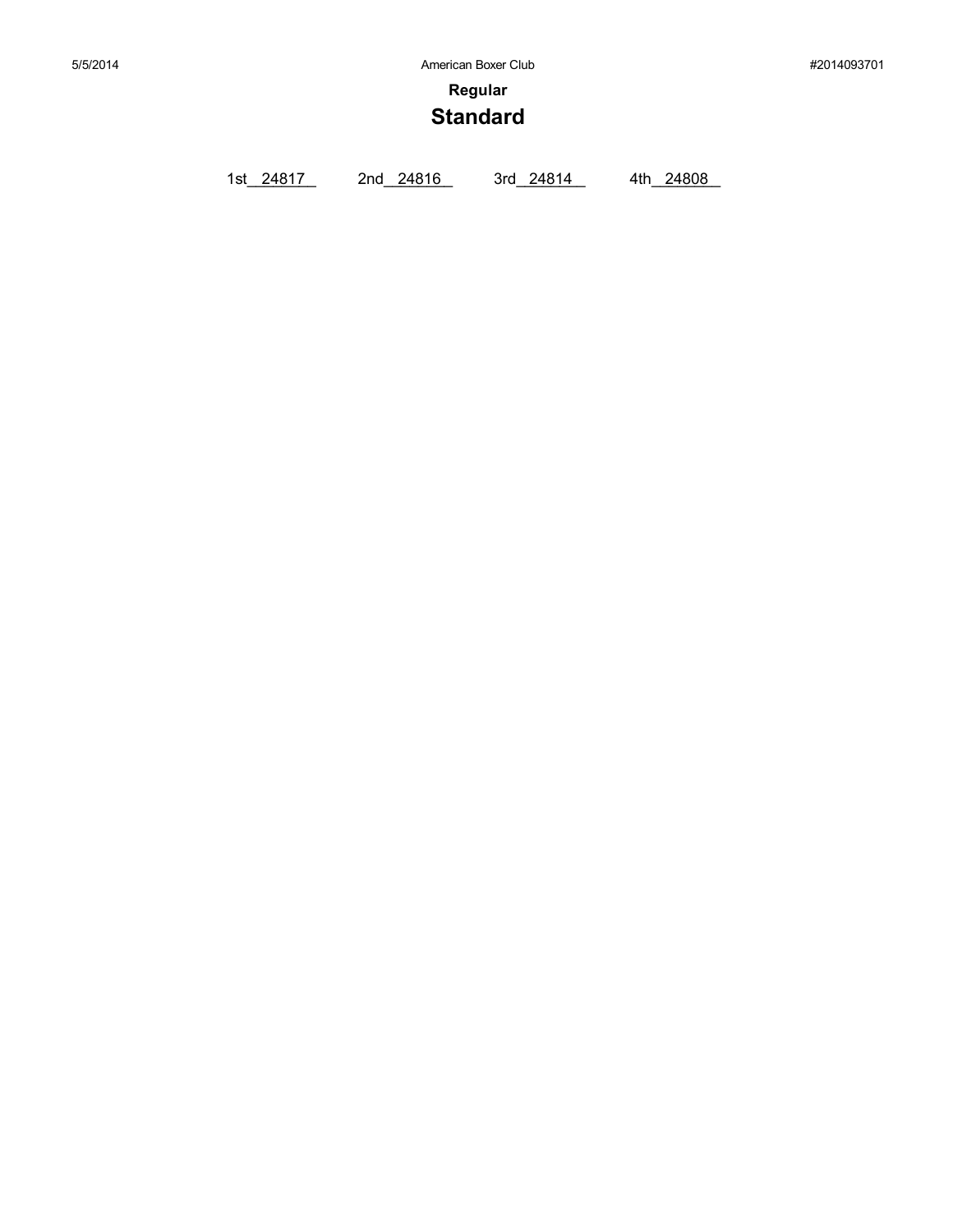**Regular**

# Standard

1st__24817__ 2nd__24816__ 3rd__24814__ 4th__24808__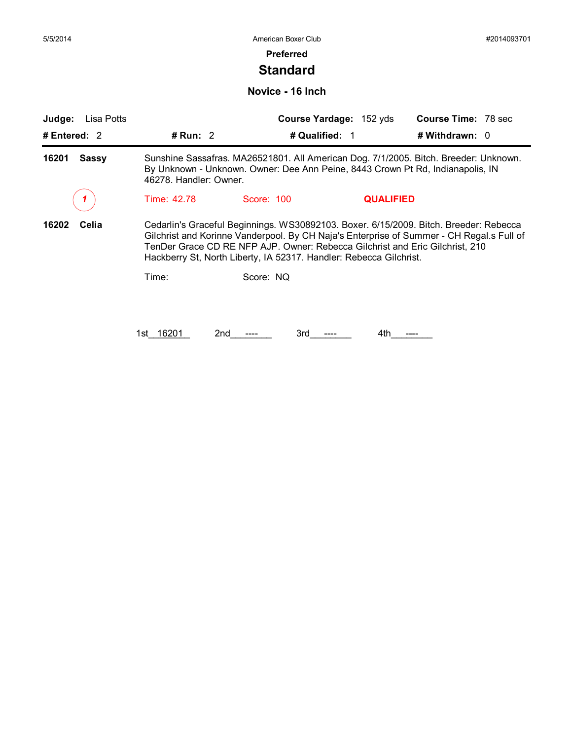**Preferred**

# Standard

## Novice - 16 Inch

**Judge:** Lisa Potts | **Course Yardage:** 152 yds | **Course Time:** 78 sec

**# Entered:** 2 | **# Run:** 2 | **# Qualified:** 1 | **# Withdrawn:** 0

---

**16201 Sassy**

Sunshine Sassafras. MA26521801. All American Dog. 7/1/2005. Bitch. Breeder: Unknown. By Unknown - Unknown. Owner: Dee Ann Peine, 8443 Crown Pt Rd, Indianapolis, IN 46278. Handler: Owner.

*1* | Time: 42.78 | Score: 100 | **QUALIFIED**

**16202 Celia**

Cedarlin's Graceful Beginnings. WS30892103. Boxer. 6/15/2009. Bitch. Breeder: Rebecca Gilchrist and Korinne Vanderpool. By CH Naja's Enterprise of Summer - CH Regal.s Full of TenDer Grace CD RE NFP AJP. Owner: Rebecca Gilchrist and Eric Gilchrist, 210 Hackberry St, North Liberty, IA 52317. Handler: Rebecca Gilchrist.

Time: | Score: NQ

1st\_\_16201\_\_ 2nd\_\_\_----\_\_\_ 3rd\_\_\_----\_\_\_ 4th\_\_\_----\_\_\_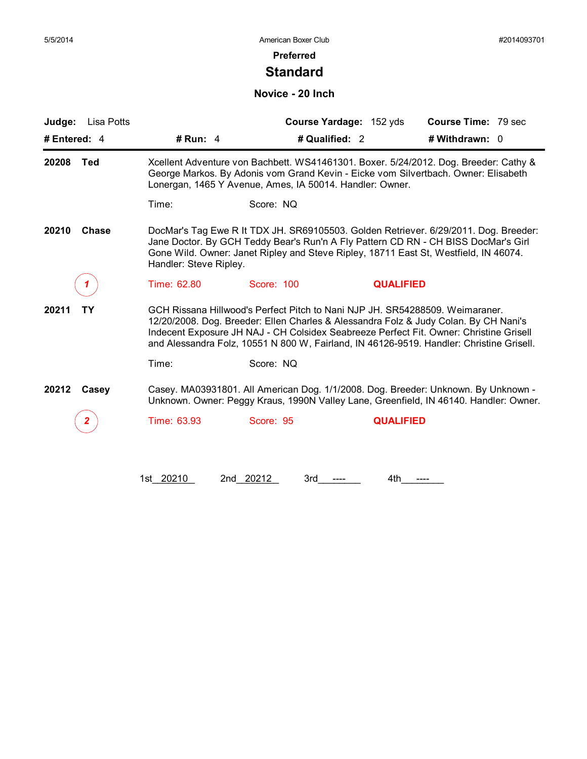5/5/2014 American Boxer Club #2014093701

**Preferred**

# Standard

### Novice - 20 Inch

**Judge:** Lisa Potts **Course Yardage:** 152 yds **Course Time:** 79 sec

**# Entered:** 4 **# Run:** 4 **# Qualified:** 2 **# Withdrawn:** 0

---

**20208 Ted**

Xcellent Adventure von Bachbett. WS41461301. Boxer. 5/24/2012. Dog. Breeder: Cathy & George Markos. By Adonis vom Grand Kevin - Eicke vom Silvertbach. Owner: Elisabeth Lonergan, 1465 Y Avenue, Ames, IA 50014. Handler: Owner.

Time: Score: NQ

**20210 Chase**

DocMar's Tag Ewe R It TDX JH. SR69105503. Golden Retriever. 6/29/2011. Dog. Breeder: Jane Doctor. By GCH Teddy Bear's Run'n A Fly Pattern CD RN - CH BISS DocMar's Girl Gone Wild. Owner: Janet Ripley and Steve Ripley, 18711 East St, Westfield, IN 46074. Handler: Steve Ripley.

*1* Time: 62.80 Score: 100 **QUALIFIED**

**20211 TY**

GCH Rissana Hillwood's Perfect Pitch to Nani NJP JH. SR54288509. Weimaraner. 12/20/2008. Dog. Breeder: Ellen Charles & Alessandra Folz & Judy Colan. By CH Nani's Indecent Exposure JH NAJ - CH Colsidex Seabreeze Perfect Fit. Owner: Christine Grisell and Alessandra Folz, 10551 N 800 W, Fairland, IN 46126-9519. Handler: Christine Grisell.

Time: Score: NQ

**20212 Casey**

Casey. MA03931801. All American Dog. 1/1/2008. Dog. Breeder: Unknown. By Unknown - Unknown. Owner: Peggy Kraus, 1990N Valley Lane, Greenfield, IN 46140. Handler: Owner.

*2* Time: 63.93 Score: 95 **QUALIFIED**

1st 20210 2nd 20212 3rd ---- 4th ----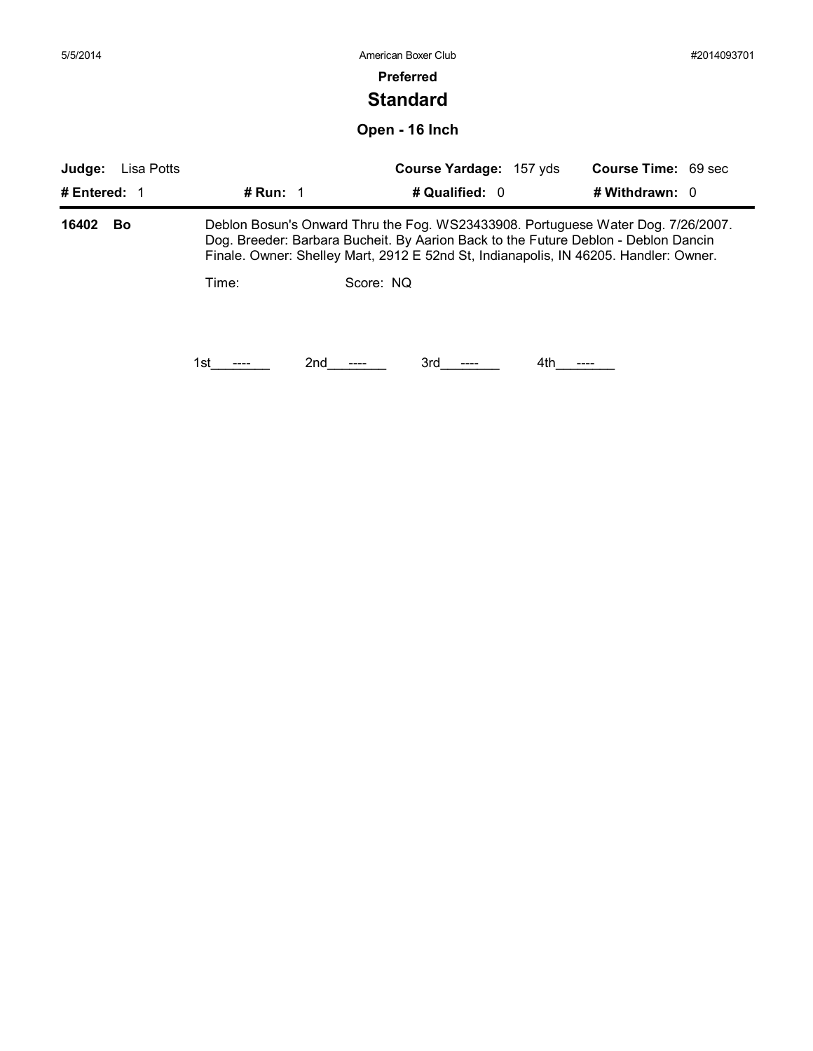**Preferred**

# Standard

## Open - 16 Inch

**Judge:** Lisa Potts | **Course Yardage:** 157 yds | **Course Time:** 69 sec

**# Entered:** 1 | **# Run:** 1 | **# Qualified:** 0 | **# Withdrawn:** 0

---

**16402 Bo** — Deblon Bosun's Onward Thru the Fog. WS23433908. Portuguese Water Dog. 7/26/2007. Dog. Breeder: Barbara Bucheit. By Aarion Back to the Future Deblon - Deblon Dancin Finale. Owner: Shelley Mart, 2912 E 52nd St, Indianapolis, IN 46205. Handler: Owner.

Time: Score: NQ

1st\_\_\_----\_\_\_ 2nd\_\_\_----\_\_\_ 3rd\_\_\_----\_\_\_ 4th\_\_\_----\_\_\_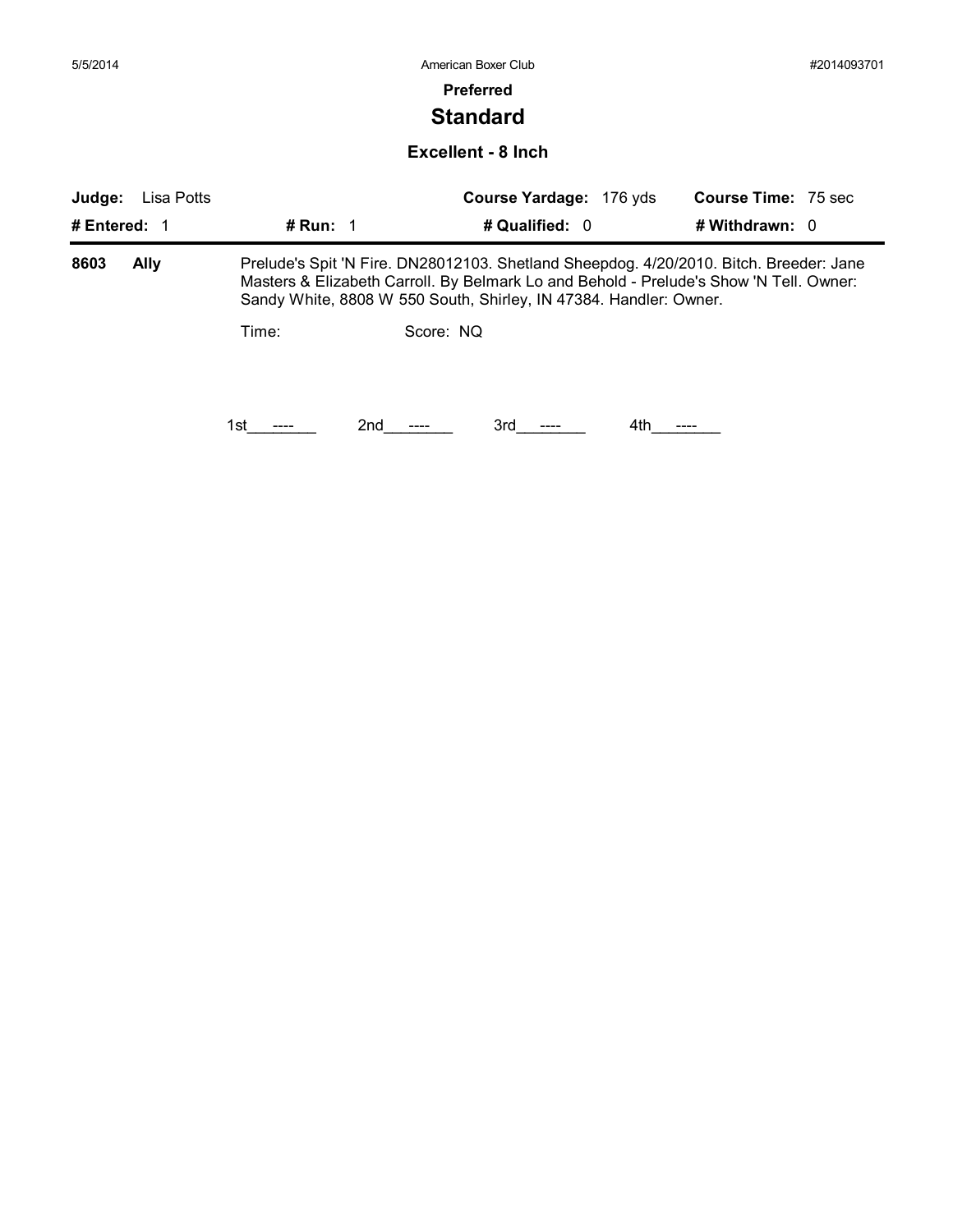5/5/2014 American Boxer Club #2014093701

**Preferred**

# Standard

## Excellent - 8 Inch

**Judge:** Lisa Potts **Course Yardage:** 176 yds **Course Time:** 75 sec

**# Entered:** 1 **# Run:** 1 **# Qualified:** 0 **# Withdrawn:** 0

---

**8603** **Ally** Prelude's Spit 'N Fire. DN28012103. Shetland Sheepdog. 4/20/2010. Bitch. Breeder: Jane Masters & Elizabeth Carroll. By Belmark Lo and Behold - Prelude's Show 'N Tell. Owner: Sandy White, 8808 W 550 South, Shirley, IN 47384. Handler: Owner.

Time: Score: NQ

1st\_\_\_----\_\_\_ 2nd\_\_\_----\_\_\_ 3rd\_\_\_----\_\_\_ 4th\_\_\_----\_\_\_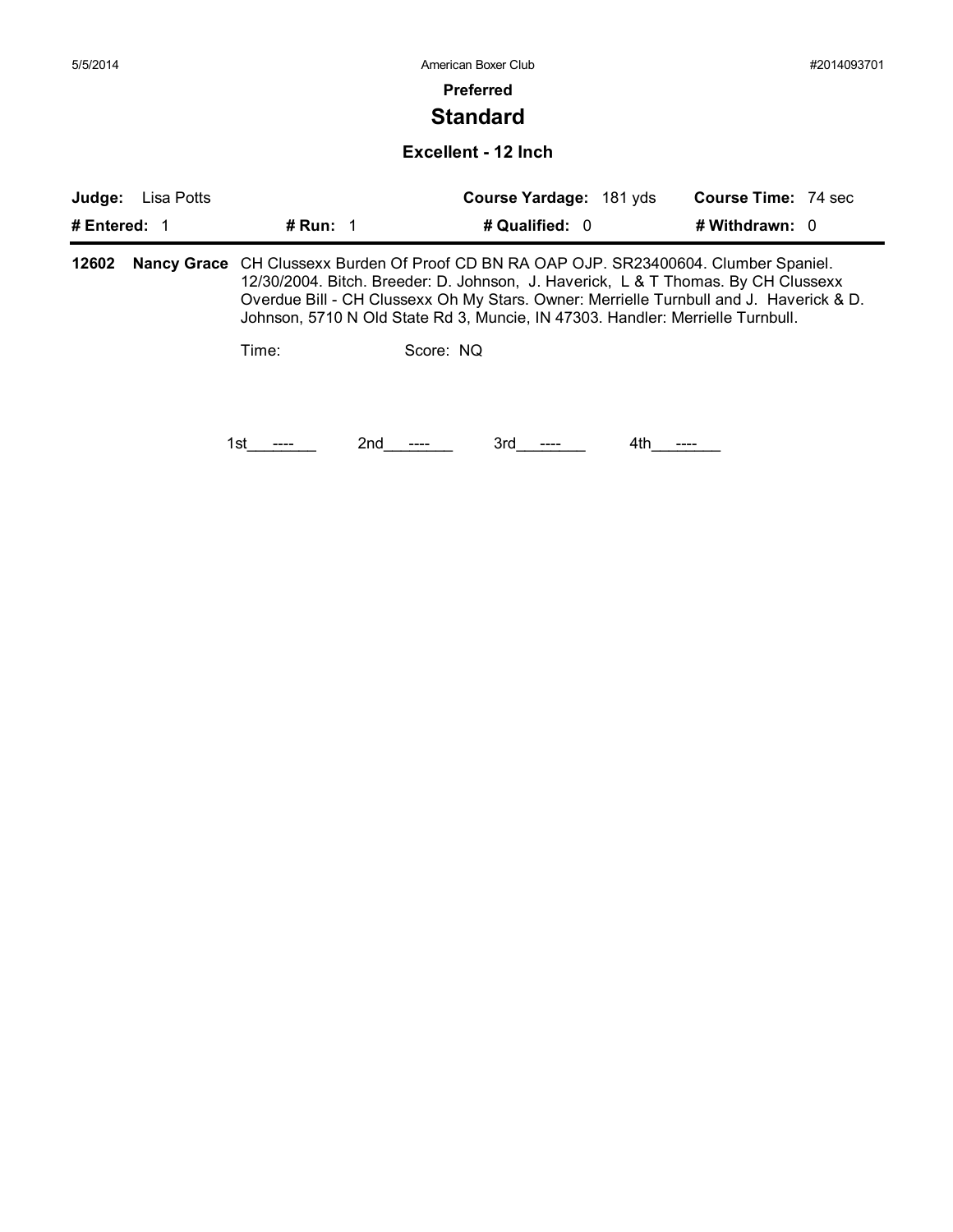5/5/2014 American Boxer Club #2014093701

**Preferred**

# Standard

## Excellent - 12 Inch

| **Judge:** Lisa Potts | | **Course Yardage:** 181 yds | **Course Time:** 74 sec |
|---|---|---|---|
| **# Entered:** 1 | **# Run:** 1 | **# Qualified:** 0 | **# Withdrawn:** 0 |

**12602** **Nancy Grace** CH Clussexx Burden Of Proof CD BN RA OAP OJP. SR23400604. Clumber Spaniel. 12/30/2004. Bitch. Breeder: D. Johnson, J. Haverick, L & T Thomas. By CH Clussexx Overdue Bill - CH Clussexx Oh My Stars. Owner: Merrielle Turnbull and J. Haverick & D. Johnson, 5710 N Old State Rd 3, Muncie, IN 47303. Handler: Merrielle Turnbull.

Time: Score: NQ

1st\_\_\_----\_\_\_ 2nd\_\_\_----\_\_\_ 3rd\_\_\_----\_\_\_ 4th\_\_\_----\_\_\_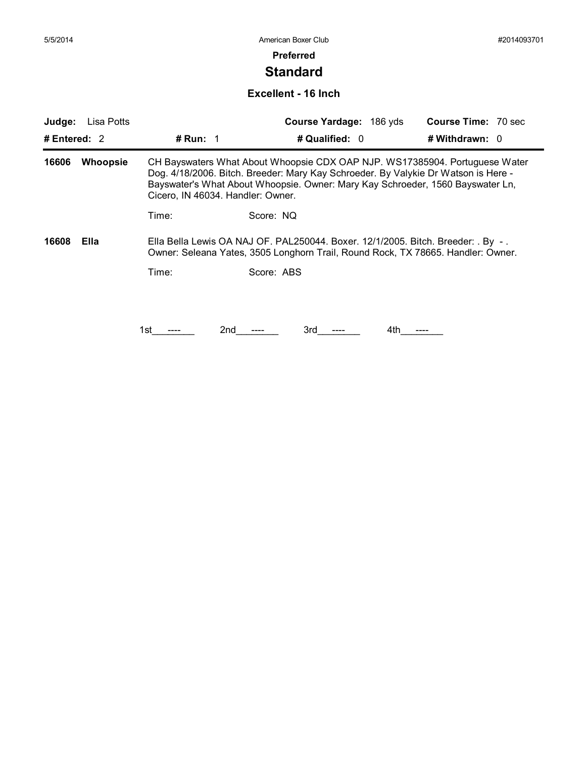**Preferred**

# Standard

## Excellent - 16 Inch

| **Judge:** Lisa Potts | | **Course Yardage:** 186 yds | **Course Time:** 70 sec |
|---|---|---|---|
| **# Entered:** 2 | **# Run:** 1 | **# Qualified:** 0 | **# Withdrawn:** 0 |

**16606 Whoopsie**

CH Bayswaters What About Whoopsie CDX OAP NJP. WS17385904. Portuguese Water Dog. 4/18/2006. Bitch. Breeder: Mary Kay Schroeder. By Valykie Dr Watson is Here - Bayswater's What About Whoopsie. Owner: Mary Kay Schroeder, 1560 Bayswater Ln, Cicero, IN 46034. Handler: Owner.

Time: Score: NQ

**16608 Ella**

Ella Bella Lewis OA NAJ OF. PAL250044. Boxer. 12/1/2005. Bitch. Breeder: . By - . Owner: Seleana Yates, 3505 Longhorn Trail, Round Rock, TX 78665. Handler: Owner.

Time: Score: ABS

1st\_\_\_----\_\_\_ 2nd\_\_\_----\_\_\_ 3rd\_\_\_----\_\_\_ 4th\_\_\_----\_\_\_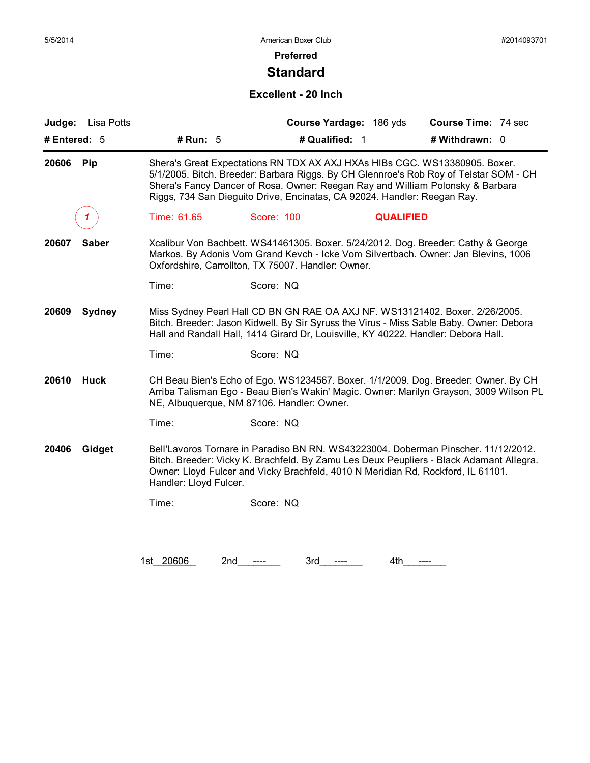5/5/2014 American Boxer Club #2014093701

## Preferred

# Standard

### Excellent - 20 Inch

**Judge:** Lisa Potts **Course Yardage:** 186 yds **Course Time:** 74 sec

**# Entered:** 5 **# Run:** 5 **# Qualified:** 1 **# Withdrawn:** 0

---

**20606 Pip** Shera's Great Expectations RN TDX AX AXJ HXAs HIBs CGC. WS13380905. Boxer. 5/1/2005. Bitch. Breeder: Barbara Riggs. By CH Glennroe's Rob Roy of Telstar SOM - CH Shera's Fancy Dancer of Rosa. Owner: Reegan Ray and William Polonsky & Barbara Riggs, 734 San Dieguito Drive, Encinatas, CA 92024. Handler: Reegan Ray.

1 Time: 61.65 Score: 100 **QUALIFIED**

**20607 Saber** Xcalibur Von Bachbett. WS41461305. Boxer. 5/24/2012. Dog. Breeder: Cathy & George Markos. By Adonis Vom Grand Kevch - Icke Vom Silvertbach. Owner: Jan Blevins, 1006 Oxfordshire, Carrollton, TX 75007. Handler: Owner.

Time: Score: NQ

**20609 Sydney** Miss Sydney Pearl Hall CD BN GN RAE OA AXJ NF. WS13121402. Boxer. 2/26/2005. Bitch. Breeder: Jason Kidwell. By Sir Syruss the Virus - Miss Sable Baby. Owner: Debora Hall and Randall Hall, 1414 Girard Dr, Louisville, KY 40222. Handler: Debora Hall.

Time: Score: NQ

**20610 Huck** CH Beau Bien's Echo of Ego. WS1234567. Boxer. 1/1/2009. Dog. Breeder: Owner. By CH Arriba Talisman Ego - Beau Bien's Wakin' Magic. Owner: Marilyn Grayson, 3009 Wilson PL NE, Albuquerque, NM 87106. Handler: Owner.

Time: Score: NQ

**20406 Gidget** Bell'Lavoros Tornare in Paradiso BN RN. WS43223004. Doberman Pinscher. 11/12/2012. Bitch. Breeder: Vicky K. Brachfeld. By Zamu Les Deux Peupliers - Black Adamant Allegra. Owner: Lloyd Fulcer and Vicky Brachfeld, 4010 N Meridian Rd, Rockford, IL 61101. Handler: Lloyd Fulcer.

Time: Score: NQ

1st 20606 2nd ---- 3rd ---- 4th ----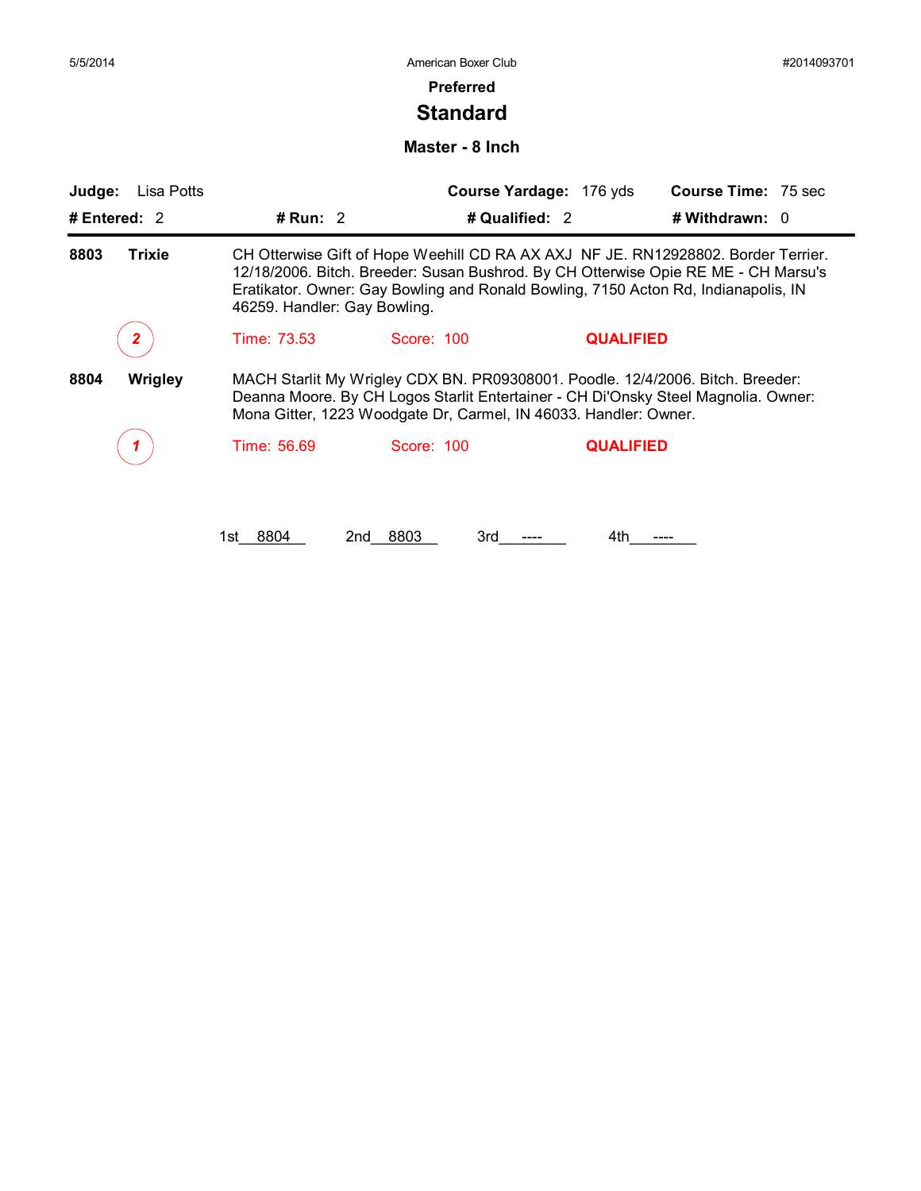# Preferred

## Standard

### Master - 8 Inch

**Judge:** Lisa Potts | **Course Yardage:** 176 yds | **Course Time:** 75 sec

**# Entered:** 2 | **# Run:** 2 | **# Qualified:** 2 | **# Withdrawn:** 0

---

**8803 Trixie** — CH Otterwise Gift of Hope Weehill CD RA AX AXJ NF JE. RN12928802. Border Terrier. 12/18/2006. Bitch. Breeder: Susan Bushrod. By CH Otterwise Opie RE ME - CH Marsu's Eratikator. Owner: Gay Bowling and Ronald Bowling, 7150 Acton Rd, Indianapolis, IN 46259. Handler: Gay Bowling.

*2* — Time: 73.53 — Score: 100 — **QUALIFIED**

**8804 Wrigley** — MACH Starlit My Wrigley CDX BN. PR09308001. Poodle. 12/4/2006. Bitch. Breeder: Deanna Moore. By CH Logos Starlit Entertainer - CH Di'Onsky Steel Magnolia. Owner: Mona Gitter, 1223 Woodgate Dr, Carmel, IN 46033. Handler: Owner.

*1* — Time: 56.69 — Score: 100 — **QUALIFIED**

1st 8804 2nd 8803 3rd ---- 4th ----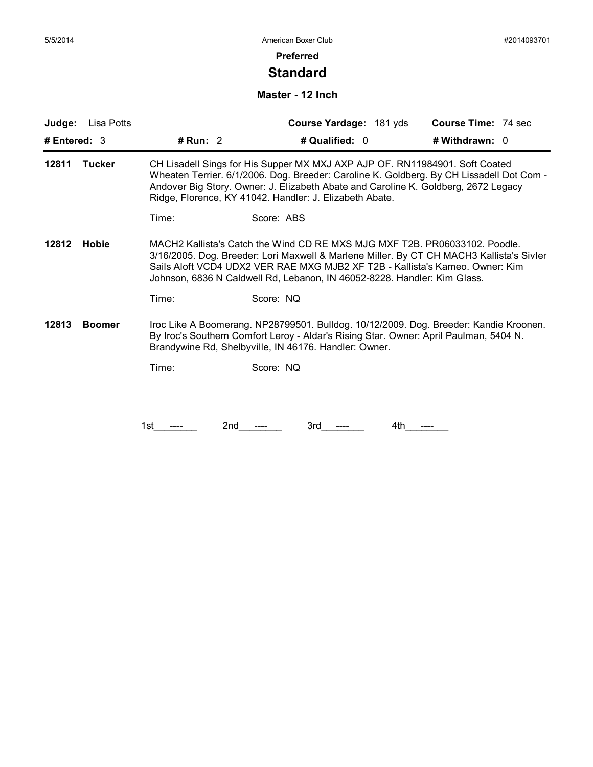5/5/2014 American Boxer Club #2014093701

**Preferred**

# Standard

### Master - 12 Inch

| **Judge:** Lisa Potts | | **Course Yardage:** 181 yds | **Course Time:** 74 sec |
|---|---|---|---|
| **# Entered:** 3 | **# Run:** 2 | **# Qualified:** 0 | **# Withdrawn:** 0 |

**12811 Tucker** CH Lisadell Sings for His Supper MX MXJ AXP AJP OF. RN11984901. Soft Coated Wheaten Terrier. 6/1/2006. Dog. Breeder: Caroline K. Goldberg. By CH Lissadell Dot Com - Andover Big Story. Owner: J. Elizabeth Abate and Caroline K. Goldberg, 2672 Legacy Ridge, Florence, KY 41042. Handler: J. Elizabeth Abate.

Time: Score: ABS

**12812 Hobie** MACH2 Kallista's Catch the Wind CD RE MXS MJG MXF T2B. PR06033102. Poodle. 3/16/2005. Dog. Breeder: Lori Maxwell & Marlene Miller. By CT CH MACH3 Kallista's Sivler Sails Aloft VCD4 UDX2 VER RAE MXG MJB2 XF T2B - Kallista's Kameo. Owner: Kim Johnson, 6836 N Caldwell Rd, Lebanon, IN 46052-8228. Handler: Kim Glass.

Time: Score: NQ

**12813 Boomer** Iroc Like A Boomerang. NP28799501. Bulldog. 10/12/2009. Dog. Breeder: Kandie Kroonen. By Iroc's Southern Comfort Leroy - Aldar's Rising Star. Owner: April Paulman, 5404 N. Brandywine Rd, Shelbyville, IN 46176. Handler: Owner.

Time: Score: NQ

1st\_\_\_----\_\_\_ 2nd\_\_\_----\_\_\_ 3rd\_\_\_----\_\_\_ 4th\_\_\_----\_\_\_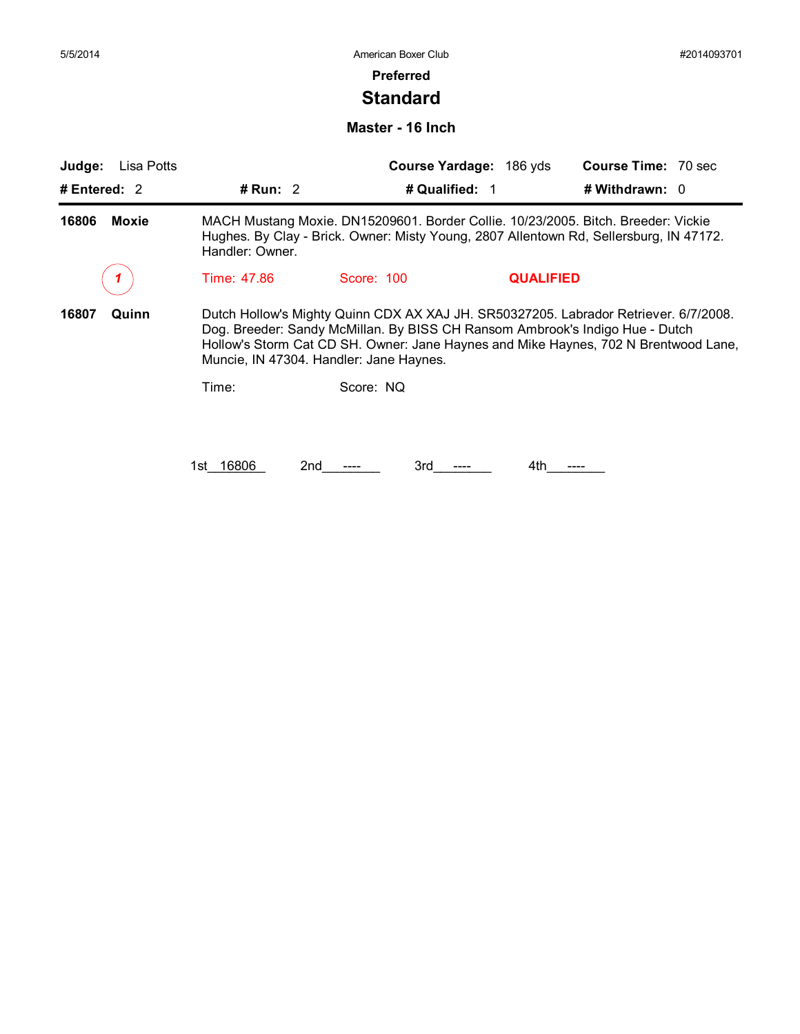## Preferred

# Standard

### Master - 16 Inch

**Judge:** Lisa Potts **Course Yardage:** 186 yds **Course Time:** 70 sec

**# Entered:** 2 **# Run:** 2 **# Qualified:** 1 **# Withdrawn:** 0

---

**16806 Moxie**

MACH Mustang Moxie. DN15209601. Border Collie. 10/23/2005. Bitch. Breeder: Vickie Hughes. By Clay - Brick. Owner: Misty Young, 2807 Allentown Rd, Sellersburg, IN 47172. Handler: Owner.

*1* Time: 47.86 Score: 100 **QUALIFIED**

**16807 Quinn**

Dutch Hollow's Mighty Quinn CDX AX XAJ JH. SR50327205. Labrador Retriever. 6/7/2008. Dog. Breeder: Sandy McMillan. By BISS CH Ransom Ambrook's Indigo Hue - Dutch Hollow's Storm Cat CD SH. Owner: Jane Haynes and Mike Haynes, 702 N Brentwood Lane, Muncie, IN 47304. Handler: Jane Haynes.

Time: Score: NQ

1st 16806 2nd ---- 3rd ---- 4th ----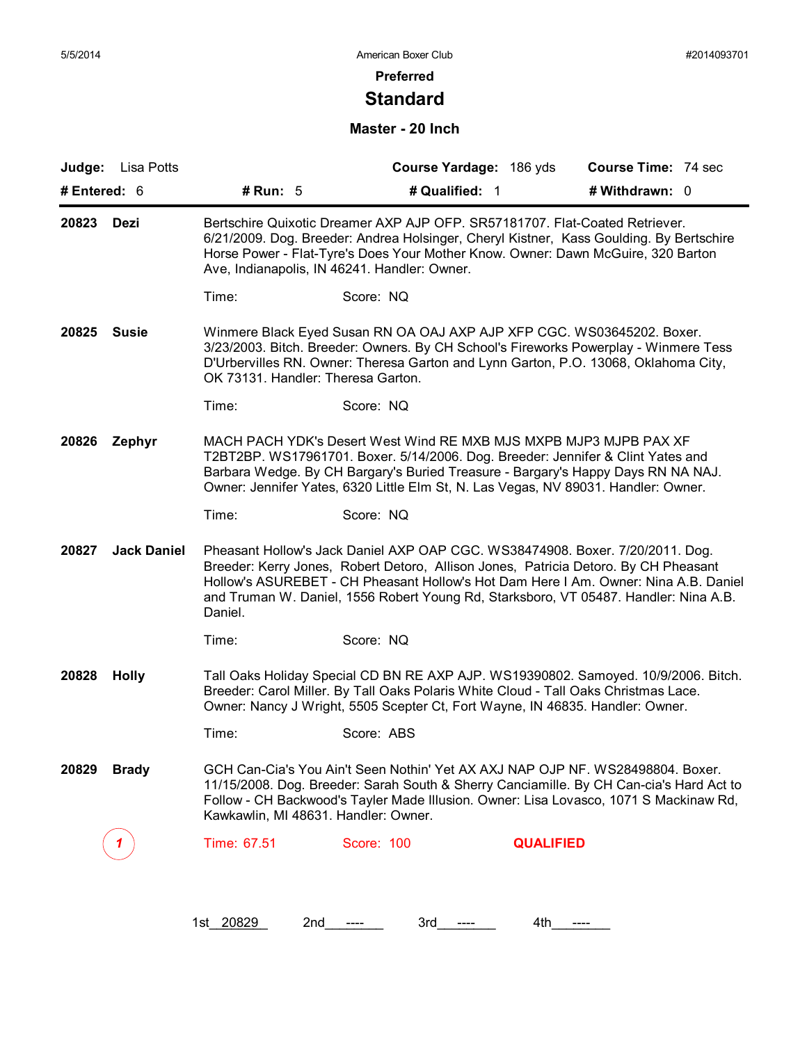# Preferred

## Standard

### Master - 20 Inch

**Judge:** Lisa Potts **Course Yardage:** 186 yds **Course Time:** 74 sec

**# Entered:** 6 **# Run:** 5 **# Qualified:** 1 **# Withdrawn:** 0

---

**20823 Dezi** Bertschire Quixotic Dreamer AXP AJP OFP. SR57181707. Flat-Coated Retriever. 6/21/2009. Dog. Breeder: Andrea Holsinger, Cheryl Kistner, Kass Goulding. By Bertschire Horse Power - Flat-Tyre's Does Your Mother Know. Owner: Dawn McGuire, 320 Barton Ave, Indianapolis, IN 46241. Handler: Owner.

Time: Score: NQ

**20825 Susie** Winmere Black Eyed Susan RN OA OAJ AXP AJP XFP CGC. WS03645202. Boxer. 3/23/2003. Bitch. Breeder: Owners. By CH School's Fireworks Powerplay - Winmere Tess D'Urbervilles RN. Owner: Theresa Garton and Lynn Garton, P.O. 13068, Oklahoma City, OK 73131. Handler: Theresa Garton.

Time: Score: NQ

**20826 Zephyr** MACH PACH YDK's Desert West Wind RE MXB MJS MXPB MJP3 MJPB PAX XF T2BT2BP. WS17961701. Boxer. 5/14/2006. Dog. Breeder: Jennifer & Clint Yates and Barbara Wedge. By CH Bargary's Buried Treasure - Bargary's Happy Days RN NA NAJ. Owner: Jennifer Yates, 6320 Little Elm St, N. Las Vegas, NV 89031. Handler: Owner.

Time: Score: NQ

**20827 Jack Daniel** Pheasant Hollow's Jack Daniel AXP OAP CGC. WS38474908. Boxer. 7/20/2011. Dog. Breeder: Kerry Jones, Robert Detoro, Allison Jones, Patricia Detoro. By CH Pheasant Hollow's ASUREBET - CH Pheasant Hollow's Hot Dam Here I Am. Owner: Nina A.B. Daniel and Truman W. Daniel, 1556 Robert Young Rd, Starksboro, VT 05487. Handler: Nina A.B. Daniel.

Time: Score: NQ

**20828 Holly** Tall Oaks Holiday Special CD BN RE AXP AJP. WS19390802. Samoyed. 10/9/2006. Bitch. Breeder: Carol Miller. By Tall Oaks Polaris White Cloud - Tall Oaks Christmas Lace. Owner: Nancy J Wright, 5505 Scepter Ct, Fort Wayne, IN 46835. Handler: Owner.

Time: Score: ABS

**20829 Brady** GCH Can-Cia's You Ain't Seen Nothin' Yet AX AXJ NAP OJP NF. WS28498804. Boxer. 11/15/2008. Dog. Breeder: Sarah South & Sherry Canciamille. By CH Can-cia's Hard Act to Follow - CH Backwood's Tayler Made Illusion. Owner: Lisa Lovasco, 1071 S Mackinaw Rd, Kawkawlin, MI 48631. Handler: Owner.

1 Time: 67.51 Score: 100 **QUALIFIED**

1st 20829 2nd ---- 3rd ---- 4th ----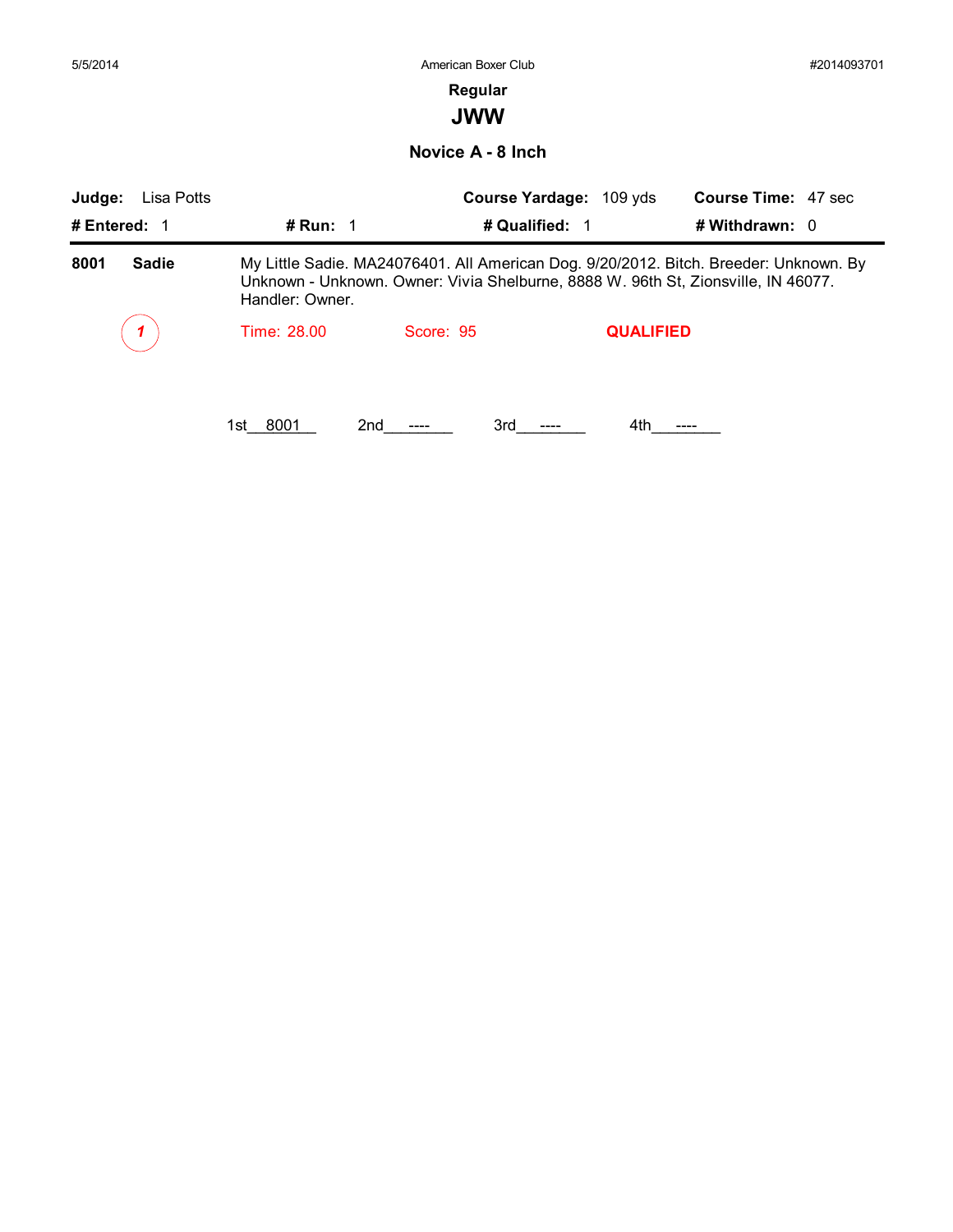5/5/2014 American Boxer Club #2014093701

## Regular

# JWW

### Novice A - 8 Inch

**Judge:** Lisa Potts **Course Yardage:** 109 yds **Course Time:** 47 sec

**# Entered:** 1 **# Run:** 1 **# Qualified:** 1 **# Withdrawn:** 0

**8001** **Sadie** My Little Sadie. MA24076401. All American Dog. 9/20/2012. Bitch. Breeder: Unknown. By Unknown - Unknown. Owner: Vivia Shelburne, 8888 W. 96th St, Zionsville, IN 46077. Handler: Owner.

*1* Time: 28.00 Score: 95 **QUALIFIED**

1st__8001__ 2nd__----__ 3rd__----__ 4th__----__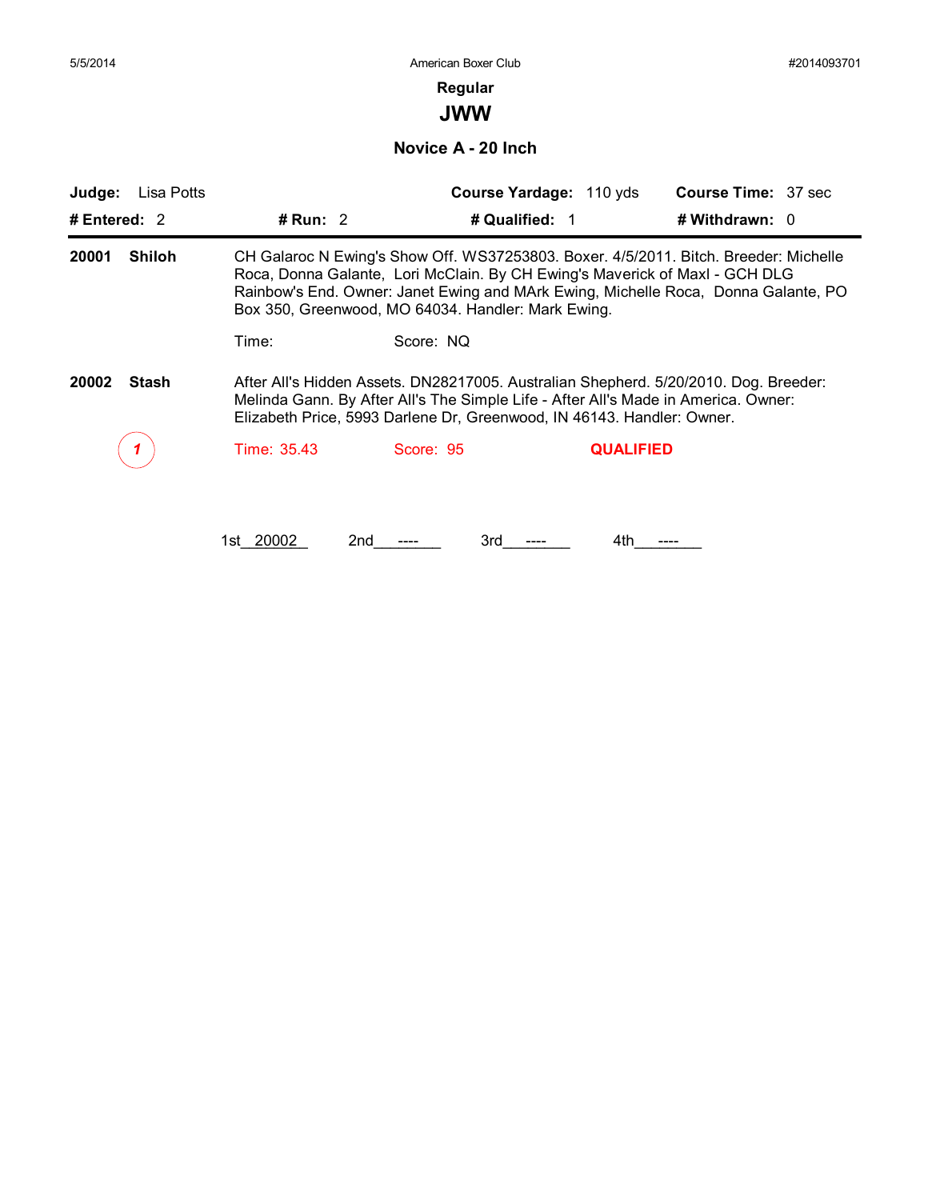## Regular

# JWW

### Novice A - 20 Inch

**Judge:** Lisa Potts | **Course Yardage:** 110 yds | **Course Time:** 37 sec

**# Entered:** 2 | **# Run:** 2 | **# Qualified:** 1 | **# Withdrawn:** 0

---

**20001 Shiloh**

CH Galaroc N Ewing's Show Off. WS37253803. Boxer. 4/5/2011. Bitch. Breeder: Michelle Roca, Donna Galante, Lori McClain. By CH Ewing's Maverick of Maxl - GCH DLG Rainbow's End. Owner: Janet Ewing and MArk Ewing, Michelle Roca, Donna Galante, PO Box 350, Greenwood, MO 64034. Handler: Mark Ewing.

Time: Score: NQ

**20002 Stash**

After All's Hidden Assets. DN28217005. Australian Shepherd. 5/20/2010. Dog. Breeder: Melinda Gann. By After All's The Simple Life - After All's Made in America. Owner: Elizabeth Price, 5993 Darlene Dr, Greenwood, IN 46143. Handler: Owner.

*1* Time: 35.43 Score: 95 **QUALIFIED**

1st 20002 2nd ---- 3rd ---- 4th ----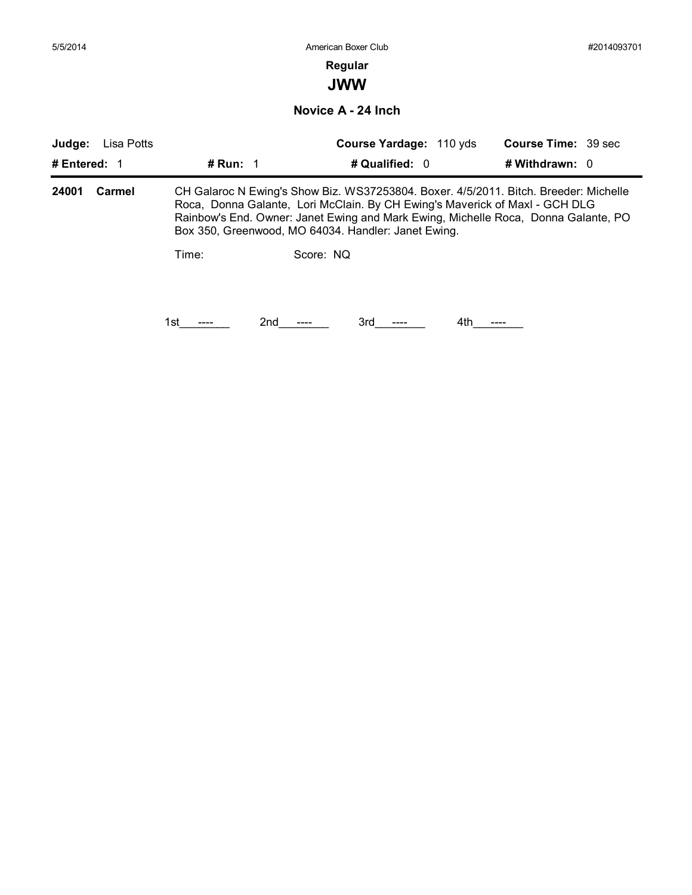**Regular**

## JWW

### Novice A - 24 Inch

**Judge:** Lisa Potts | **Course Yardage:** 110 yds | **Course Time:** 39 sec

**# Entered:** 1 | **# Run:** 1 | **# Qualified:** 0 | **# Withdrawn:** 0

---

**24001 Carmel** CH Galaroc N Ewing's Show Biz. WS37253804. Boxer. 4/5/2011. Bitch. Breeder: Michelle Roca, Donna Galante, Lori McClain. By CH Ewing's Maverick of Maxl - GCH DLG Rainbow's End. Owner: Janet Ewing and Mark Ewing, Michelle Roca, Donna Galante, PO Box 350, Greenwood, MO 64034. Handler: Janet Ewing.

Time: Score: NQ

1st\_\_\_----\_\_\_ 2nd\_\_\_----\_\_\_ 3rd\_\_\_----\_\_\_ 4th\_\_\_----\_\_\_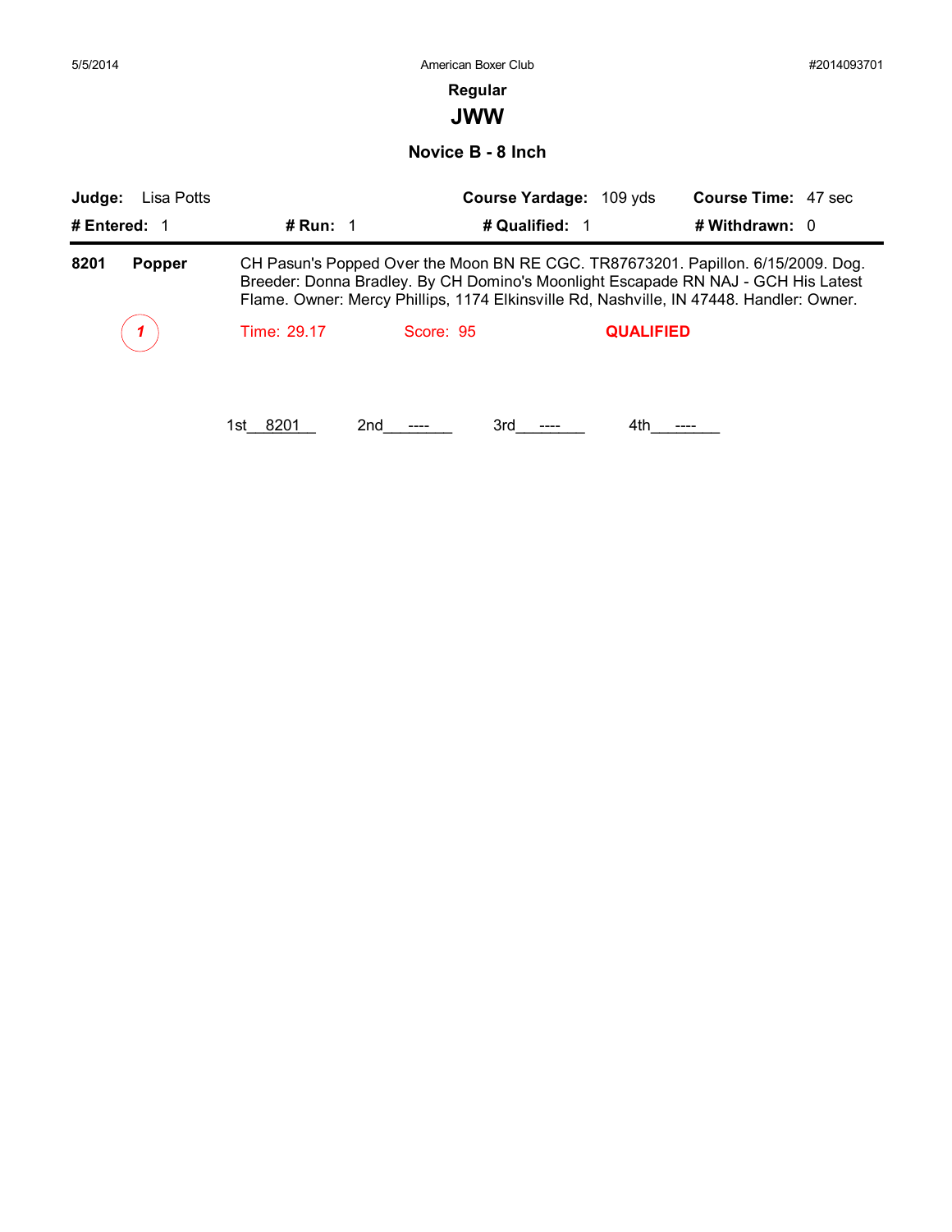5/5/2014 American Boxer Club #2014093701

**Regular**

# JWW

## Novice B - 8 Inch

**Judge:** Lisa Potts **Course Yardage:** 109 yds **Course Time:** 47 sec

**# Entered:** 1 **# Run:** 1 **# Qualified:** 1 **# Withdrawn:** 0

---

**8201 Popper** CH Pasun's Popped Over the Moon BN RE CGC. TR87673201. Papillon. 6/15/2009. Dog. Breeder: Donna Bradley. By CH Domino's Moonlight Escapade RN NAJ - GCH His Latest Flame. Owner: Mercy Phillips, 1174 Elkinsville Rd, Nashville, IN 47448. Handler: Owner.

1 Time: 29.17 Score: 95 **QUALIFIED**

1st__8201__ 2nd__----__ 3rd__----__ 4th__----__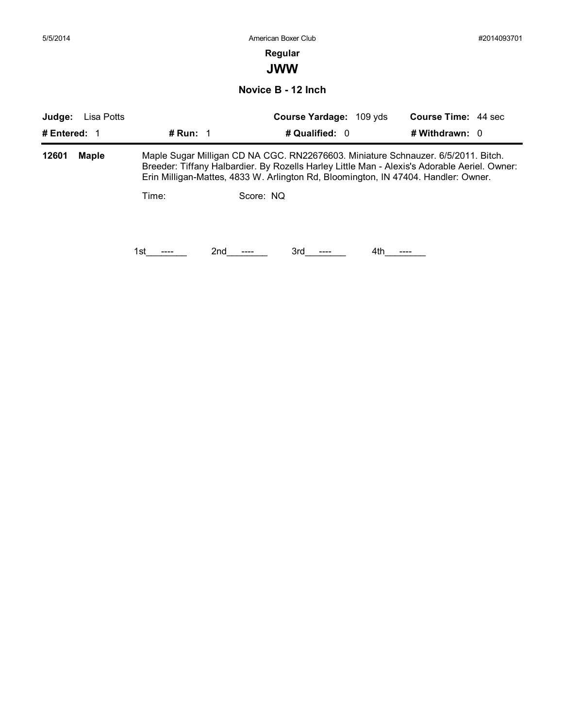5/5/2014 American Boxer Club #2014093701

**Regular**

## JWW

### Novice B - 12 Inch

| **Judge:** Lisa Potts | | **Course Yardage:** 109 yds | **Course Time:** 44 sec |
|---|---|---|---|
| **# Entered:** 1 | **# Run:** 1 | **# Qualified:** 0 | **# Withdrawn:** 0 |

**12601 Maple** Maple Sugar Milligan CD NA CGC. RN22676603. Miniature Schnauzer. 6/5/2011. Bitch. Breeder: Tiffany Halbardier. By Rozells Harley Little Man - Alexis's Adorable Aeriel. Owner: Erin Milligan-Mattes, 4833 W. Arlington Rd, Bloomington, IN 47404. Handler: Owner.

Time: Score: NQ

1st___----___ 2nd___----___ 3rd___----___ 4th___----___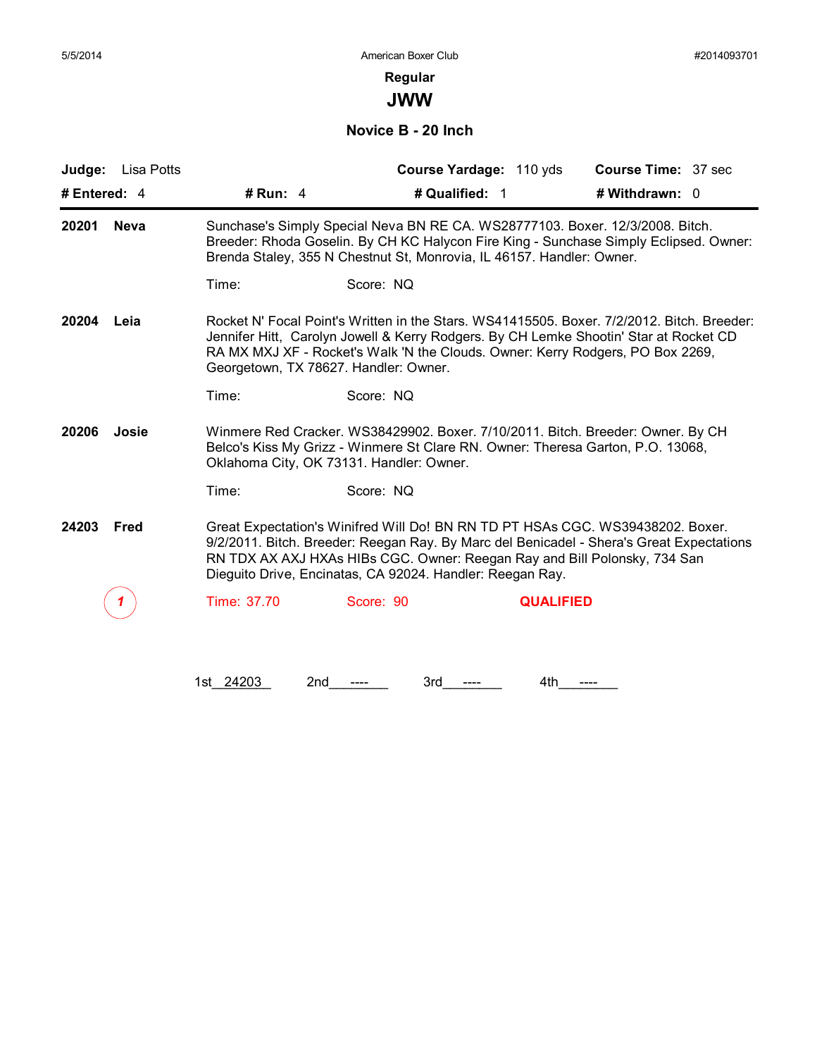## Regular

# JWW

### Novice B - 20 Inch

**Judge:** Lisa Potts | **Course Yardage:** 110 yds | **Course Time:** 37 sec

**# Entered:** 4 | **# Run:** 4 | **# Qualified:** 1 | **# Withdrawn:** 0

---

**20201 Neva**

Sunchase's Simply Special Neva BN RE CA. WS28777103. Boxer. 12/3/2008. Bitch. Breeder: Rhoda Goselin. By CH KC Halycon Fire King - Sunchase Simply Eclipsed. Owner: Brenda Staley, 355 N Chestnut St, Monrovia, IL 46157. Handler: Owner.

Time: Score: NQ

**20204 Leia**

Rocket N' Focal Point's Written in the Stars. WS41415505. Boxer. 7/2/2012. Bitch. Breeder: Jennifer Hitt, Carolyn Jowell & Kerry Rodgers. By CH Lemke Shootin' Star at Rocket CD RA MX MXJ XF - Rocket's Walk 'N the Clouds. Owner: Kerry Rodgers, PO Box 2269, Georgetown, TX 78627. Handler: Owner.

Time: Score: NQ

**20206 Josie**

Winmere Red Cracker. WS38429902. Boxer. 7/10/2011. Bitch. Breeder: Owner. By CH Belco's Kiss My Grizz - Winmere St Clare RN. Owner: Theresa Garton, P.O. 13068, Oklahoma City, OK 73131. Handler: Owner.

Time: Score: NQ

**24203 Fred**

Great Expectation's Winifred Will Do! BN RN TD PT HSAs CGC. WS39438202. Boxer. 9/2/2011. Bitch. Breeder: Reegan Ray. By Marc del Benicadel - Shera's Great Expectations RN TDX AX AXJ HXAs HIBs CGC. Owner: Reegan Ray and Bill Polonsky, 734 San Dieguito Drive, Encinatas, CA 92024. Handler: Reegan Ray.

1 Time: 37.70 Score: 90 **QUALIFIED**

1st 24203 2nd ---- 3rd ---- 4th ----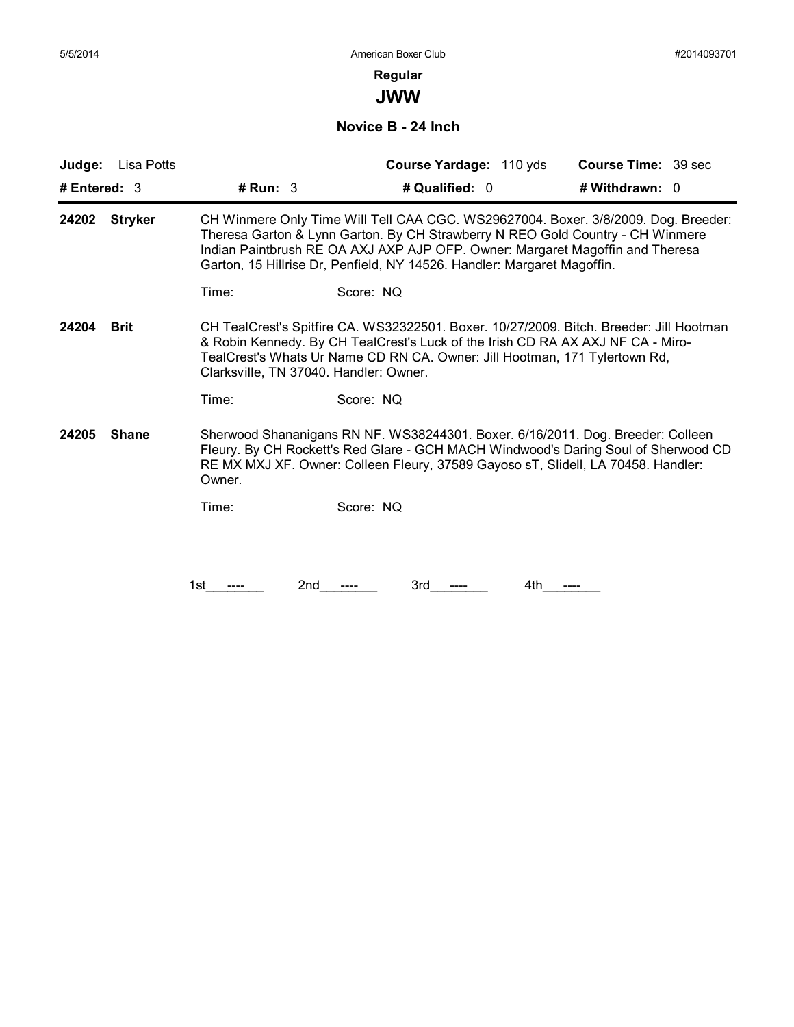**Regular**

# JWW

## Novice B - 24 Inch

| **Judge:** Lisa Potts | | **Course Yardage:** 110 yds | **Course Time:** 39 sec |
|---|---|---|---|
| **# Entered:** 3 | **# Run:** 3 | **# Qualified:** 0 | **# Withdrawn:** 0 |

**24202 Stryker**

CH Winmere Only Time Will Tell CAA CGC. WS29627004. Boxer. 3/8/2009. Dog. Breeder: Theresa Garton & Lynn Garton. By CH Strawberry N REO Gold Country - CH Winmere Indian Paintbrush RE OA AXJ AXP AJP OFP. Owner: Margaret Magoffin and Theresa Garton, 15 Hillrise Dr, Penfield, NY 14526. Handler: Margaret Magoffin.

Time: Score: NQ

**24204 Brit**

CH TealCrest's Spitfire CA. WS32322501. Boxer. 10/27/2009. Bitch. Breeder: Jill Hootman & Robin Kennedy. By CH TealCrest's Luck of the Irish CD RA AX AXJ NF CA - Miro-TealCrest's Whats Ur Name CD RN CA. Owner: Jill Hootman, 171 Tylertown Rd, Clarksville, TN 37040. Handler: Owner.

Time: Score: NQ

**24205 Shane**

Sherwood Shananigans RN NF. WS38244301. Boxer. 6/16/2011. Dog. Breeder: Colleen Fleury. By CH Rockett's Red Glare - GCH MACH Windwood's Daring Soul of Sherwood CD RE MX MXJ XF. Owner: Colleen Fleury, 37589 Gayoso sT, Slidell, LA 70458. Handler: Owner.

Time: Score: NQ

1st ---- 2nd ---- 3rd ---- 4th ----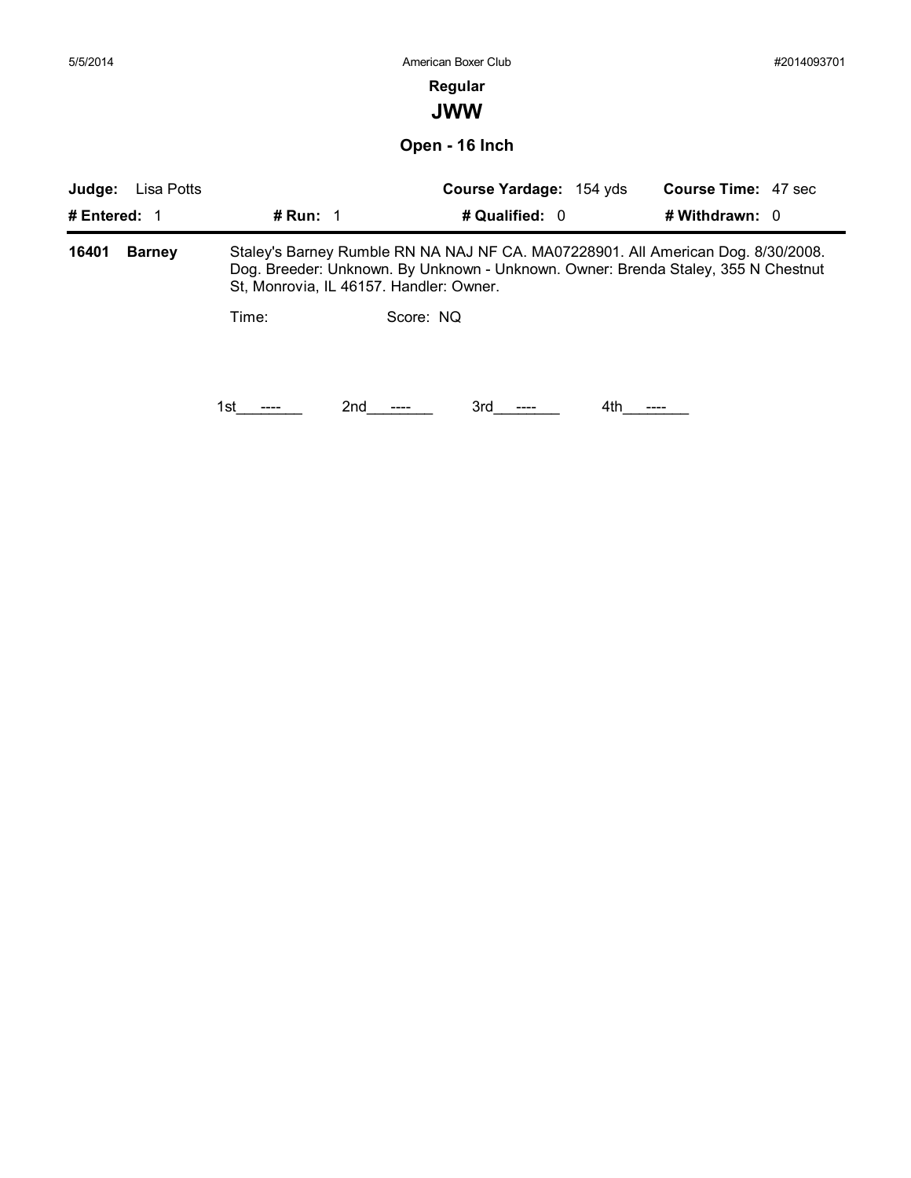**Regular**

## JWW

### Open - 16 Inch

**Judge:** Lisa Potts | **Course Yardage:** 154 yds | **Course Time:** 47 sec

**# Entered:** 1 | **# Run:** 1 | **# Qualified:** 0 | **# Withdrawn:** 0

---

**16401 Barney** — Staley's Barney Rumble RN NA NAJ NF CA. MA07228901. All American Dog. 8/30/2008. Dog. Breeder: Unknown. By Unknown - Unknown. Owner: Brenda Staley, 355 N Chestnut St, Monrovia, IL 46157. Handler: Owner.

Time: Score: NQ

1st\_\_\_----\_\_\_ 2nd\_\_\_----\_\_\_ 3rd\_\_\_----\_\_\_ 4th\_\_\_----\_\_\_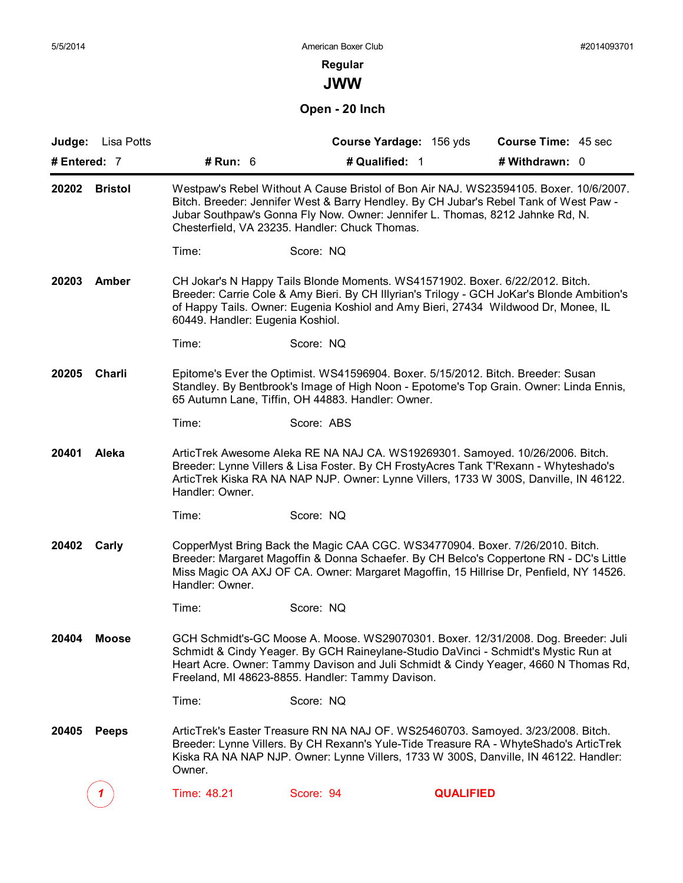American Boxer Club

## Regular

# JWW

### Open - 20 Inch

**Judge:** Lisa Potts | **Course Yardage:** 156 yds | **Course Time:** 45 sec

**# Entered:** 7 | **# Run:** 6 | **# Qualified:** 1 | **# Withdrawn:** 0

---

**20202 Bristol**

Westpaw's Rebel Without A Cause Bristol of Bon Air NAJ. WS23594105. Boxer. 10/6/2007. Bitch. Breeder: Jennifer West & Barry Hendley. By CH Jubar's Rebel Tank of West Paw - Jubar Southpaw's Gonna Fly Now. Owner: Jennifer L. Thomas, 8212 Jahnke Rd, N. Chesterfield, VA 23235. Handler: Chuck Thomas.

Time: Score: NQ

**20203 Amber**

CH Jokar's N Happy Tails Blonde Moments. WS41571902. Boxer. 6/22/2012. Bitch. Breeder: Carrie Cole & Amy Bieri. By CH Illyrian's Trilogy - GCH JoKar's Blonde Ambition's of Happy Tails. Owner: Eugenia Koshiol and Amy Bieri, 27434 Wildwood Dr, Monee, IL 60449. Handler: Eugenia Koshiol.

Time: Score: NQ

**20205 Charli**

Epitome's Ever the Optimist. WS41596904. Boxer. 5/15/2012. Bitch. Breeder: Susan Standley. By Bentbrook's Image of High Noon - Epotome's Top Grain. Owner: Linda Ennis, 65 Autumn Lane, Tiffin, OH 44883. Handler: Owner.

Time: Score: ABS

**20401 Aleka**

ArticTrek Awesome Aleka RE NA NAJ CA. WS19269301. Samoyed. 10/26/2006. Bitch. Breeder: Lynne Villers & Lisa Foster. By CH FrostyAcres Tank T'Rexann - Whyteshado's ArticTrek Kiska RA NA NAP NJP. Owner: Lynne Villers, 1733 W 300S, Danville, IN 46122. Handler: Owner.

Time: Score: NQ

**20402 Carly**

CopperMyst Bring Back the Magic CAA CGC. WS34770904. Boxer. 7/26/2010. Bitch. Breeder: Margaret Magoffin & Donna Schaefer. By CH Belco's Coppertone RN - DC's Little Miss Magic OA AXJ OF CA. Owner: Margaret Magoffin, 15 Hillrise Dr, Penfield, NY 14526. Handler: Owner.

Time: Score: NQ

**20404 Moose**

GCH Schmidt's-GC Moose A. Moose. WS29070301. Boxer. 12/31/2008. Dog. Breeder: Juli Schmidt & Cindy Yeager. By GCH Raineylane-Studio DaVinci - Schmidt's Mystic Run at Heart Acre. Owner: Tammy Davison and Juli Schmidt & Cindy Yeager, 4660 N Thomas Rd, Freeland, MI 48623-8855. Handler: Tammy Davison.

Time: Score: NQ

**20405 Peeps**

ArticTrek's Easter Treasure RN NA NAJ OF. WS25460703. Samoyed. 3/23/2008. Bitch. Breeder: Lynne Villers. By CH Rexann's Yule-Tide Treasure RA - WhyteShado's ArticTrek Kiska RA NA NAP NJP. Owner: Lynne Villers, 1733 W 300S, Danville, IN 46122. Handler: Owner.

1 Time: 48.21 Score: 94 **QUALIFIED**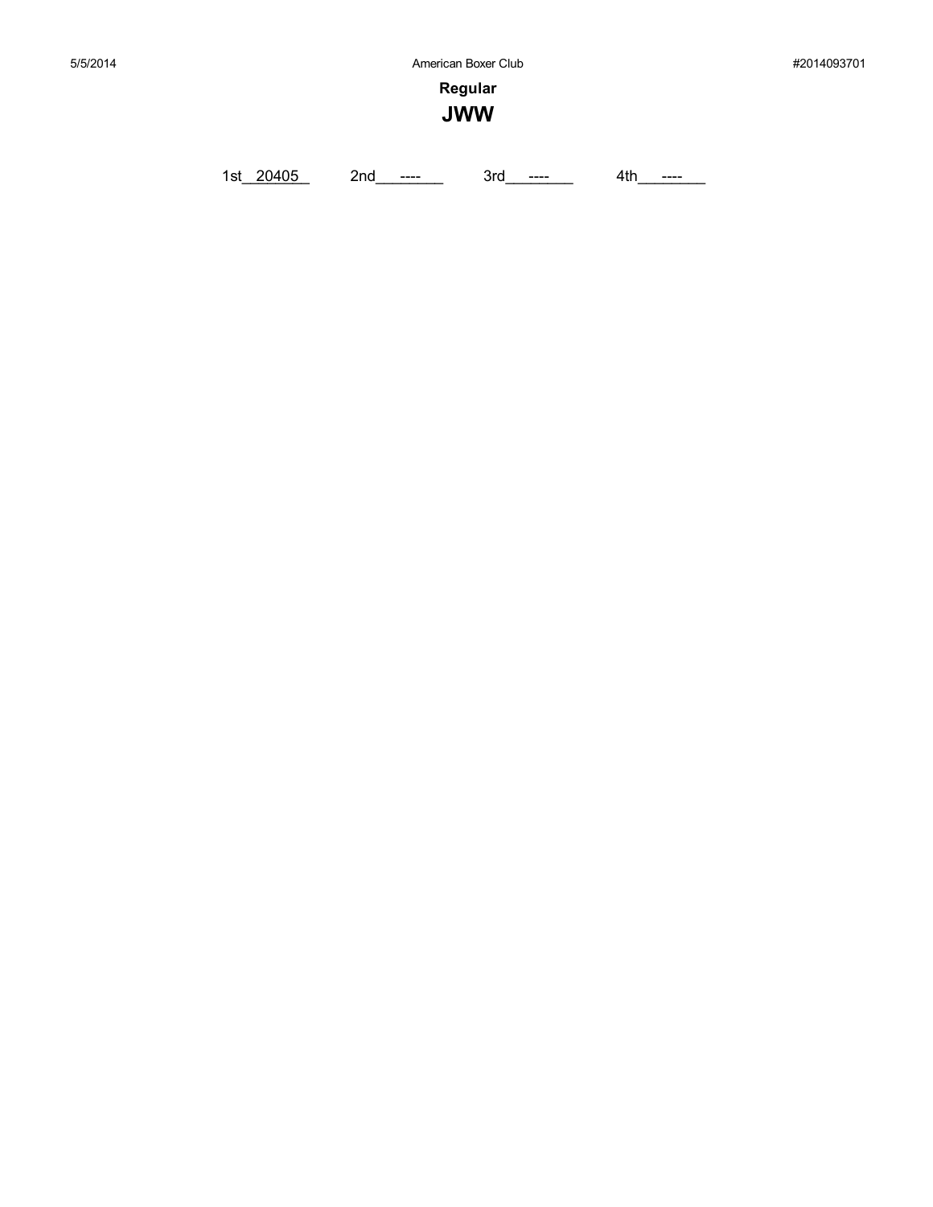## Regular

# JWW

1st 20405 2nd ---- 3rd ---- 4th ----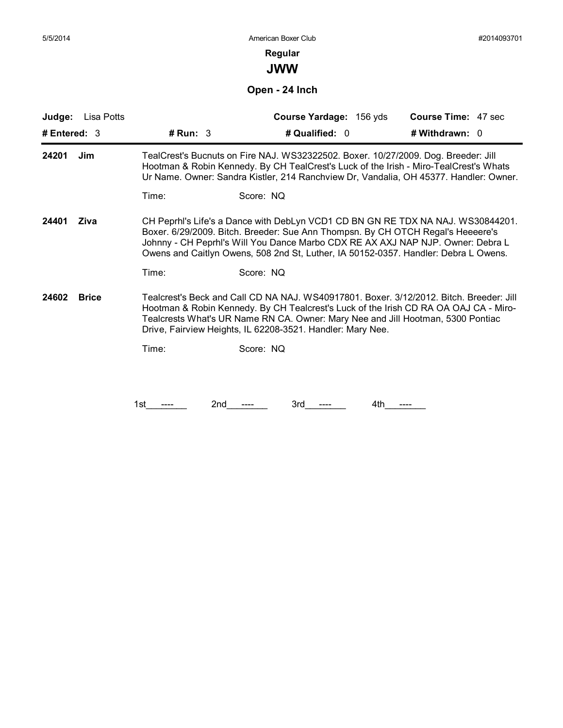**Regular**

# JWW

## Open - 24 Inch

| **Judge:** Lisa Potts | | **Course Yardage:** 156 yds | **Course Time:** 47 sec |
|---|---|---|---|
| **# Entered:** 3 | **# Run:** 3 | **# Qualified:** 0 | **# Withdrawn:** 0 |

**24201 Jim**

TealCrest's Bucnuts on Fire NAJ. WS32322502. Boxer. 10/27/2009. Dog. Breeder: Jill Hootman & Robin Kennedy. By CH TealCrest's Luck of the Irish - Miro-TealCrest's Whats Ur Name. Owner: Sandra Kistler, 214 Ranchview Dr, Vandalia, OH 45377. Handler: Owner.

Time: Score: NQ

**24401 Ziva**

CH Peprhl's Life's a Dance with DebLyn VCD1 CD BN GN RE TDX NA NAJ. WS30844201. Boxer. 6/29/2009. Bitch. Breeder: Sue Ann Thompsn. By CH OTCH Regal's Heeeere's Johnny - CH Peprhl's Will You Dance Marbo CDX RE AX AXJ NAP NJP. Owner: Debra L Owens and Caitlyn Owens, 508 2nd St, Luther, IA 50152-0357. Handler: Debra L Owens.

Time: Score: NQ

**24602 Brice**

Tealcrest's Beck and Call CD NA NAJ. WS40917801. Boxer. 3/12/2012. Bitch. Breeder: Jill Hootman & Robin Kennedy. By CH Tealcrest's Luck of the Irish CD RA OA OAJ CA - Miro-Tealcrests What's UR Name RN CA. Owner: Mary Nee and Jill Hootman, 5300 Pontiac Drive, Fairview Heights, IL 62208-3521. Handler: Mary Nee.

Time: Score: NQ

1st\_\_\_----\_\_\_ 2nd\_\_\_----\_\_\_ 3rd\_\_\_----\_\_\_ 4th\_\_\_----\_\_\_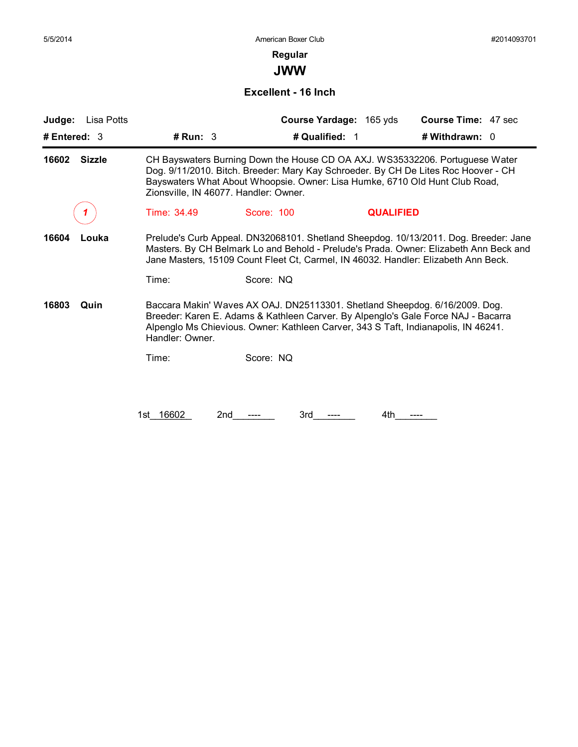5/5/2014 American Boxer Club #2014093701

## Regular

# JWW

### Excellent - 16 Inch

**Judge:** Lisa Potts **Course Yardage:** 165 yds **Course Time:** 47 sec

**# Entered:** 3 **# Run:** 3 **# Qualified:** 1 **# Withdrawn:** 0

---

**16602 Sizzle** CH Bayswaters Burning Down the House CD OA AXJ. WS35332206. Portuguese Water Dog. 9/11/2010. Bitch. Breeder: Mary Kay Schroeder. By CH De Lites Roc Hoover - CH Bayswaters What About Whoopsie. Owner: Lisa Humke, 6710 Old Hunt Club Road, Zionsville, IN 46077. Handler: Owner.

1 Time: 34.49 Score: 100 **QUALIFIED**

**16604 Louka** Prelude's Curb Appeal. DN32068101. Shetland Sheepdog. 10/13/2011. Dog. Breeder: Jane Masters. By CH Belmark Lo and Behold - Prelude's Prada. Owner: Elizabeth Ann Beck and Jane Masters, 15109 Count Fleet Ct, Carmel, IN 46032. Handler: Elizabeth Ann Beck.

Time: Score: NQ

**16803 Quin** Baccara Makin' Waves AX OAJ. DN25113301. Shetland Sheepdog. 6/16/2009. Dog. Breeder: Karen E. Adams & Kathleen Carver. By Alpenglo's Gale Force NAJ - Bacarra Alpenglo Ms Chievious. Owner: Kathleen Carver, 343 S Taft, Indianapolis, IN 46241. Handler: Owner.

Time: Score: NQ

1st 16602 2nd ---- 3rd ---- 4th ----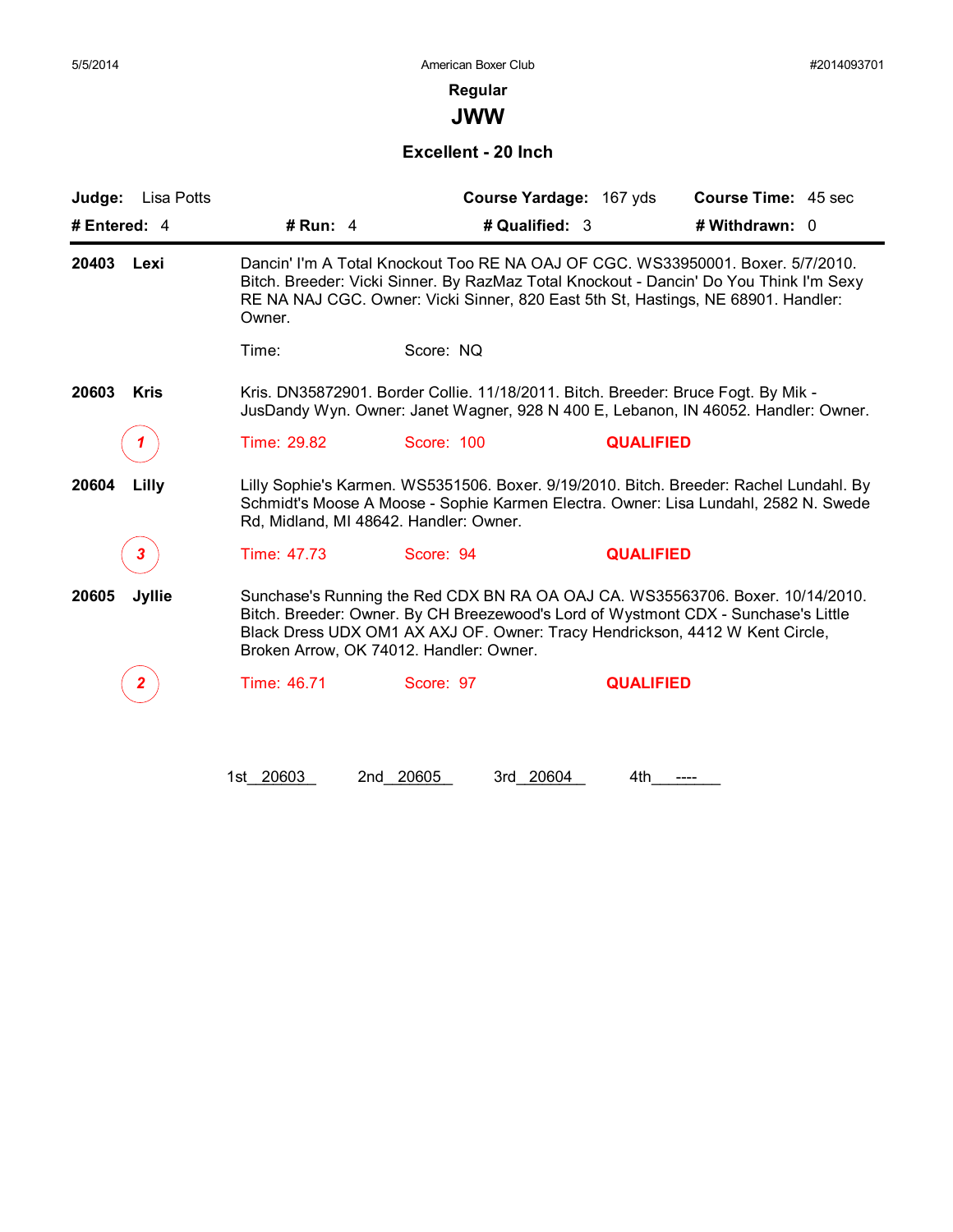5/5/2014 American Boxer Club #2014093701

## Regular

# JWW

### Excellent - 20 Inch

**Judge:** Lisa Potts **Course Yardage:** 167 yds **Course Time:** 45 sec

**# Entered:** 4 **# Run:** 4 **# Qualified:** 3 **# Withdrawn:** 0

---

**20403 Lexi** Dancin' I'm A Total Knockout Too RE NA OAJ OF CGC. WS33950001. Boxer. 5/7/2010. Bitch. Breeder: Vicki Sinner. By RazMaz Total Knockout - Dancin' Do You Think I'm Sexy RE NA NAJ CGC. Owner: Vicki Sinner, 820 East 5th St, Hastings, NE 68901. Handler: Owner.

Time: Score: NQ

**20603 Kris** Kris. DN35872901. Border Collie. 11/18/2011. Bitch. Breeder: Bruce Fogt. By Mik - JusDandy Wyn. Owner: Janet Wagner, 928 N 400 E, Lebanon, IN 46052. Handler: Owner.

*1* Time: 29.82 Score: 100 **QUALIFIED**

**20604 Lilly** Lilly Sophie's Karmen. WS5351506. Boxer. 9/19/2010. Bitch. Breeder: Rachel Lundahl. By Schmidt's Moose A Moose - Sophie Karmen Electra. Owner: Lisa Lundahl, 2582 N. Swede Rd, Midland, MI 48642. Handler: Owner.

*3* Time: 47.73 Score: 94 **QUALIFIED**

**20605 Jyllie** Sunchase's Running the Red CDX BN RA OA OAJ CA. WS35563706. Boxer. 10/14/2010. Bitch. Breeder: Owner. By CH Breezewood's Lord of Wystmont CDX - Sunchase's Little Black Dress UDX OM1 AX AXJ OF. Owner: Tracy Hendrickson, 4412 W Kent Circle, Broken Arrow, OK 74012. Handler: Owner.

*2* Time: 46.71 Score: 97 **QUALIFIED**

1st 20603 2nd 20605 3rd 20604 4th ----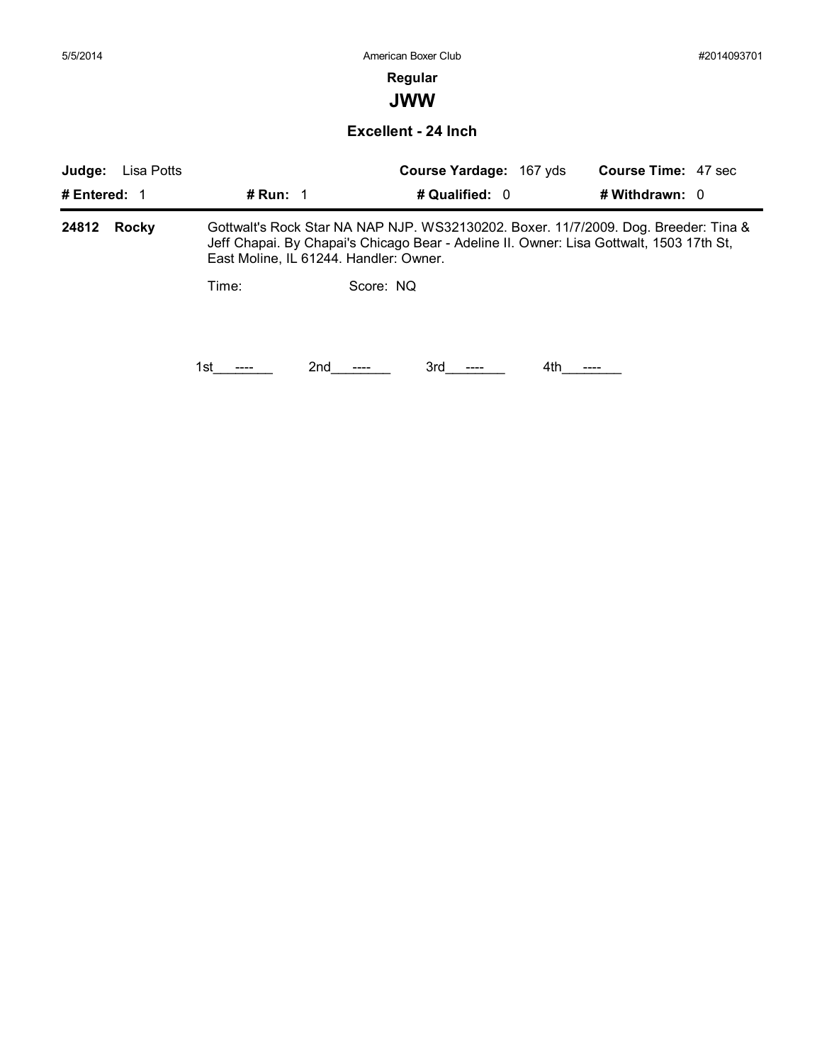5/5/2014 American Boxer Club #2014093701

**Regular**

## JWW

### Excellent - 24 Inch

| **Judge:** Lisa Potts | | **Course Yardage:** 167 yds | **Course Time:** 47 sec |
|---|---|---|---|
| **# Entered:** 1 | **# Run:** 1 | **# Qualified:** 0 | **# Withdrawn:** 0 |

**24812 Rocky** Gottwalt's Rock Star NA NAP NJP. WS32130202. Boxer. 11/7/2009. Dog. Breeder: Tina & Jeff Chapai. By Chapai's Chicago Bear - Adeline II. Owner: Lisa Gottwalt, 1503 17th St, East Moline, IL 61244. Handler: Owner.

Time: Score: NQ

1st\_\_\_----\_\_\_ 2nd\_\_\_----\_\_\_ 3rd\_\_\_----\_\_\_ 4th\_\_\_----\_\_\_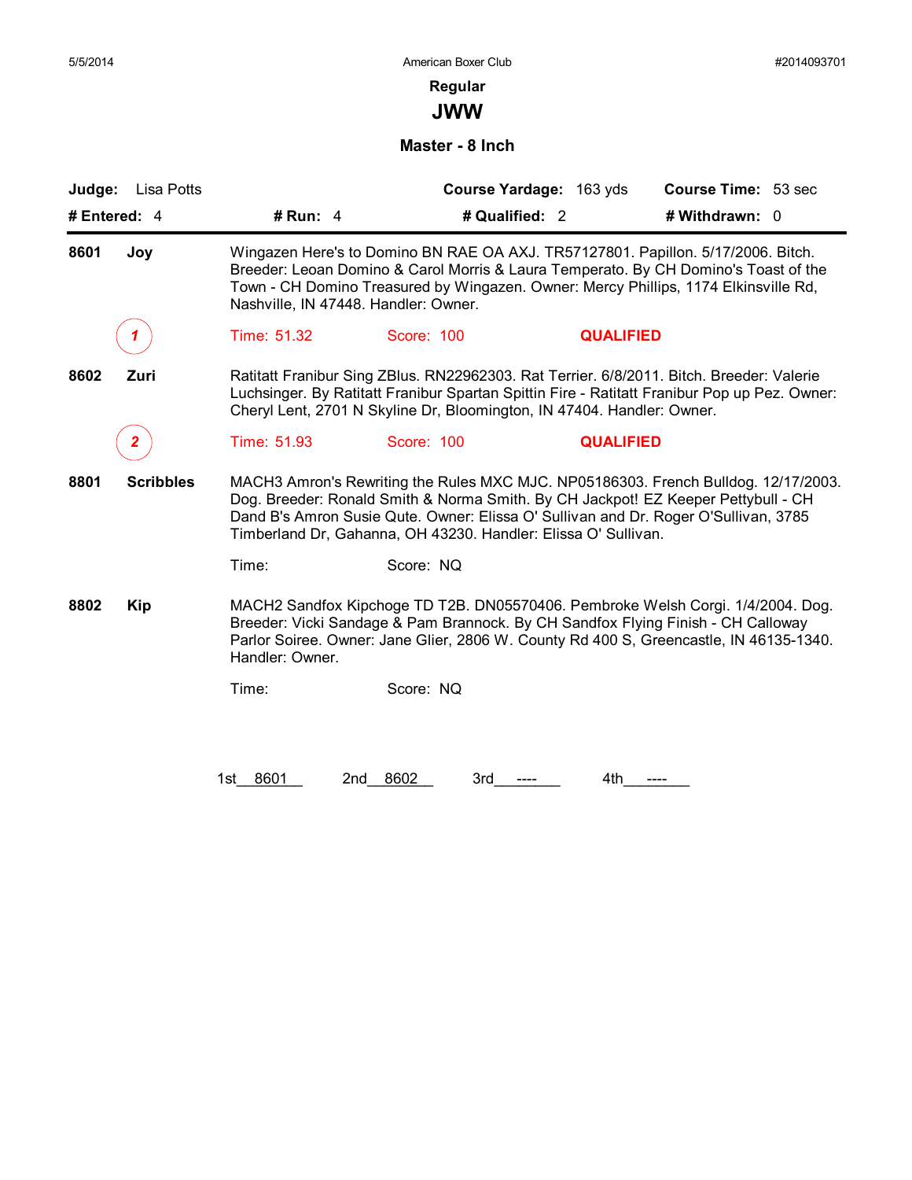American Boxer Club

## Regular

# JWW

### Master - 8 Inch

**Judge:** Lisa Potts **Course Yardage:** 163 yds **Course Time:** 53 sec

**# Entered:** 4 **# Run:** 4 **# Qualified:** 2 **# Withdrawn:** 0

---

**8601 Joy**

Wingazen Here's to Domino BN RAE OA AXJ. TR57127801. Papillon. 5/17/2006. Bitch. Breeder: Leoan Domino & Carol Morris & Laura Temperato. By CH Domino's Toast of the Town - CH Domino Treasured by Wingazen. Owner: Mercy Phillips, 1174 Elkinsville Rd, Nashville, IN 47448. Handler: Owner.

1 Time: 51.32 Score: 100 **QUALIFIED**

**8602 Zuri**

Ratitatt Franibur Sing ZBlus. RN22962303. Rat Terrier. 6/8/2011. Bitch. Breeder: Valerie Luchsinger. By Ratitatt Franibur Spartan Spittin Fire - Ratitatt Franibur Pop up Pez. Owner: Cheryl Lent, 2701 N Skyline Dr, Bloomington, IN 47404. Handler: Owner.

2 Time: 51.93 Score: 100 **QUALIFIED**

**8801 Scribbles**

MACH3 Amron's Rewriting the Rules MXC MJC. NP05186303. French Bulldog. 12/17/2003. Dog. Breeder: Ronald Smith & Norma Smith. By CH Jackpot! EZ Keeper Pettybull - CH Dand B's Amron Susie Qute. Owner: Elissa O' Sullivan and Dr. Roger O'Sullivan, 3785 Timberland Dr, Gahanna, OH 43230. Handler: Elissa O' Sullivan.

Time: Score: NQ

**8802 Kip**

MACH2 Sandfox Kipchoge TD T2B. DN05570406. Pembroke Welsh Corgi. 1/4/2004. Dog. Breeder: Vicki Sandage & Pam Brannock. By CH Sandfox Flying Finish - CH Calloway Parlor Soiree. Owner: Jane Glier, 2806 W. County Rd 400 S, Greencastle, IN 46135-1340. Handler: Owner.

Time: Score: NQ

1st 8601 2nd 8602 3rd ---- 4th ----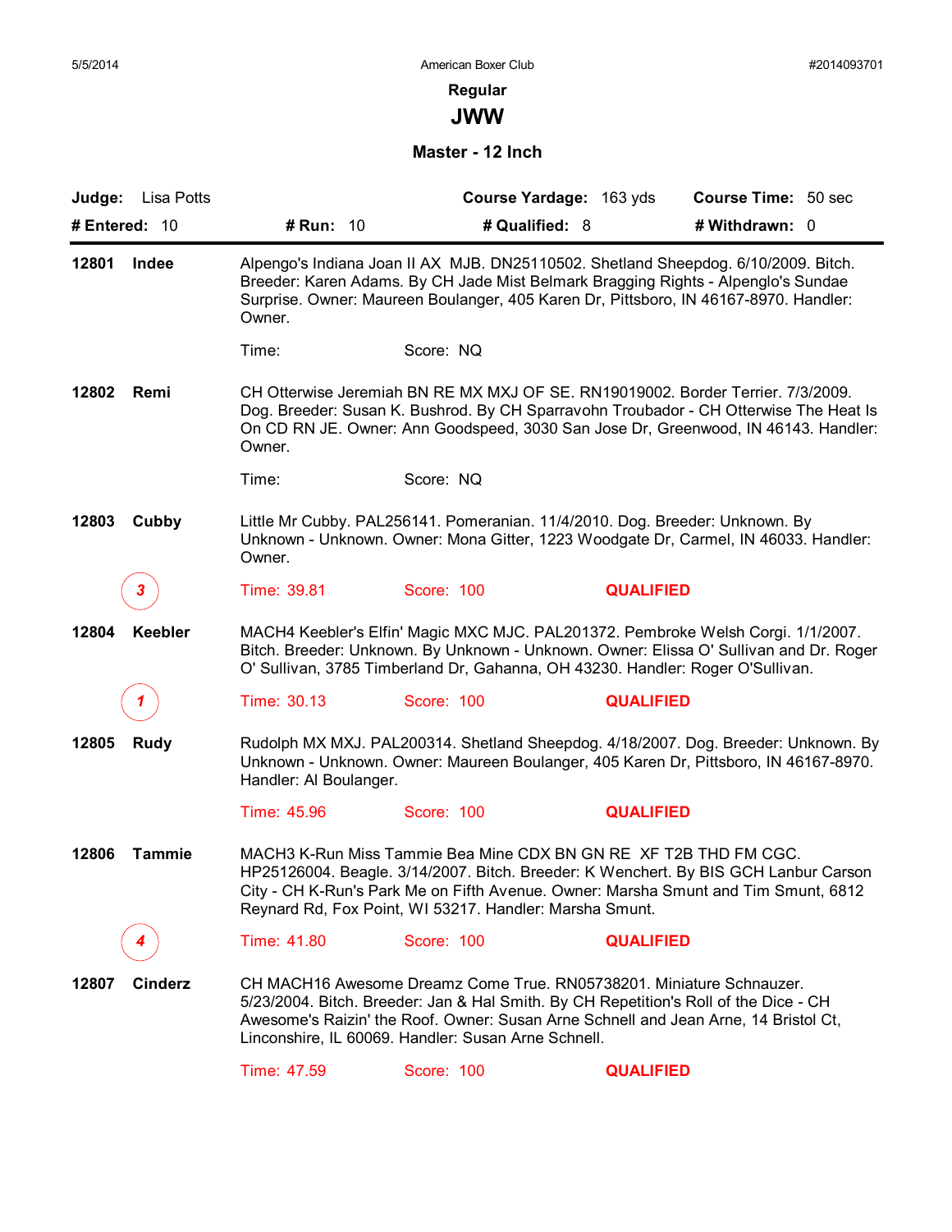American Boxer Club

**Regular**

# JWW

## Master - 12 Inch

**Judge:** Lisa Potts | **Course Yardage:** 163 yds | **Course Time:** 50 sec

**# Entered:** 10 | **# Run:** 10 | **# Qualified:** 8 | **# Withdrawn:** 0

---

**12801 Indee**

Alpengo's Indiana Joan II AX MJB. DN25110502. Shetland Sheepdog. 6/10/2009. Bitch. Breeder: Karen Adams. By CH Jade Mist Belmark Bragging Rights - Alpenglo's Sundae Surprise. Owner: Maureen Boulanger, 405 Karen Dr, Pittsboro, IN 46167-8970. Handler: Owner.

Time: Score: NQ

**12802 Remi**

CH Otterwise Jeremiah BN RE MX MXJ OF SE. RN19019002. Border Terrier. 7/3/2009. Dog. Breeder: Susan K. Bushrod. By CH Sparravohn Troubador - CH Otterwise The Heat Is On CD RN JE. Owner: Ann Goodspeed, 3030 San Jose Dr, Greenwood, IN 46143. Handler: Owner.

Time: Score: NQ

**12803 Cubby**

Little Mr Cubby. PAL256141. Pomeranian. 11/4/2010. Dog. Breeder: Unknown. By Unknown - Unknown. Owner: Mona Gitter, 1223 Woodgate Dr, Carmel, IN 46033. Handler: Owner.

Placement: 3 — Time: 39.81 Score: 100 **QUALIFIED**

**12804 Keebler**

MACH4 Keebler's Elfin' Magic MXC MJC. PAL201372. Pembroke Welsh Corgi. 1/1/2007. Bitch. Breeder: Unknown. By Unknown - Unknown. Owner: Elissa O' Sullivan and Dr. Roger O' Sullivan, 3785 Timberland Dr, Gahanna, OH 43230. Handler: Roger O'Sullivan.

Placement: 1 — Time: 30.13 Score: 100 **QUALIFIED**

**12805 Rudy**

Rudolph MX MXJ. PAL200314. Shetland Sheepdog. 4/18/2007. Dog. Breeder: Unknown. By Unknown - Unknown. Owner: Maureen Boulanger, 405 Karen Dr, Pittsboro, IN 46167-8970. Handler: Al Boulanger.

Time: 45.96 Score: 100 **QUALIFIED**

**12806 Tammie**

MACH3 K-Run Miss Tammie Bea Mine CDX BN GN RE XF T2B THD FM CGC. HP25126004. Beagle. 3/14/2007. Bitch. Breeder: K Wenchert. By BIS GCH Lanbur Carson City - CH K-Run's Park Me on Fifth Avenue. Owner: Marsha Smunt and Tim Smunt, 6812 Reynard Rd, Fox Point, WI 53217. Handler: Marsha Smunt.

Placement: 4 — Time: 41.80 Score: 100 **QUALIFIED**

**12807 Cinderz**

CH MACH16 Awesome Dreamz Come True. RN05738201. Miniature Schnauzer. 5/23/2004. Bitch. Breeder: Jan & Hal Smith. By CH Repetition's Roll of the Dice - CH Awesome's Raizin' the Roof. Owner: Susan Arne Schnell and Jean Arne, 14 Bristol Ct, Linconshire, IL 60069. Handler: Susan Arne Schnell.

Time: 47.59 Score: 100 **QUALIFIED**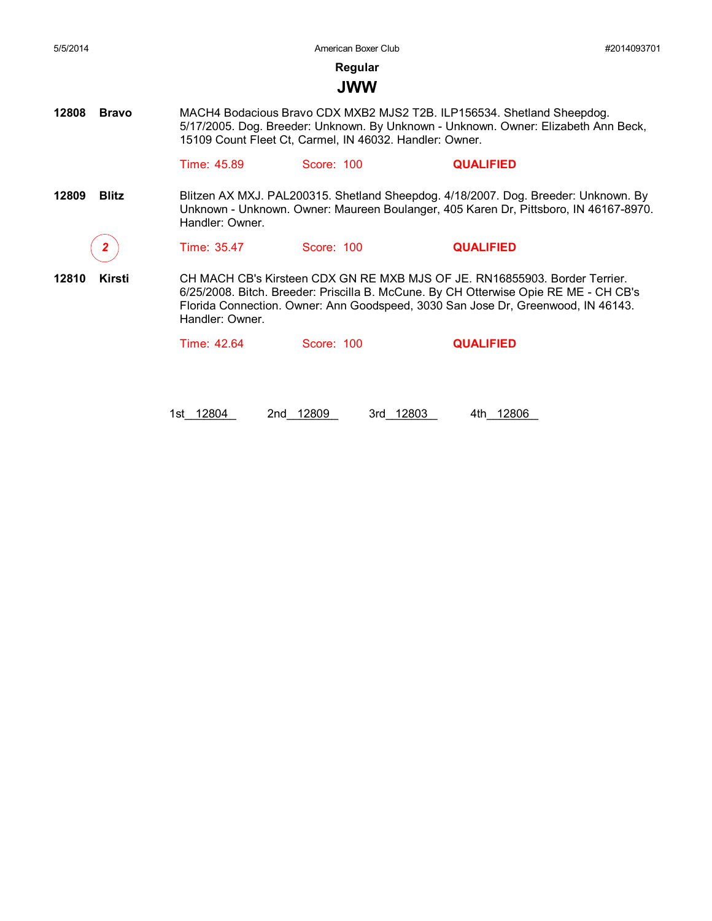Regular

# JWW

**12808** **Bravo**

MACH4 Bodacious Bravo CDX MXB2 MJS2 T2B. ILP156534. Shetland Sheepdog. 5/17/2005. Dog. Breeder: Unknown. By Unknown - Unknown. Owner: Elizabeth Ann Beck, 15109 Count Fleet Ct, Carmel, IN 46032. Handler: Owner.

Time: 45.89 Score: 100 **QUALIFIED**

**12809** **Blitz**

Blitzen AX MXJ. PAL200315. Shetland Sheepdog. 4/18/2007. Dog. Breeder: Unknown. By Unknown - Unknown. Owner: Maureen Boulanger, 405 Karen Dr, Pittsboro, IN 46167-8970. Handler: Owner.

*2*

Time: 35.47 Score: 100 **QUALIFIED**

**12810** **Kirsti**

CH MACH CB's Kirsteen CDX GN RE MXB MJS OF JE. RN16855903. Border Terrier. 6/25/2008. Bitch. Breeder: Priscilla B. McCune. By CH Otterwise Opie RE ME - CH CB's Florida Connection. Owner: Ann Goodspeed, 3030 San Jose Dr, Greenwood, IN 46143. Handler: Owner.

Time: 42.64 Score: 100 **QUALIFIED**

1st 12804 2nd 12809 3rd 12803 4th 12806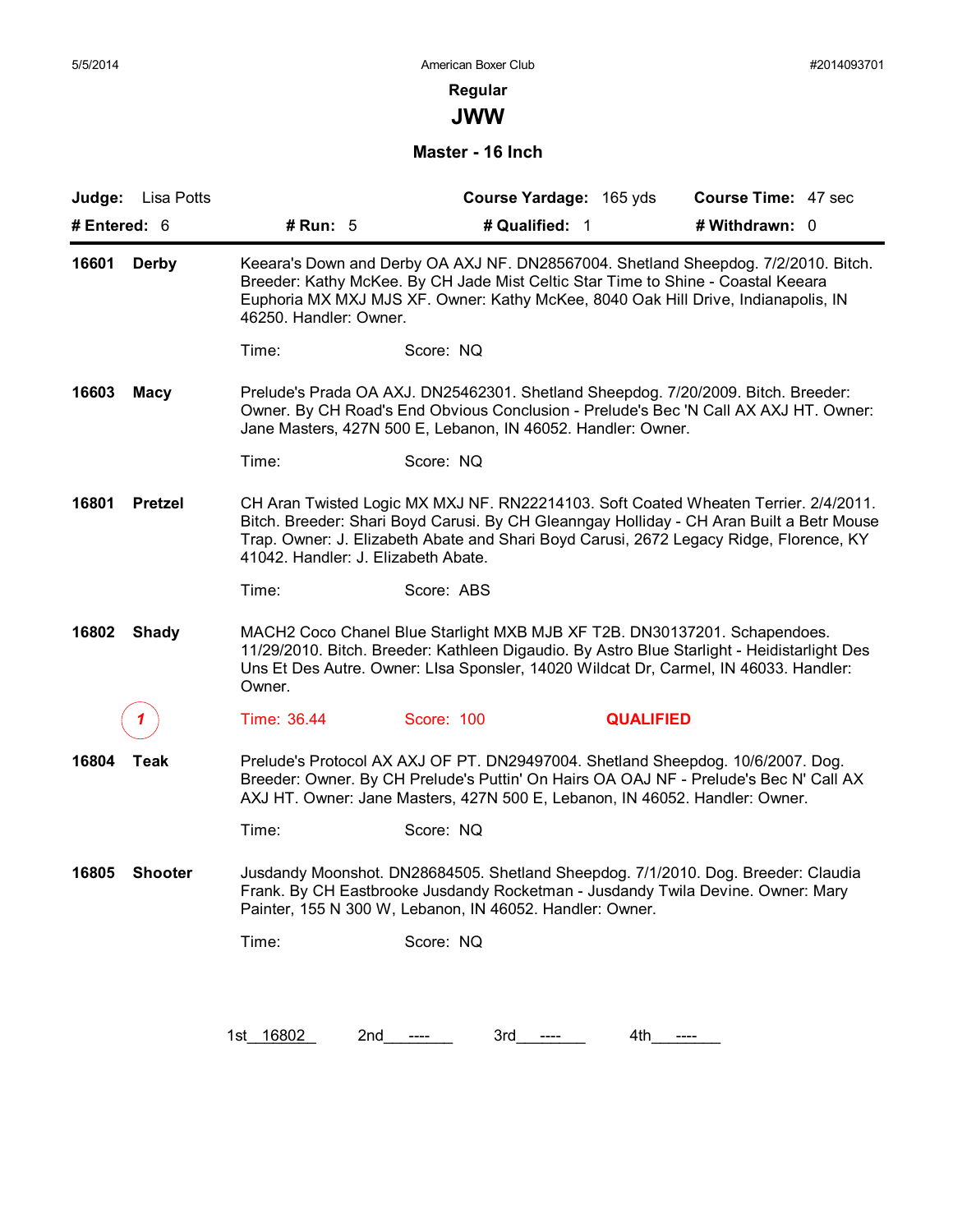5/5/2014 American Boxer Club #2014093701

**Regular**

# JWW

### Master - 16 Inch

**Judge:** Lisa Potts **Course Yardage:** 165 yds **Course Time:** 47 sec

**# Entered:** 6 **# Run:** 5 **# Qualified:** 1 **# Withdrawn:** 0

---

**16601 Derby**

Keeara's Down and Derby OA AXJ NF. DN28567004. Shetland Sheepdog. 7/2/2010. Bitch. Breeder: Kathy McKee. By CH Jade Mist Celtic Star Time to Shine - Coastal Keeara Euphoria MX MXJ MJS XF. Owner: Kathy McKee, 8040 Oak Hill Drive, Indianapolis, IN 46250. Handler: Owner.

Time: Score: NQ

**16603 Macy**

Prelude's Prada OA AXJ. DN25462301. Shetland Sheepdog. 7/20/2009. Bitch. Breeder: Owner. By CH Road's End Obvious Conclusion - Prelude's Bec 'N Call AX AXJ HT. Owner: Jane Masters, 427N 500 E, Lebanon, IN 46052. Handler: Owner.

Time: Score: NQ

**16801 Pretzel**

CH Aran Twisted Logic MX MXJ NF. RN22214103. Soft Coated Wheaten Terrier. 2/4/2011. Bitch. Breeder: Shari Boyd Carusi. By CH Gleanngay Holliday - CH Aran Built a Betr Mouse Trap. Owner: J. Elizabeth Abate and Shari Boyd Carusi, 2672 Legacy Ridge, Florence, KY 41042. Handler: J. Elizabeth Abate.

Time: Score: ABS

**16802 Shady**

MACH2 Coco Chanel Blue Starlight MXB MJB XF T2B. DN30137201. Schapendoes. 11/29/2010. Bitch. Breeder: Kathleen Digaudio. By Astro Blue Starlight - Heidistarlight Des Uns Et Des Autre. Owner: LIsa Sponsler, 14020 Wildcat Dr, Carmel, IN 46033. Handler: Owner.

1 Time: 36.44 Score: 100 **QUALIFIED**

**16804 Teak**

Prelude's Protocol AX AXJ OF PT. DN29497004. Shetland Sheepdog. 10/6/2007. Dog. Breeder: Owner. By CH Prelude's Puttin' On Hairs OA OAJ NF - Prelude's Bec N' Call AX AXJ HT. Owner: Jane Masters, 427N 500 E, Lebanon, IN 46052. Handler: Owner.

Time: Score: NQ

**16805 Shooter**

Jusdandy Moonshot. DN28684505. Shetland Sheepdog. 7/1/2010. Dog. Breeder: Claudia Frank. By CH Eastbrooke Jusdandy Rocketman - Jusdandy Twila Devine. Owner: Mary Painter, 155 N 300 W, Lebanon, IN 46052. Handler: Owner.

Time: Score: NQ

1st 16802 2nd ---- 3rd ---- 4th ----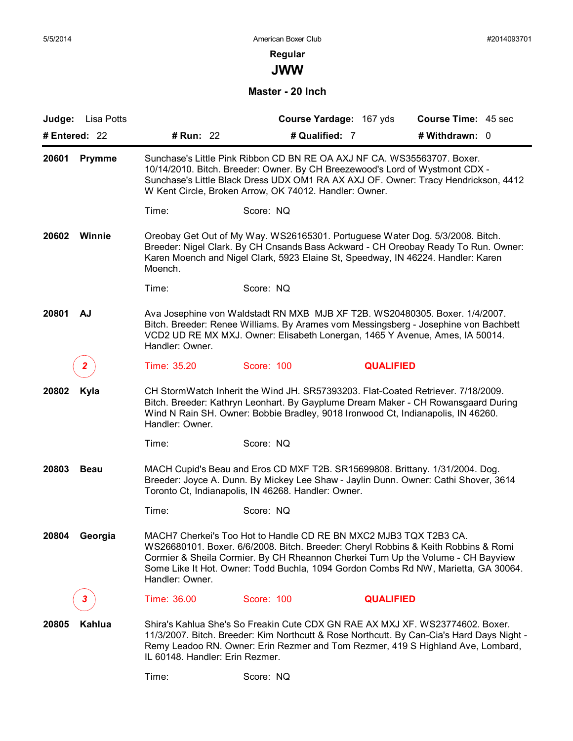American Boxer Club

## Regular

# JWW

### Master - 20 Inch

**Judge:** Lisa Potts | **Course Yardage:** 167 yds | **Course Time:** 45 sec

**# Entered:** 22 | **# Run:** 22 | **# Qualified:** 7 | **# Withdrawn:** 0

---

**20601 Prymme**

Sunchase's Little Pink Ribbon CD BN RE OA AXJ NF CA. WS35563707. Boxer. 10/14/2010. Bitch. Breeder: Owner. By CH Breezewood's Lord of Wystmont CDX - Sunchase's Little Black Dress UDX OM1 RA AX AXJ OF. Owner: Tracy Hendrickson, 4412 W Kent Circle, Broken Arrow, OK 74012. Handler: Owner.

Time: Score: NQ

**20602 Winnie**

Oreobay Get Out of My Way. WS26165301. Portuguese Water Dog. 5/3/2008. Bitch. Breeder: Nigel Clark. By CH Cnsands Bass Ackward - CH Oreobay Ready To Run. Owner: Karen Moench and Nigel Clark, 5923 Elaine St, Speedway, IN 46224. Handler: Karen Moench.

Time: Score: NQ

**20801 AJ**

Ava Josephine von Waldstadt RN MXB MJB XF T2B. WS20480305. Boxer. 1/4/2007. Bitch. Breeder: Renee Williams. By Arames vom Messingsberg - Josephine von Bachbett VCD2 UD RE MX MXJ. Owner: Elisabeth Lonergan, 1465 Y Avenue, Ames, IA 50014. Handler: Owner.

2 Time: 35.20 Score: 100 **QUALIFIED**

**20802 Kyla**

CH StormWatch Inherit the Wind JH. SR57393203. Flat-Coated Retriever. 7/18/2009. Bitch. Breeder: Kathryn Leonhart. By Gayplume Dream Maker - CH Rowansgaard During Wind N Rain SH. Owner: Bobbie Bradley, 9018 Ironwood Ct, Indianapolis, IN 46260. Handler: Owner.

Time: Score: NQ

**20803 Beau**

MACH Cupid's Beau and Eros CD MXF T2B. SR15699808. Brittany. 1/31/2004. Dog. Breeder: Joyce A. Dunn. By Mickey Lee Shaw - Jaylin Dunn. Owner: Cathi Shover, 3614 Toronto Ct, Indianapolis, IN 46268. Handler: Owner.

Time: Score: NQ

**20804 Georgia**

MACH7 Cherkei's Too Hot to Handle CD RE BN MXC2 MJB3 TQX T2B3 CA. WS26680101. Boxer. 6/6/2008. Bitch. Breeder: Cheryl Robbins & Keith Robbins & Romi Cormier & Sheila Cormier. By CH Rheannon Cherkei Turn Up the Volume - CH Bayview Some Like It Hot. Owner: Todd Buchla, 1094 Gordon Combs Rd NW, Marietta, GA 30064. Handler: Owner.

3 Time: 36.00 Score: 100 **QUALIFIED**

**20805 Kahlua**

Shira's Kahlua She's So Freakin Cute CDX GN RAE AX MXJ XF. WS23774602. Boxer. 11/3/2007. Bitch. Breeder: Kim Northcutt & Rose Northcutt. By Can-Cia's Hard Days Night - Remy Leadoo RN. Owner: Erin Rezmer and Tom Rezmer, 419 S Highland Ave, Lombard, IL 60148. Handler: Erin Rezmer.

Time: Score: NQ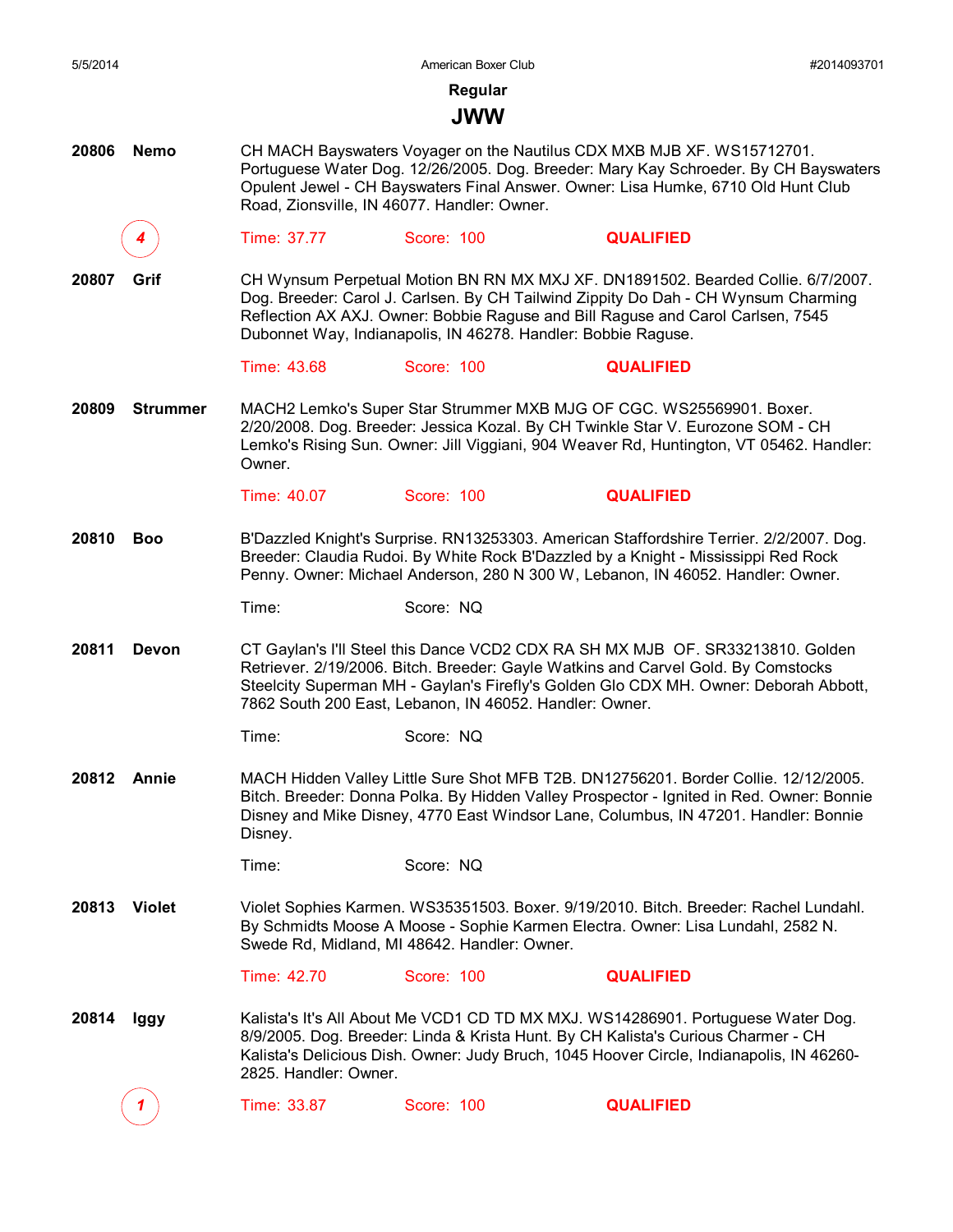## Regular

## JWW

**20806 Nemo**

CH MACH Bayswaters Voyager on the Nautilus CDX MXB MJB XF. WS15712701. Portuguese Water Dog. 12/26/2005. Dog. Breeder: Mary Kay Schroeder. By CH Bayswaters Opulent Jewel - CH Bayswaters Final Answer. Owner: Lisa Humke, 6710 Old Hunt Club Road, Zionsville, IN 46077. Handler: Owner.

4 — Time: 37.77 — Score: 100 — **QUALIFIED**

**20807 Grif**

CH Wynsum Perpetual Motion BN RN MX MXJ XF. DN1891502. Bearded Collie. 6/7/2007. Dog. Breeder: Carol J. Carlsen. By CH Tailwind Zippity Do Dah - CH Wynsum Charming Reflection AX AXJ. Owner: Bobbie Raguse and Bill Raguse and Carol Carlsen, 7545 Dubonnet Way, Indianapolis, IN 46278. Handler: Bobbie Raguse.

Time: 43.68 — Score: 100 — **QUALIFIED**

**20809 Strummer**

MACH2 Lemko's Super Star Strummer MXB MJG OF CGC. WS25569901. Boxer. 2/20/2008. Dog. Breeder: Jessica Kozal. By CH Twinkle Star V. Eurozone SOM - CH Lemko's Rising Sun. Owner: Jill Viggiani, 904 Weaver Rd, Huntington, VT 05462. Handler: Owner.

Time: 40.07 — Score: 100 — **QUALIFIED**

**20810 Boo**

B'Dazzled Knight's Surprise. RN13253303. American Staffordshire Terrier. 2/2/2007. Dog. Breeder: Claudia Rudoi. By White Rock B'Dazzled by a Knight - Mississippi Red Rock Penny. Owner: Michael Anderson, 280 N 300 W, Lebanon, IN 46052. Handler: Owner.

Time: — Score: NQ

**20811 Devon**

CT Gaylan's I'll Steel this Dance VCD2 CDX RA SH MX MJB OF. SR33213810. Golden Retriever. 2/19/2006. Bitch. Breeder: Gayle Watkins and Carvel Gold. By Comstocks Steelcity Superman MH - Gaylan's Firefly's Golden Glo CDX MH. Owner: Deborah Abbott, 7862 South 200 East, Lebanon, IN 46052. Handler: Owner.

Time: — Score: NQ

**20812 Annie**

MACH Hidden Valley Little Sure Shot MFB T2B. DN12756201. Border Collie. 12/12/2005. Bitch. Breeder: Donna Polka. By Hidden Valley Prospector - Ignited in Red. Owner: Bonnie Disney and Mike Disney, 4770 East Windsor Lane, Columbus, IN 47201. Handler: Bonnie Disney.

Time: — Score: NQ

**20813 Violet**

Violet Sophies Karmen. WS35351503. Boxer. 9/19/2010. Bitch. Breeder: Rachel Lundahl. By Schmidts Moose A Moose - Sophie Karmen Electra. Owner: Lisa Lundahl, 2582 N. Swede Rd, Midland, MI 48642. Handler: Owner.

Time: 42.70 — Score: 100 — **QUALIFIED**

**20814 Iggy**

Kalista's It's All About Me VCD1 CD TD MX MXJ. WS14286901. Portuguese Water Dog. 8/9/2005. Dog. Breeder: Linda & Krista Hunt. By CH Kalista's Curious Charmer - CH Kalista's Delicious Dish. Owner: Judy Bruch, 1045 Hoover Circle, Indianapolis, IN 46260-2825. Handler: Owner.

1 — Time: 33.87 — Score: 100 — **QUALIFIED**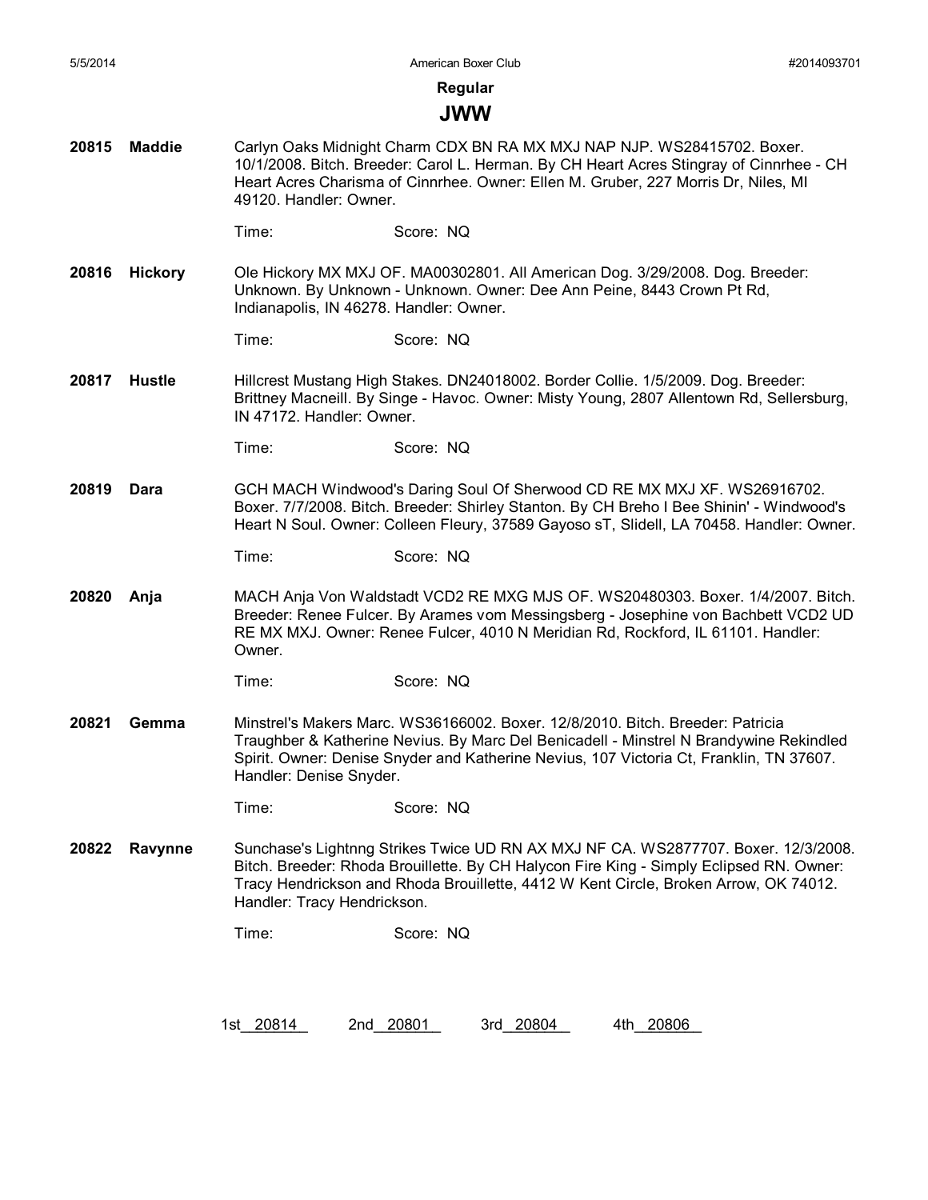## Regular

# JWW

**20815** **Maddie**

Carlyn Oaks Midnight Charm CDX BN RA MX MXJ NAP NJP. WS28415702. Boxer. 10/1/2008. Bitch. Breeder: Carol L. Herman. By CH Heart Acres Stingray of Cinnrhee - CH Heart Acres Charisma of Cinnrhee. Owner: Ellen M. Gruber, 227 Morris Dr, Niles, MI 49120. Handler: Owner.

Time: Score: NQ

**20816** **Hickory**

Ole Hickory MX MXJ OF. MA00302801. All American Dog. 3/29/2008. Dog. Breeder: Unknown. By Unknown - Unknown. Owner: Dee Ann Peine, 8443 Crown Pt Rd, Indianapolis, IN 46278. Handler: Owner.

Time: Score: NQ

**20817** **Hustle**

Hillcrest Mustang High Stakes. DN24018002. Border Collie. 1/5/2009. Dog. Breeder: Brittney Macneill. By Singe - Havoc. Owner: Misty Young, 2807 Allentown Rd, Sellersburg, IN 47172. Handler: Owner.

Time: Score: NQ

**20819** **Dara**

GCH MACH Windwood's Daring Soul Of Sherwood CD RE MX MXJ XF. WS26916702. Boxer. 7/7/2008. Bitch. Breeder: Shirley Stanton. By CH Breho I Bee Shinin' - Windwood's Heart N Soul. Owner: Colleen Fleury, 37589 Gayoso sT, Slidell, LA 70458. Handler: Owner.

Time: Score: NQ

**20820** **Anja**

MACH Anja Von Waldstadt VCD2 RE MXG MJS OF. WS20480303. Boxer. 1/4/2007. Bitch. Breeder: Renee Fulcer. By Arames vom Messingsberg - Josephine von Bachbett VCD2 UD RE MX MXJ. Owner: Renee Fulcer, 4010 N Meridian Rd, Rockford, IL 61101. Handler: Owner.

Time: Score: NQ

**20821** **Gemma**

Minstrel's Makers Marc. WS36166002. Boxer. 12/8/2010. Bitch. Breeder: Patricia Traughber & Katherine Nevius. By Marc Del Benicadell - Minstrel N Brandywine Rekindled Spirit. Owner: Denise Snyder and Katherine Nevius, 107 Victoria Ct, Franklin, TN 37607. Handler: Denise Snyder.

Time: Score: NQ

**20822** **Ravynne**

Sunchase's Lightnng Strikes Twice UD RN AX MXJ NF CA. WS2877707. Boxer. 12/3/2008. Bitch. Breeder: Rhoda Brouillette. By CH Halycon Fire King - Simply Eclipsed RN. Owner: Tracy Hendrickson and Rhoda Brouillette, 4412 W Kent Circle, Broken Arrow, OK 74012. Handler: Tracy Hendrickson.

Time: Score: NQ

1st__20814__ 2nd__20801__ 3rd__20804__ 4th__20806__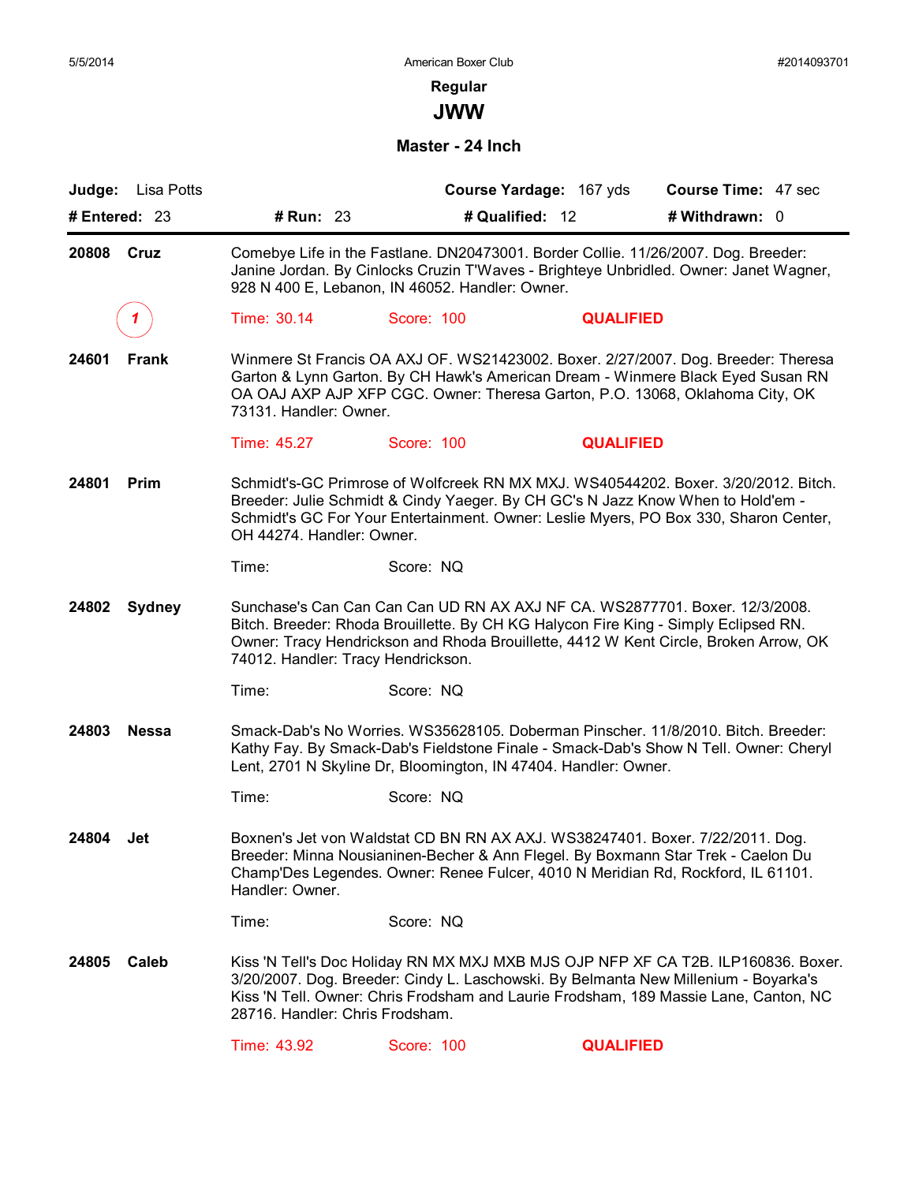American Boxer Club

**Regular**

# JWW

### Master - 24 Inch

**Judge:** Lisa Potts | **Course Yardage:** 167 yds | **Course Time:** 47 sec

**# Entered:** 23 | **# Run:** 23 | **# Qualified:** 12 | **# Withdrawn:** 0

---

**20808 Cruz**

Comebye Life in the Fastlane. DN20473001. Border Collie. 11/26/2007. Dog. Breeder: Janine Jordan. By Cinlocks Cruzin T'Waves - Brighteye Unbridled. Owner: Janet Wagner, 928 N 400 E, Lebanon, IN 46052. Handler: Owner.

1 — Time: 30.14 — Score: 100 — **QUALIFIED**

**24601 Frank**

Winmere St Francis OA AXJ OF. WS21423002. Boxer. 2/27/2007. Dog. Breeder: Theresa Garton & Lynn Garton. By CH Hawk's American Dream - Winmere Black Eyed Susan RN OA OAJ AXP AJP XFP CGC. Owner: Theresa Garton, P.O. 13068, Oklahoma City, OK 73131. Handler: Owner.

Time: 45.27 — Score: 100 — **QUALIFIED**

**24801 Prim**

Schmidt's-GC Primrose of Wolfcreek RN MX MXJ. WS40544202. Boxer. 3/20/2012. Bitch. Breeder: Julie Schmidt & Cindy Yaeger. By CH GC's N Jazz Know When to Hold'em - Schmidt's GC For Your Entertainment. Owner: Leslie Myers, PO Box 330, Sharon Center, OH 44274. Handler: Owner.

Time: — Score: NQ

**24802 Sydney**

Sunchase's Can Can Can Can UD RN AX AXJ NF CA. WS2877701. Boxer. 12/3/2008. Bitch. Breeder: Rhoda Brouillette. By CH KG Halycon Fire King - Simply Eclipsed RN. Owner: Tracy Hendrickson and Rhoda Brouillette, 4412 W Kent Circle, Broken Arrow, OK 74012. Handler: Tracy Hendrickson.

Time: — Score: NQ

**24803 Nessa**

Smack-Dab's No Worries. WS35628105. Doberman Pinscher. 11/8/2010. Bitch. Breeder: Kathy Fay. By Smack-Dab's Fieldstone Finale - Smack-Dab's Show N Tell. Owner: Cheryl Lent, 2701 N Skyline Dr, Bloomington, IN 47404. Handler: Owner.

Time: — Score: NQ

**24804 Jet**

Boxnen's Jet von Waldstat CD BN RN AX AXJ. WS38247401. Boxer. 7/22/2011. Dog. Breeder: Minna Nousianinen-Becher & Ann Flegel. By Boxmann Star Trek - Caelon Du Champ'Des Legendes. Owner: Renee Fulcer, 4010 N Meridian Rd, Rockford, IL 61101. Handler: Owner.

Time: — Score: NQ

**24805 Caleb**

Kiss 'N Tell's Doc Holiday RN MX MXJ MXB MJS OJP NFP XF CA T2B. ILP160836. Boxer. 3/20/2007. Dog. Breeder: Cindy L. Laschowski. By Belmanta New Millenium - Boyarka's Kiss 'N Tell. Owner: Chris Frodsham and Laurie Frodsham, 189 Massie Lane, Canton, NC 28716. Handler: Chris Frodsham.

Time: 43.92 — Score: 100 — **QUALIFIED**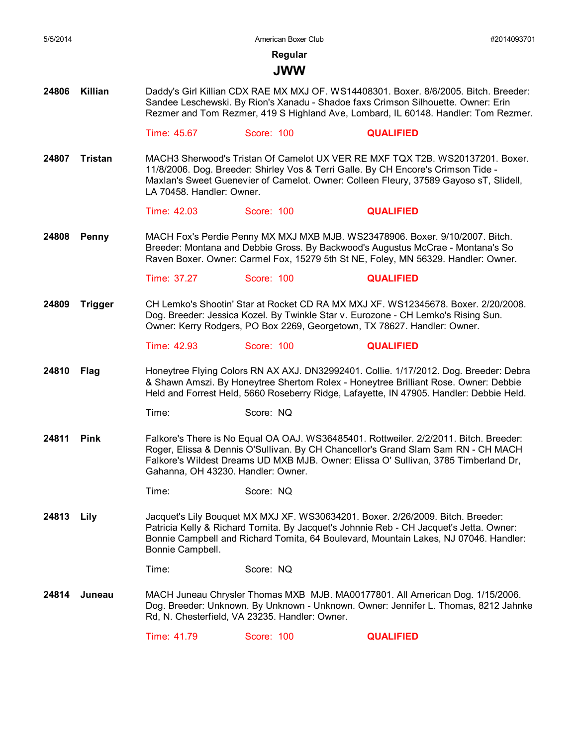## Regular

# JWW

**24806 Killian**

Daddy's Girl Killian CDX RAE MX MXJ OF. WS14408301. Boxer. 8/6/2005. Bitch. Breeder: Sandee Leschewski. By Rion's Xanadu - Shadoe faxs Crimson Silhouette. Owner: Erin Rezmer and Tom Rezmer, 419 S Highland Ave, Lombard, IL 60148. Handler: Tom Rezmer.

Time: 45.67 Score: 100 **QUALIFIED**

**24807 Tristan**

MACH3 Sherwood's Tristan Of Camelot UX VER RE MXF TQX T2B. WS20137201. Boxer. 11/8/2006. Dog. Breeder: Shirley Vos & Terri Galle. By CH Encore's Crimson Tide - Maxlan's Sweet Guenevier of Camelot. Owner: Colleen Fleury, 37589 Gayoso sT, Slidell, LA 70458. Handler: Owner.

Time: 42.03 Score: 100 **QUALIFIED**

**24808 Penny**

MACH Fox's Perdie Penny MX MXJ MXB MJB. WS23478906. Boxer. 9/10/2007. Bitch. Breeder: Montana and Debbie Gross. By Backwood's Augustus McCrae - Montana's So Raven Boxer. Owner: Carmel Fox, 15279 5th St NE, Foley, MN 56329. Handler: Owner.

Time: 37.27 Score: 100 **QUALIFIED**

**24809 Trigger**

CH Lemko's Shootin' Star at Rocket CD RA MX MXJ XF. WS12345678. Boxer. 2/20/2008. Dog. Breeder: Jessica Kozel. By Twinkle Star v. Eurozone - CH Lemko's Rising Sun. Owner: Kerry Rodgers, PO Box 2269, Georgetown, TX 78627. Handler: Owner.

Time: 42.93 Score: 100 **QUALIFIED**

**24810 Flag**

Honeytree Flying Colors RN AX AXJ. DN32992401. Collie. 1/17/2012. Dog. Breeder: Debra & Shawn Amszi. By Honeytree Shertom Rolex - Honeytree Brilliant Rose. Owner: Debbie Held and Forrest Held, 5660 Roseberry Ridge, Lafayette, IN 47905. Handler: Debbie Held.

Time: Score: NQ

**24811 Pink**

Falkore's There is No Equal OA OAJ. WS36485401. Rottweiler. 2/2/2011. Bitch. Breeder: Roger, Elissa & Dennis O'Sullivan. By CH Chancellor's Grand Slam Sam RN - CH MACH Falkore's Wildest Dreams UD MXB MJB. Owner: Elissa O' Sullivan, 3785 Timberland Dr, Gahanna, OH 43230. Handler: Owner.

Time: Score: NQ

**24813 Lily**

Jacquet's Lily Bouquet MX MXJ XF. WS30634201. Boxer. 2/26/2009. Bitch. Breeder: Patricia Kelly & Richard Tomita. By Jacquet's Johnnie Reb - CH Jacquet's Jetta. Owner: Bonnie Campbell and Richard Tomita, 64 Boulevard, Mountain Lakes, NJ 07046. Handler: Bonnie Campbell.

Time: Score: NQ

**24814 Juneau**

MACH Juneau Chrysler Thomas MXB MJB. MA00177801. All American Dog. 1/15/2006. Dog. Breeder: Unknown. By Unknown - Unknown. Owner: Jennifer L. Thomas, 8212 Jahnke Rd, N. Chesterfield, VA 23235. Handler: Owner.

Time: 41.79 Score: 100 **QUALIFIED**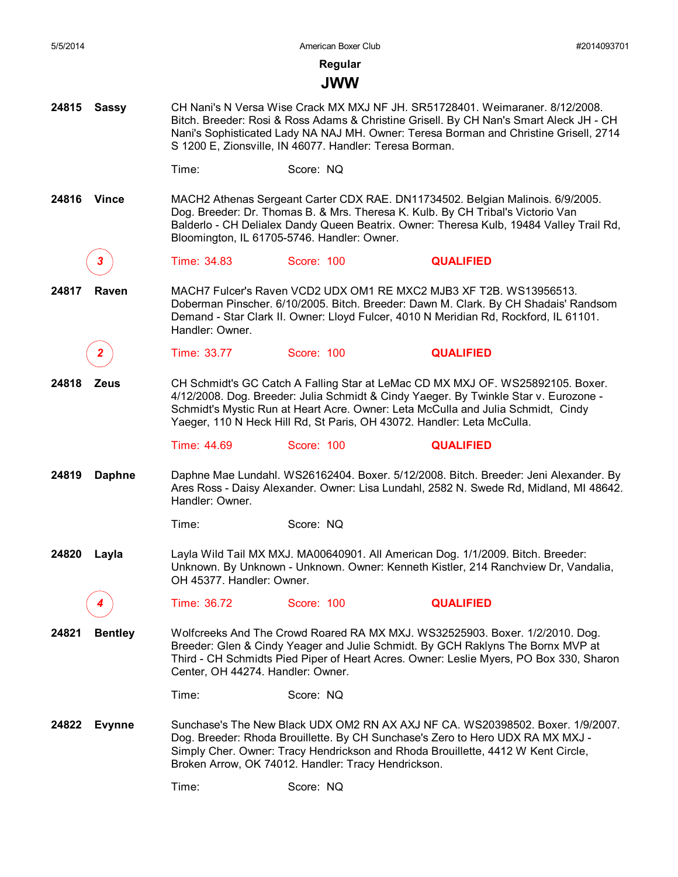## Regular

## JWW

**24815 Sassy**

CH Nani's N Versa Wise Crack MX MXJ NF JH. SR51728401. Weimaraner. 8/12/2008. Bitch. Breeder: Rosi & Ross Adams & Christine Grisell. By CH Nan's Smart Aleck JH - CH Nani's Sophisticated Lady NA NAJ MH. Owner: Teresa Borman and Christine Grisell, 2714 S 1200 E, Zionsville, IN 46077. Handler: Teresa Borman.

Time: Score: NQ

**24816 Vince**

MACH2 Athenas Sergeant Carter CDX RAE. DN11734502. Belgian Malinois. 6/9/2005. Dog. Breeder: Dr. Thomas B. & Mrs. Theresa K. Kulb. By CH Tribal's Victorio Van Balderlo - CH Delialex Dandy Queen Beatrix. Owner: Theresa Kulb, 19484 Valley Trail Rd, Bloomington, IL 61705-5746. Handler: Owner.

3 Time: 34.83 Score: 100 **QUALIFIED**

**24817 Raven**

MACH7 Fulcer's Raven VCD2 UDX OM1 RE MXC2 MJB3 XF T2B. WS13956513. Doberman Pinscher. 6/10/2005. Bitch. Breeder: Dawn M. Clark. By CH Shadais' Randsom Demand - Star Clark II. Owner: Lloyd Fulcer, 4010 N Meridian Rd, Rockford, IL 61101. Handler: Owner.

2 Time: 33.77 Score: 100 **QUALIFIED**

**24818 Zeus**

CH Schmidt's GC Catch A Falling Star at LeMac CD MX MXJ OF. WS25892105. Boxer. 4/12/2008. Dog. Breeder: Julia Schmidt & Cindy Yaeger. By Twinkle Star v. Eurozone - Schmidt's Mystic Run at Heart Acre. Owner: Leta McCulla and Julia Schmidt, Cindy Yaeger, 110 N Heck Hill Rd, St Paris, OH 43072. Handler: Leta McCulla.

Time: 44.69 Score: 100 **QUALIFIED**

**24819 Daphne**

Daphne Mae Lundahl. WS26162404. Boxer. 5/12/2008. Bitch. Breeder: Jeni Alexander. By Ares Ross - Daisy Alexander. Owner: Lisa Lundahl, 2582 N. Swede Rd, Midland, MI 48642. Handler: Owner.

Time: Score: NQ

**24820 Layla**

Layla Wild Tail MX MXJ. MA00640901. All American Dog. 1/1/2009. Bitch. Breeder: Unknown. By Unknown - Unknown. Owner: Kenneth Kistler, 214 Ranchview Dr, Vandalia, OH 45377. Handler: Owner.

4 Time: 36.72 Score: 100 **QUALIFIED**

**24821 Bentley**

Wolfcreeks And The Crowd Roared RA MX MXJ. WS32525903. Boxer. 1/2/2010. Dog. Breeder: Glen & Cindy Yeager and Julie Schmidt. By GCH Raklyns The Bornx MVP at Third - CH Schmidts Pied Piper of Heart Acres. Owner: Leslie Myers, PO Box 330, Sharon Center, OH 44274. Handler: Owner.

Time: Score: NQ

**24822 Evynne**

Sunchase's The New Black UDX OM2 RN AX AXJ NF CA. WS20398502. Boxer. 1/9/2007. Dog. Breeder: Rhoda Brouillette. By CH Sunchase's Zero to Hero UDX RA MX MXJ - Simply Cher. Owner: Tracy Hendrickson and Rhoda Brouillette, 4412 W Kent Circle, Broken Arrow, OK 74012. Handler: Tracy Hendrickson.

Time: Score: NQ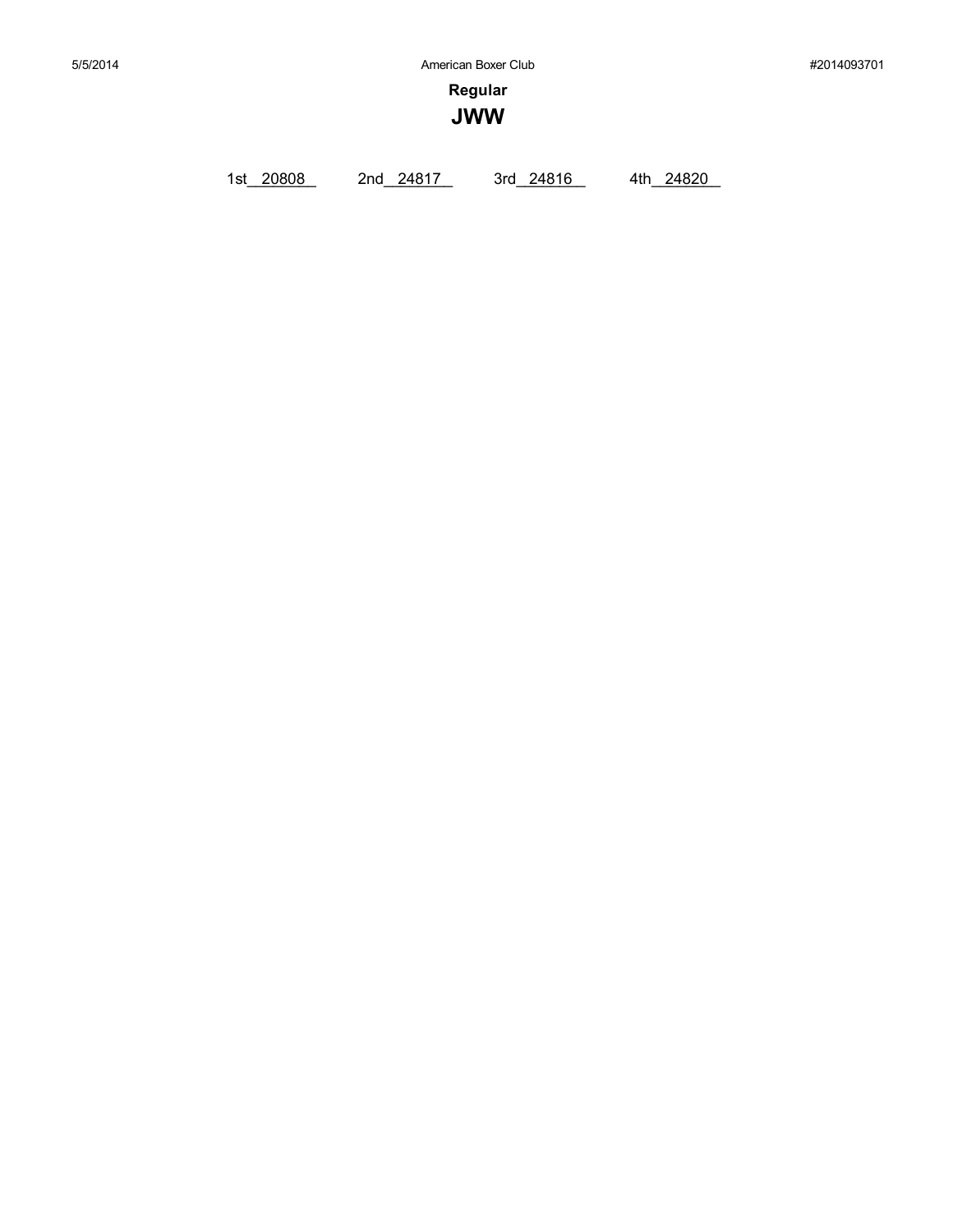**Regular**

# JWW

1st\_\_20808\_\_ 2nd\_\_24817\_\_ 3rd\_\_24816\_\_ 4th\_\_24820\_\_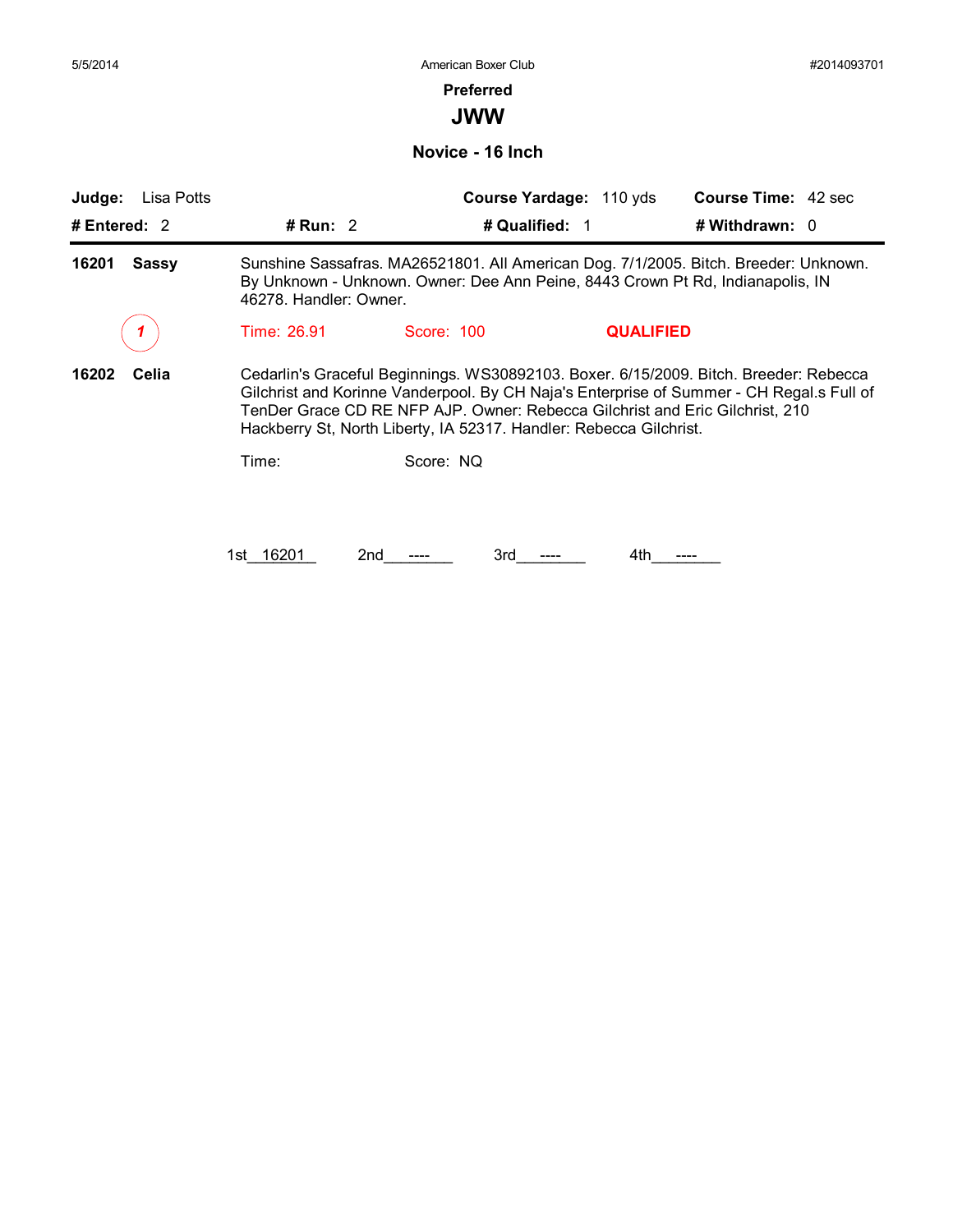5/5/2014 American Boxer Club #2014093701

## Preferred

# JWW

### Novice - 16 Inch

**Judge:** Lisa Potts **Course Yardage:** 110 yds **Course Time:** 42 sec

**# Entered:** 2 **# Run:** 2 **# Qualified:** 1 **# Withdrawn:** 0

---

**16201 Sassy** Sunshine Sassafras. MA26521801. All American Dog. 7/1/2005. Bitch. Breeder: Unknown. By Unknown - Unknown. Owner: Dee Ann Peine, 8443 Crown Pt Rd, Indianapolis, IN 46278. Handler: Owner.

1 Time: 26.91 Score: 100 **QUALIFIED**

**16202 Celia** Cedarlin's Graceful Beginnings. WS30892103. Boxer. 6/15/2009. Bitch. Breeder: Rebecca Gilchrist and Korinne Vanderpool. By CH Naja's Enterprise of Summer - CH Regal.s Full of TenDer Grace CD RE NFP AJP. Owner: Rebecca Gilchrist and Eric Gilchrist, 210 Hackberry St, North Liberty, IA 52317. Handler: Rebecca Gilchrist.

Time: Score: NQ

1st 16201 2nd ---- 3rd ---- 4th ----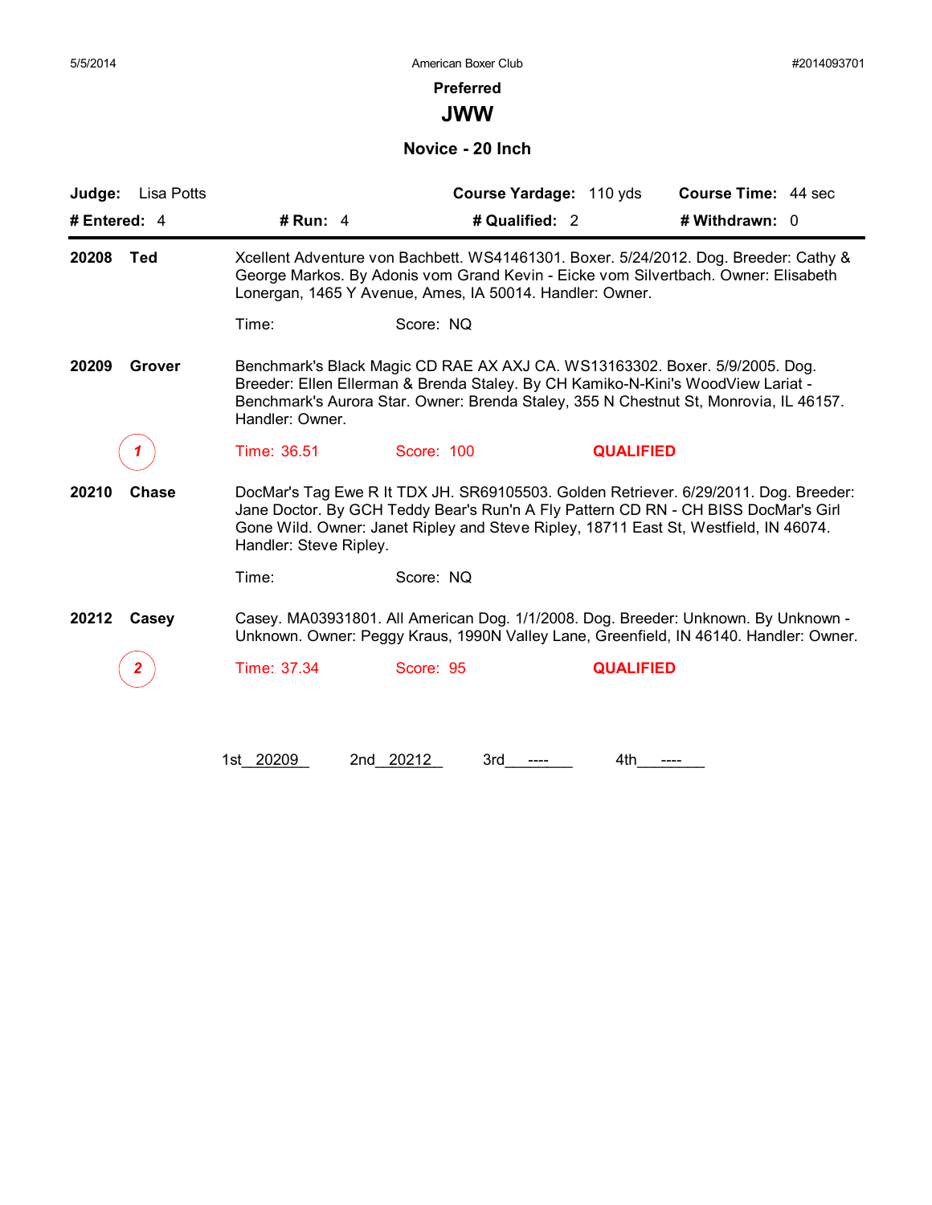American Boxer Club

# Preferred

## JWW

### Novice - 20 Inch

**Judge:** Lisa Potts | **Course Yardage:** 110 yds | **Course Time:** 44 sec

**# Entered:** 4 | **# Run:** 4 | **# Qualified:** 2 | **# Withdrawn:** 0

---

**20208 Ted**

Xcellent Adventure von Bachbett. WS41461301. Boxer. 5/24/2012. Dog. Breeder: Cathy & George Markos. By Adonis vom Grand Kevin - Eicke vom Silvertbach. Owner: Elisabeth Lonergan, 1465 Y Avenue, Ames, IA 50014. Handler: Owner.

Time: Score: NQ

**20209 Grover**

Benchmark's Black Magic CD RAE AX AXJ CA. WS13163302. Boxer. 5/9/2005. Dog. Breeder: Ellen Ellerman & Brenda Staley. By CH Kamiko-N-Kini's WoodView Lariat - Benchmark's Aurora Star. Owner: Brenda Staley, 355 N Chestnut St, Monrovia, IL 46157. Handler: Owner.

*1* Time: 36.51 Score: 100 **QUALIFIED**

**20210 Chase**

DocMar's Tag Ewe R It TDX JH. SR69105503. Golden Retriever. 6/29/2011. Dog. Breeder: Jane Doctor. By GCH Teddy Bear's Run'n A Fly Pattern CD RN - CH BISS DocMar's Girl Gone Wild. Owner: Janet Ripley and Steve Ripley, 18711 East St, Westfield, IN 46074. Handler: Steve Ripley.

Time: Score: NQ

**20212 Casey**

Casey. MA03931801. All American Dog. 1/1/2008. Dog. Breeder: Unknown. By Unknown - Unknown. Owner: Peggy Kraus, 1990N Valley Lane, Greenfield, IN 46140. Handler: Owner.

*2* Time: 37.34 Score: 95 **QUALIFIED**

1st 20209 2nd 20212 3rd ---- 4th ----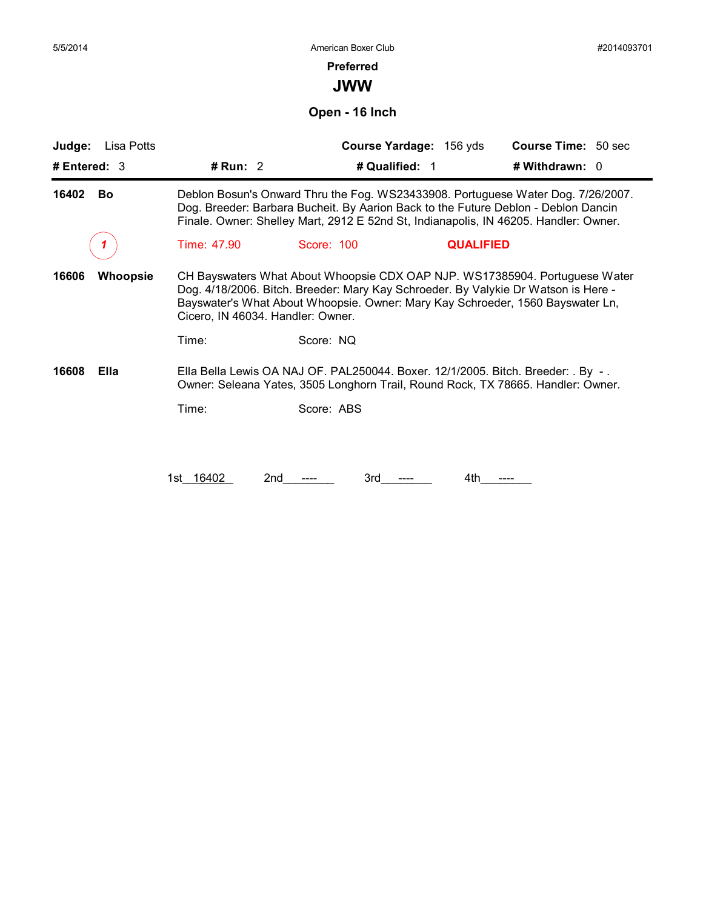5/5/2014 American Boxer Club #2014093701

## Preferred

# JWW

### Open - 16 Inch

**Judge:** Lisa Potts **Course Yardage:** 156 yds **Course Time:** 50 sec

**# Entered:** 3 **# Run:** 2 **# Qualified:** 1 **# Withdrawn:** 0

---

**16402 Bo**

Deblon Bosun's Onward Thru the Fog. WS23433908. Portuguese Water Dog. 7/26/2007. Dog. Breeder: Barbara Bucheit. By Aarion Back to the Future Deblon - Deblon Dancin Finale. Owner: Shelley Mart, 2912 E 52nd St, Indianapolis, IN 46205. Handler: Owner.

1 Time: 47.90 Score: 100 **QUALIFIED**

**16606 Whoopsie**

CH Bayswaters What About Whoopsie CDX OAP NJP. WS17385904. Portuguese Water Dog. 4/18/2006. Bitch. Breeder: Mary Kay Schroeder. By Valykie Dr Watson is Here - Bayswater's What About Whoopsie. Owner: Mary Kay Schroeder, 1560 Bayswater Ln, Cicero, IN 46034. Handler: Owner.

Time: Score: NQ

**16608 Ella**

Ella Bella Lewis OA NAJ OF. PAL250044. Boxer. 12/1/2005. Bitch. Breeder: . By - . Owner: Seleana Yates, 3505 Longhorn Trail, Round Rock, TX 78665. Handler: Owner.

Time: Score: ABS

1st 16402 2nd ---- 3rd ---- 4th ----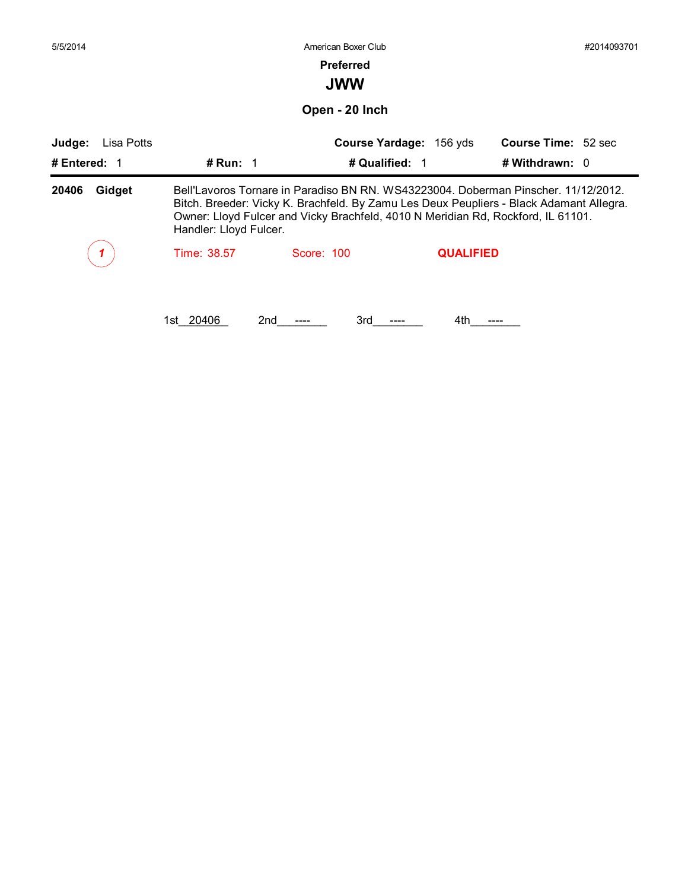# Preferred

## JWW

### Open - 20 Inch

**Judge:** Lisa Potts **Course Yardage:** 156 yds **Course Time:** 52 sec

**# Entered:** 1 **# Run:** 1 **# Qualified:** 1 **# Withdrawn:** 0

---

**20406 Gidget** Bell'Lavoros Tornare in Paradiso BN RN. WS43223004. Doberman Pinscher. 11/12/2012. Bitch. Breeder: Vicky K. Brachfeld. By Zamu Les Deux Peupliers - Black Adamant Allegra. Owner: Lloyd Fulcer and Vicky Brachfeld, 4010 N Meridian Rd, Rockford, IL 61101. Handler: Lloyd Fulcer.

*1* Time: 38.57 Score: 100 **QUALIFIED**

1st__20406__ 2nd___----___ 3rd___----___ 4th___----___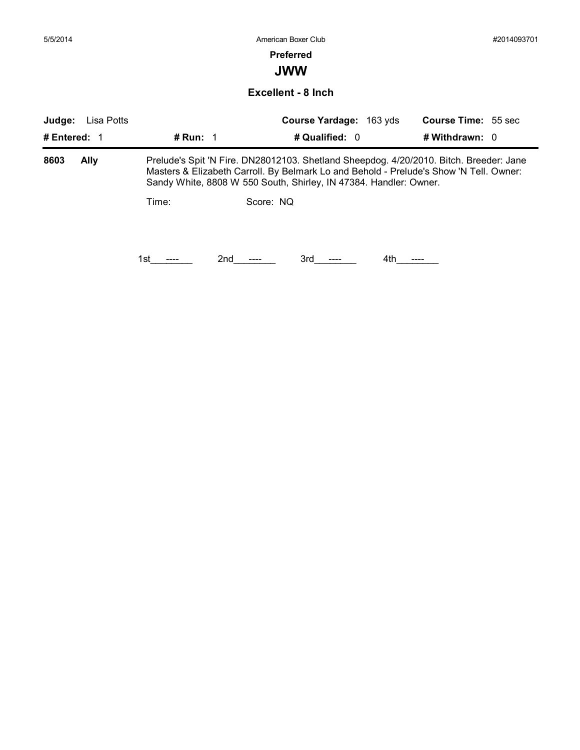5/5/2014 American Boxer Club #2014093701

**Preferred**

## JWW

### Excellent - 8 Inch

**Judge:** Lisa Potts **Course Yardage:** 163 yds **Course Time:** 55 sec

**# Entered:** 1 **# Run:** 1 **# Qualified:** 0 **# Withdrawn:** 0

**8603 Ally** Prelude's Spit 'N Fire. DN28012103. Shetland Sheepdog. 4/20/2010. Bitch. Breeder: Jane Masters & Elizabeth Carroll. By Belmark Lo and Behold - Prelude's Show 'N Tell. Owner: Sandy White, 8808 W 550 South, Shirley, IN 47384. Handler: Owner.

Time: Score: NQ

1st\_\_\_----\_\_\_ 2nd\_\_\_----\_\_\_ 3rd\_\_\_----\_\_\_ 4th\_\_\_----\_\_\_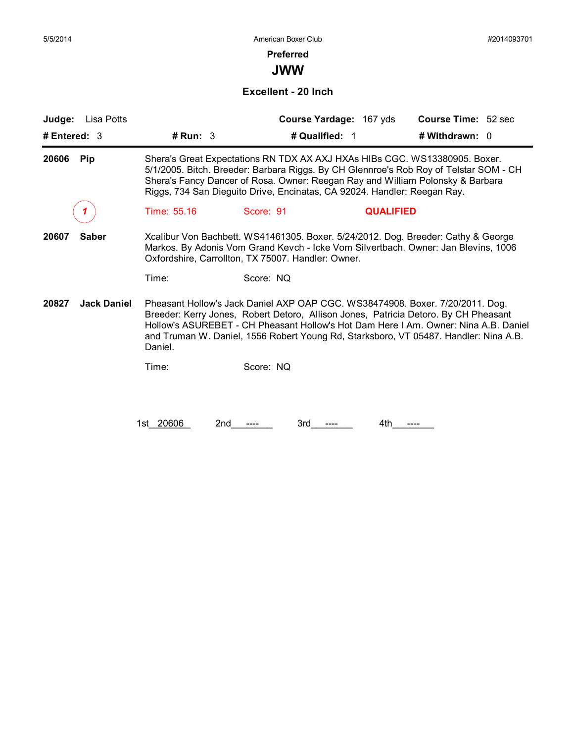5/5/2014 American Boxer Club #2014093701

**Preferred**

# JWW

## Excellent - 20 Inch

| **Judge:** Lisa Potts | | **Course Yardage:** 167 yds | **Course Time:** 52 sec |
|---|---|---|---|
| **# Entered:** 3 | **# Run:** 3 | **# Qualified:** 1 | **# Withdrawn:** 0 |

**20606 Pip**

Shera's Great Expectations RN TDX AX AXJ HXAs HIBs CGC. WS13380905. Boxer. 5/1/2005. Bitch. Breeder: Barbara Riggs. By CH Glennroe's Rob Roy of Telstar SOM - CH Shera's Fancy Dancer of Rosa. Owner: Reegan Ray and William Polonsky & Barbara Riggs, 734 San Dieguito Drive, Encinatas, CA 92024. Handler: Reegan Ray.

*1* Time: 55.16 Score: 91 **QUALIFIED**

**20607 Saber**

Xcalibur Von Bachbett. WS41461305. Boxer. 5/24/2012. Dog. Breeder: Cathy & George Markos. By Adonis Vom Grand Kevch - Icke Vom Silvertbach. Owner: Jan Blevins, 1006 Oxfordshire, Carrollton, TX 75007. Handler: Owner.

Time: Score: NQ

**20827 Jack Daniel**

Pheasant Hollow's Jack Daniel AXP OAP CGC. WS38474908. Boxer. 7/20/2011. Dog. Breeder: Kerry Jones, Robert Detoro, Allison Jones, Patricia Detoro. By CH Pheasant Hollow's ASUREBET - CH Pheasant Hollow's Hot Dam Here I Am. Owner: Nina A.B. Daniel and Truman W. Daniel, 1556 Robert Young Rd, Starksboro, VT 05487. Handler: Nina A.B. Daniel.

Time: Score: NQ

1st 20606 2nd ---- 3rd ---- 4th ----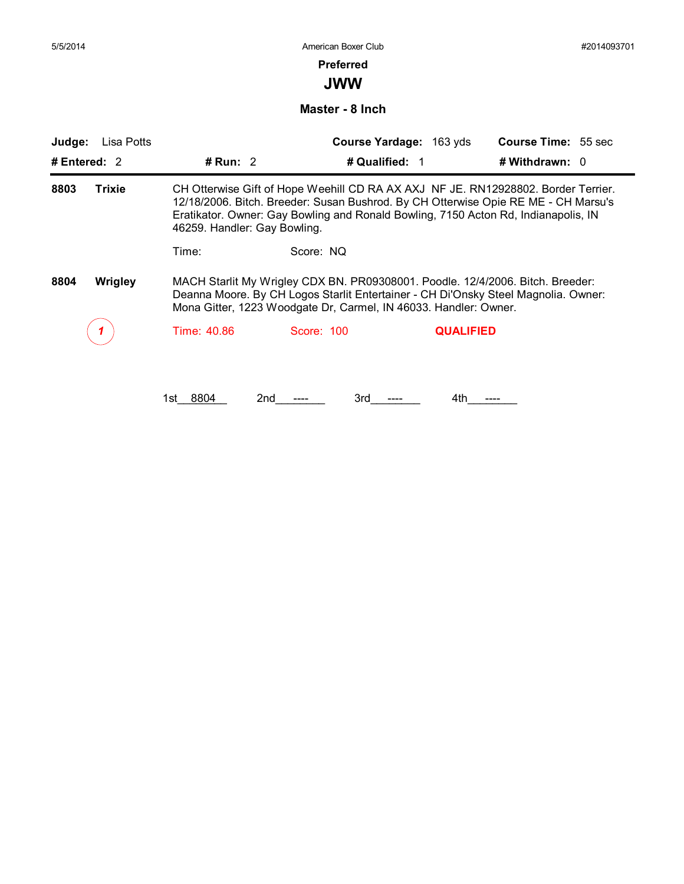5/5/2014 American Boxer Club #2014093701

## Preferred

# JWW

### Master - 8 Inch

**Judge:** Lisa Potts **Course Yardage:** 163 yds **Course Time:** 55 sec

**# Entered:** 2 **# Run:** 2 **# Qualified:** 1 **# Withdrawn:** 0

---

**8803** **Trixie**

CH Otterwise Gift of Hope Weehill CD RA AX AXJ NF JE. RN12928802. Border Terrier. 12/18/2006. Bitch. Breeder: Susan Bushrod. By CH Otterwise Opie RE ME - CH Marsu's Eratikator. Owner: Gay Bowling and Ronald Bowling, 7150 Acton Rd, Indianapolis, IN 46259. Handler: Gay Bowling.

Time: Score: NQ

**8804** **Wrigley**

MACH Starlit My Wrigley CDX BN. PR09308001. Poodle. 12/4/2006. Bitch. Breeder: Deanna Moore. By CH Logos Starlit Entertainer - CH Di'Onsky Steel Magnolia. Owner: Mona Gitter, 1223 Woodgate Dr, Carmel, IN 46033. Handler: Owner.

1 Time: 40.86 Score: 100 **QUALIFIED**

1st\_\_8804\_\_ 2nd\_\_----\_\_ 3rd\_\_----\_\_ 4th\_\_----\_\_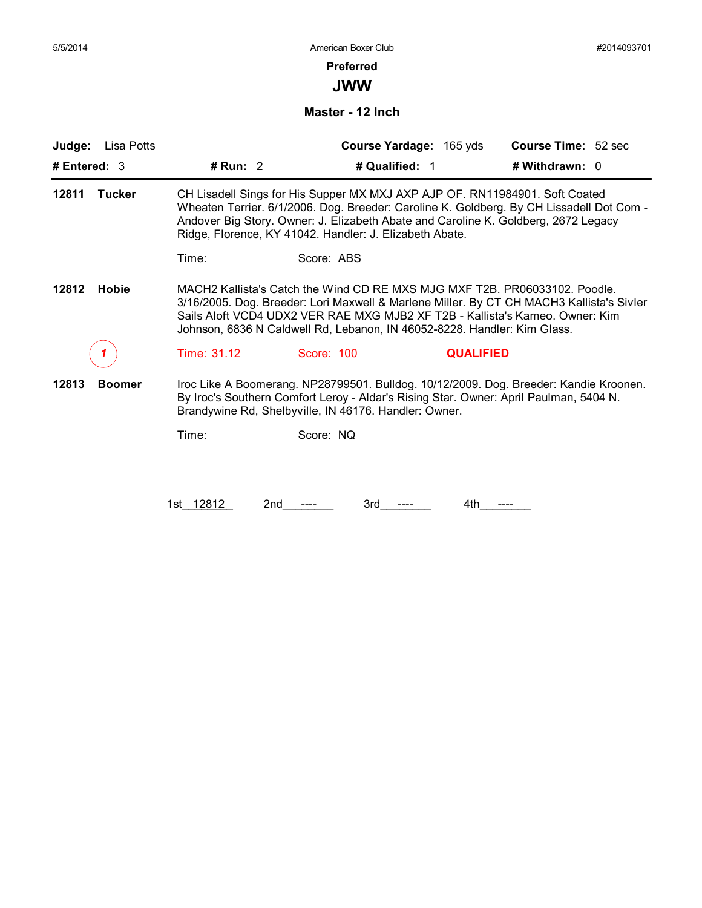5/5/2014 American Boxer Club #2014093701

## Preferred

# JWW

### Master - 12 Inch

**Judge:** Lisa Potts **Course Yardage:** 165 yds **Course Time:** 52 sec

**# Entered:** 3 **# Run:** 2 **# Qualified:** 1 **# Withdrawn:** 0

---

**12811 Tucker** CH Lisadell Sings for His Supper MX MXJ AXP AJP OF. RN11984901. Soft Coated Wheaten Terrier. 6/1/2006. Dog. Breeder: Caroline K. Goldberg. By CH Lissadell Dot Com - Andover Big Story. Owner: J. Elizabeth Abate and Caroline K. Goldberg, 2672 Legacy Ridge, Florence, KY 41042. Handler: J. Elizabeth Abate.

Time: Score: ABS

**12812 Hobie** MACH2 Kallista's Catch the Wind CD RE MXS MJG MXF T2B. PR06033102. Poodle. 3/16/2005. Dog. Breeder: Lori Maxwell & Marlene Miller. By CT CH MACH3 Kallista's Sivler Sails Aloft VCD4 UDX2 VER RAE MXG MJB2 XF T2B - Kallista's Kameo. Owner: Kim Johnson, 6836 N Caldwell Rd, Lebanon, IN 46052-8228. Handler: Kim Glass.

1 Time: 31.12 Score: 100 **QUALIFIED**

**12813 Boomer** Iroc Like A Boomerang. NP28799501. Bulldog. 10/12/2009. Dog. Breeder: Kandie Kroonen. By Iroc's Southern Comfort Leroy - Aldar's Rising Star. Owner: April Paulman, 5404 N. Brandywine Rd, Shelbyville, IN 46176. Handler: Owner.

Time: Score: NQ

1st 12812 2nd ---- 3rd ---- 4th ----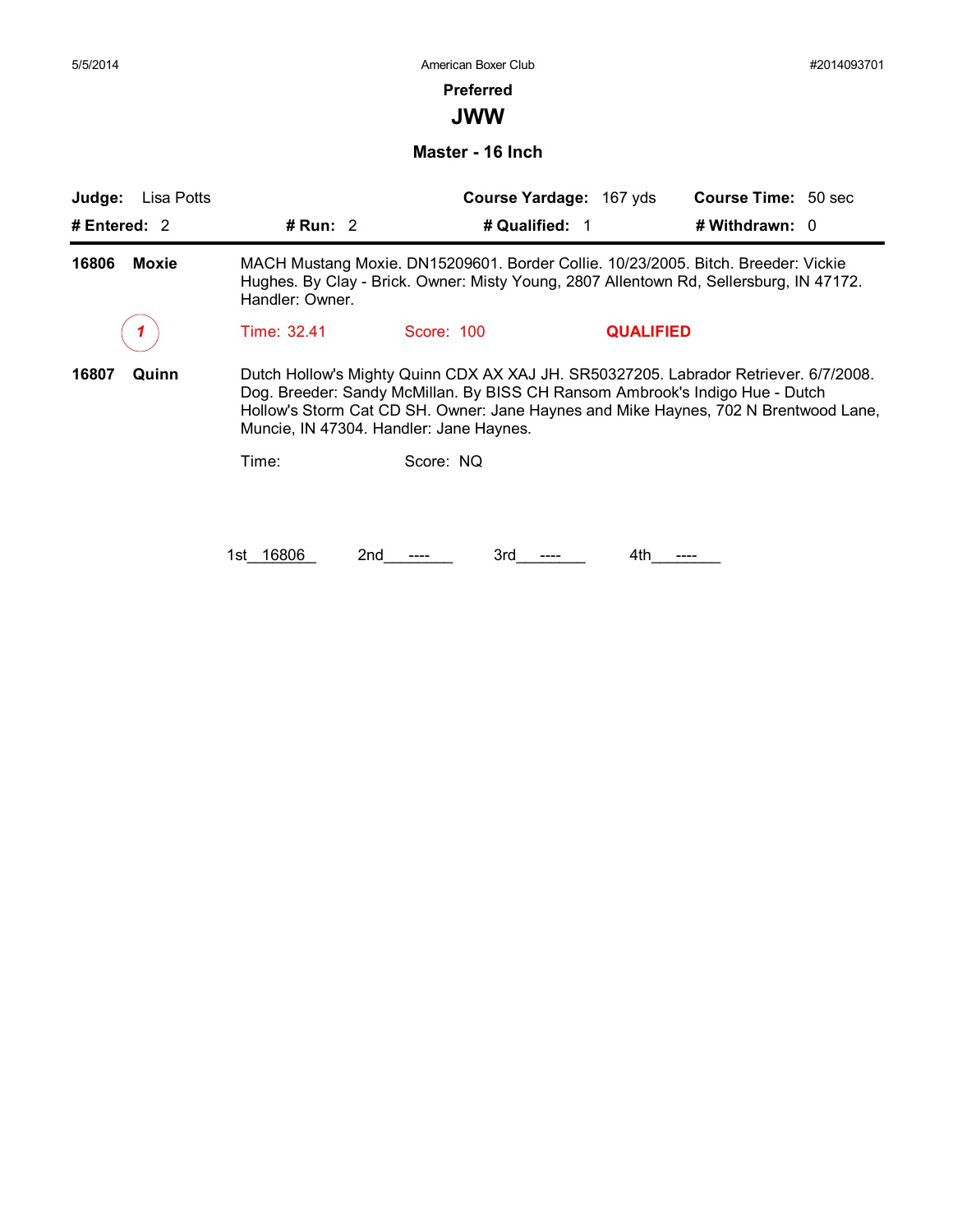5/5/2014 American Boxer Club #2014093701

## Preferred

# JWW

### Master - 16 Inch

**Judge:** Lisa Potts **Course Yardage:** 167 yds **Course Time:** 50 sec

**# Entered:** 2 **# Run:** 2 **# Qualified:** 1 **# Withdrawn:** 0

---

**16806 Moxie** MACH Mustang Moxie. DN15209601. Border Collie. 10/23/2005. Bitch. Breeder: Vickie Hughes. By Clay - Brick. Owner: Misty Young, 2807 Allentown Rd, Sellersburg, IN 47172. Handler: Owner.

1 Time: 32.41 Score: 100 **QUALIFIED**

**16807 Quinn** Dutch Hollow's Mighty Quinn CDX AX XAJ JH. SR50327205. Labrador Retriever. 6/7/2008. Dog. Breeder: Sandy McMillan. By BISS CH Ransom Ambrook's Indigo Hue - Dutch Hollow's Storm Cat CD SH. Owner: Jane Haynes and Mike Haynes, 702 N Brentwood Lane, Muncie, IN 47304. Handler: Jane Haynes.

Time: Score: NQ

1st 16806 2nd ---- 3rd ---- 4th ----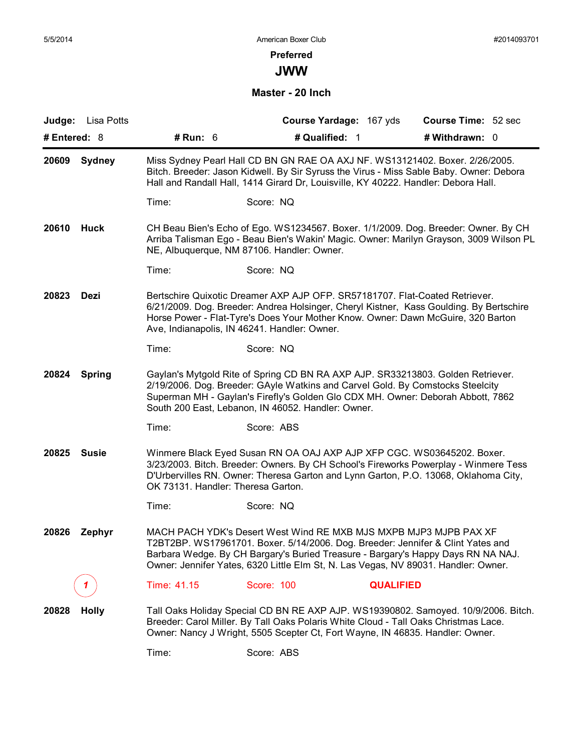**Preferred**

# JWW

## Master - 20 Inch

**Judge:** Lisa Potts | **Course Yardage:** 167 yds | **Course Time:** 52 sec

**# Entered:** 8 | **# Run:** 6 | **# Qualified:** 1 | **# Withdrawn:** 0

---

**20609 Sydney** — Miss Sydney Pearl Hall CD BN GN RAE OA AXJ NF. WS13121402. Boxer. 2/26/2005. Bitch. Breeder: Jason Kidwell. By Sir Syruss the Virus - Miss Sable Baby. Owner: Debora Hall and Randall Hall, 1414 Girard Dr, Louisville, KY 40222. Handler: Debora Hall.

Time: Score: NQ

**20610 Huck** — CH Beau Bien's Echo of Ego. WS1234567. Boxer. 1/1/2009. Dog. Breeder: Owner. By CH Arriba Talisman Ego - Beau Bien's Wakin' Magic. Owner: Marilyn Grayson, 3009 Wilson PL NE, Albuquerque, NM 87106. Handler: Owner.

Time: Score: NQ

**20823 Dezi** — Bertschire Quixotic Dreamer AXP AJP OFP. SR57181707. Flat-Coated Retriever. 6/21/2009. Dog. Breeder: Andrea Holsinger, Cheryl Kistner, Kass Goulding. By Bertschire Horse Power - Flat-Tyre's Does Your Mother Know. Owner: Dawn McGuire, 320 Barton Ave, Indianapolis, IN 46241. Handler: Owner.

Time: Score: NQ

**20824 Spring** — Gaylan's Mytgold Rite of Spring CD BN RA AXP AJP. SR33213803. Golden Retriever. 2/19/2006. Dog. Breeder: GAyle Watkins and Carvel Gold. By Comstocks Steelcity Superman MH - Gaylan's Firefly's Golden Glo CDX MH. Owner: Deborah Abbott, 7862 South 200 East, Lebanon, IN 46052. Handler: Owner.

Time: Score: ABS

**20825 Susie** — Winmere Black Eyed Susan RN OA OAJ AXP AJP XFP CGC. WS03645202. Boxer. 3/23/2003. Bitch. Breeder: Owners. By CH School's Fireworks Powerplay - Winmere Tess D'Urbervilles RN. Owner: Theresa Garton and Lynn Garton, P.O. 13068, Oklahoma City, OK 73131. Handler: Theresa Garton.

Time: Score: NQ

**20826 Zephyr** — MACH PACH YDK's Desert West Wind RE MXB MJS MXPB MJP3 MJPB PAX XF T2BT2BP. WS17961701. Boxer. 5/14/2006. Dog. Breeder: Jennifer & Clint Yates and Barbara Wedge. By CH Bargary's Buried Treasure - Bargary's Happy Days RN NA NAJ. Owner: Jennifer Yates, 6320 Little Elm St, N. Las Vegas, NV 89031. Handler: Owner.

1 — Time: 41.15 Score: 100 **QUALIFIED**

**20828 Holly** — Tall Oaks Holiday Special CD BN RE AXP AJP. WS19390802. Samoyed. 10/9/2006. Bitch. Breeder: Carol Miller. By Tall Oaks Polaris White Cloud - Tall Oaks Christmas Lace. Owner: Nancy J Wright, 5505 Scepter Ct, Fort Wayne, IN 46835. Handler: Owner.

Time: Score: ABS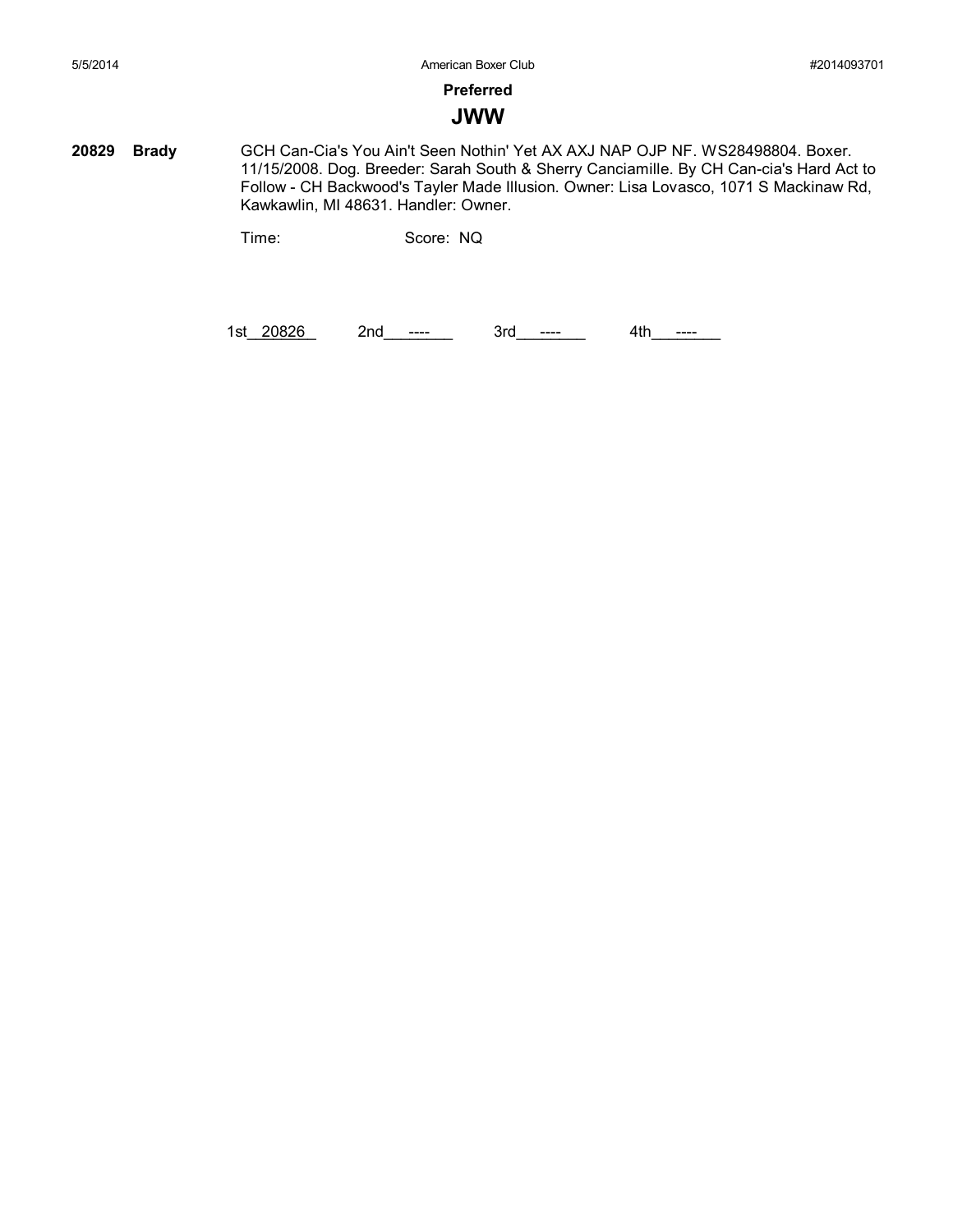**Preferred**

## JWW

**20829** **Brady** GCH Can-Cia's You Ain't Seen Nothin' Yet AX AXJ NAP OJP NF. WS28498804. Boxer. 11/15/2008. Dog. Breeder: Sarah South & Sherry Canciamille. By CH Can-cia's Hard Act to Follow - CH Backwood's Tayler Made Illusion. Owner: Lisa Lovasco, 1071 S Mackinaw Rd, Kawkawlin, MI 48631. Handler: Owner.

Time: Score: NQ

1st 20826 2nd ---- 3rd ---- 4th ----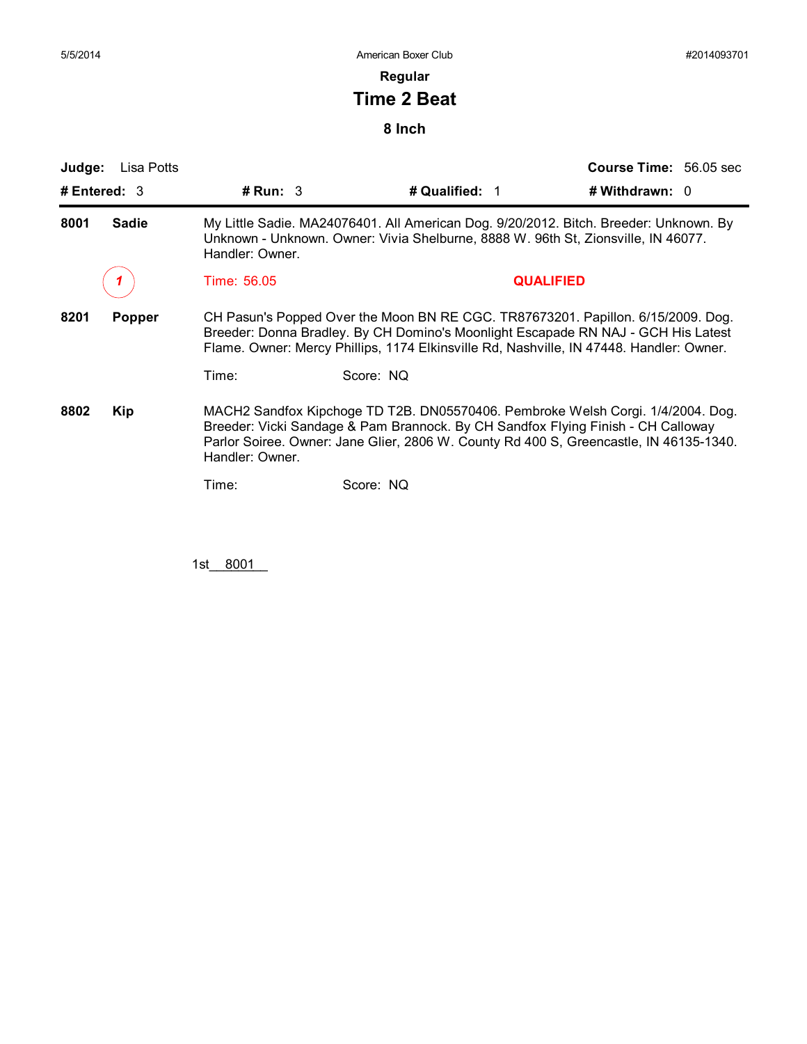## Regular

# Time 2 Beat

### 8 Inch

**Judge:** Lisa Potts **Course Time:** 56.05 sec

**# Entered:** 3 **# Run:** 3 **# Qualified:** 1 **# Withdrawn:** 0

---

**8001 Sadie** My Little Sadie. MA24076401. All American Dog. 9/20/2012. Bitch. Breeder: Unknown. By Unknown - Unknown. Owner: Vivia Shelburne, 8888 W. 96th St, Zionsville, IN 46077. Handler: Owner.

1 Time: 56.05 **QUALIFIED**

**8201 Popper** CH Pasun's Popped Over the Moon BN RE CGC. TR87673201. Papillon. 6/15/2009. Dog. Breeder: Donna Bradley. By CH Domino's Moonlight Escapade RN NAJ - GCH His Latest Flame. Owner: Mercy Phillips, 1174 Elkinsville Rd, Nashville, IN 47448. Handler: Owner.

Time: Score: NQ

**8802 Kip** MACH2 Sandfox Kipchoge TD T2B. DN05570406. Pembroke Welsh Corgi. 1/4/2004. Dog. Breeder: Vicki Sandage & Pam Brannock. By CH Sandfox Flying Finish - CH Calloway Parlor Soiree. Owner: Jane Glier, 2806 W. County Rd 400 S, Greencastle, IN 46135-1340. Handler: Owner.

Time: Score: NQ

1st 8001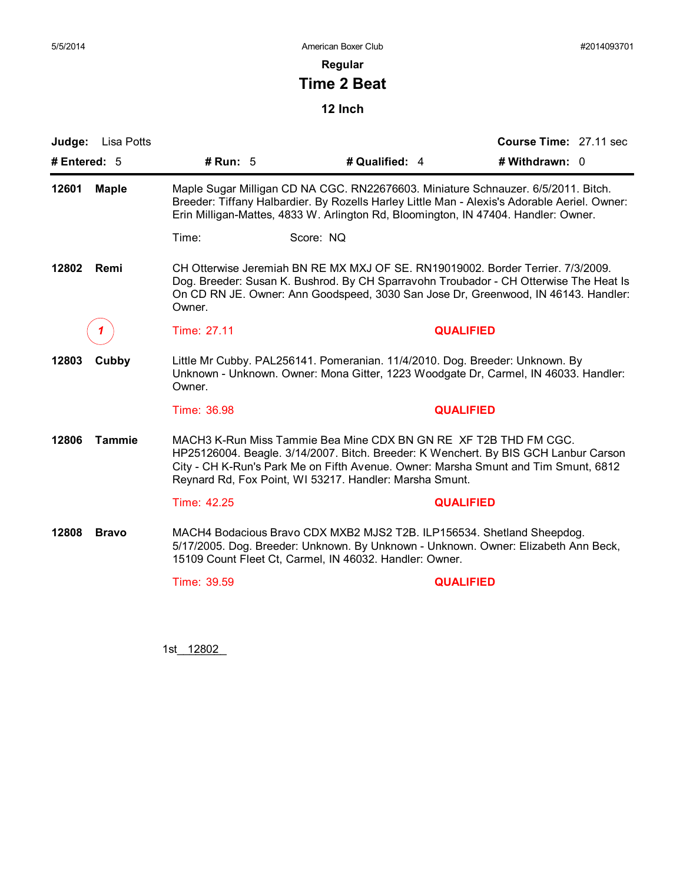## Regular

# Time 2 Beat

### 12 Inch

**Judge:** Lisa Potts **Course Time:** 27.11 sec

**# Entered:** 5 **# Run:** 5 **# Qualified:** 4 **# Withdrawn:** 0

---

**12601 Maple**

Maple Sugar Milligan CD NA CGC. RN22676603. Miniature Schnauzer. 6/5/2011. Bitch. Breeder: Tiffany Halbardier. By Rozells Harley Little Man - Alexis's Adorable Aeriel. Owner: Erin Milligan-Mattes, 4833 W. Arlington Rd, Bloomington, IN 47404. Handler: Owner.

Time: Score: NQ

**12802 Remi**

CH Otterwise Jeremiah BN RE MX MXJ OF SE. RN19019002. Border Terrier. 7/3/2009. Dog. Breeder: Susan K. Bushrod. By CH Sparravohn Troubador - CH Otterwise The Heat Is On CD RN JE. Owner: Ann Goodspeed, 3030 San Jose Dr, Greenwood, IN 46143. Handler: Owner.

1 Time: 27.11 **QUALIFIED**

**12803 Cubby**

Little Mr Cubby. PAL256141. Pomeranian. 11/4/2010. Dog. Breeder: Unknown. By Unknown - Unknown. Owner: Mona Gitter, 1223 Woodgate Dr, Carmel, IN 46033. Handler: Owner.

Time: 36.98 **QUALIFIED**

**12806 Tammie**

MACH3 K-Run Miss Tammie Bea Mine CDX BN GN RE XF T2B THD FM CGC. HP25126004. Beagle. 3/14/2007. Bitch. Breeder: K Wenchert. By BIS GCH Lanbur Carson City - CH K-Run's Park Me on Fifth Avenue. Owner: Marsha Smunt and Tim Smunt, 6812 Reynard Rd, Fox Point, WI 53217. Handler: Marsha Smunt.

Time: 42.25 **QUALIFIED**

**12808 Bravo**

MACH4 Bodacious Bravo CDX MXB2 MJS2 T2B. ILP156534. Shetland Sheepdog. 5/17/2005. Dog. Breeder: Unknown. By Unknown - Unknown. Owner: Elizabeth Ann Beck, 15109 Count Fleet Ct, Carmel, IN 46032. Handler: Owner.

Time: 39.59 **QUALIFIED**

1st 12802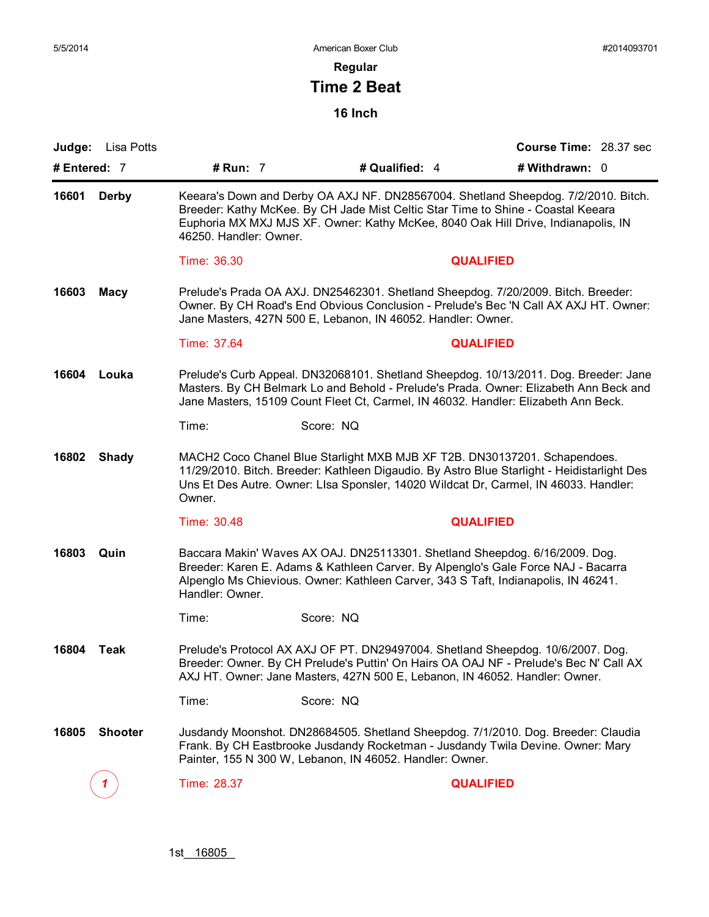5/5/2014 American Boxer Club #2014093701

## Regular

# Time 2 Beat

### 16 Inch

**Judge:** Lisa Potts **Course Time:** 28.37 sec

**# Entered:** 7 **# Run:** 7 **# Qualified:** 4 **# Withdrawn:** 0

---

**16601 Derby** Keeara's Down and Derby OA AXJ NF. DN28567004. Shetland Sheepdog. 7/2/2010. Bitch. Breeder: Kathy McKee. By CH Jade Mist Celtic Star Time to Shine - Coastal Keeara Euphoria MX MXJ MJS XF. Owner: Kathy McKee, 8040 Oak Hill Drive, Indianapolis, IN 46250. Handler: Owner.

Time: 36.30 **QUALIFIED**

**16603 Macy** Prelude's Prada OA AXJ. DN25462301. Shetland Sheepdog. 7/20/2009. Bitch. Breeder: Owner. By CH Road's End Obvious Conclusion - Prelude's Bec 'N Call AX AXJ HT. Owner: Jane Masters, 427N 500 E, Lebanon, IN 46052. Handler: Owner.

Time: 37.64 **QUALIFIED**

**16604 Louka** Prelude's Curb Appeal. DN32068101. Shetland Sheepdog. 10/13/2011. Dog. Breeder: Jane Masters. By CH Belmark Lo and Behold - Prelude's Prada. Owner: Elizabeth Ann Beck and Jane Masters, 15109 Count Fleet Ct, Carmel, IN 46032. Handler: Elizabeth Ann Beck.

Time: Score: NQ

**16802 Shady** MACH2 Coco Chanel Blue Starlight MXB MJB XF T2B. DN30137201. Schapendoes. 11/29/2010. Bitch. Breeder: Kathleen Digaudio. By Astro Blue Starlight - Heidistarlight Des Uns Et Des Autre. Owner: LIsa Sponsler, 14020 Wildcat Dr, Carmel, IN 46033. Handler: Owner.

Time: 30.48 **QUALIFIED**

**16803 Quin** Baccara Makin' Waves AX OAJ. DN25113301. Shetland Sheepdog. 6/16/2009. Dog. Breeder: Karen E. Adams & Kathleen Carver. By Alpenglo's Gale Force NAJ - Bacarra Alpenglo Ms Chievious. Owner: Kathleen Carver, 343 S Taft, Indianapolis, IN 46241. Handler: Owner.

Time: Score: NQ

**16804 Teak** Prelude's Protocol AX AXJ OF PT. DN29497004. Shetland Sheepdog. 10/6/2007. Dog. Breeder: Owner. By CH Prelude's Puttin' On Hairs OA OAJ NF - Prelude's Bec N' Call AX AXJ HT. Owner: Jane Masters, 427N 500 E, Lebanon, IN 46052. Handler: Owner.

Time: Score: NQ

**16805 Shooter** Jusdandy Moonshot. DN28684505. Shetland Sheepdog. 7/1/2010. Dog. Breeder: Claudia Frank. By CH Eastbrooke Jusdandy Rocketman - Jusdandy Twila Devine. Owner: Mary Painter, 155 N 300 W, Lebanon, IN 46052. Handler: Owner.

1 Time: 28.37 **QUALIFIED**

1st 16805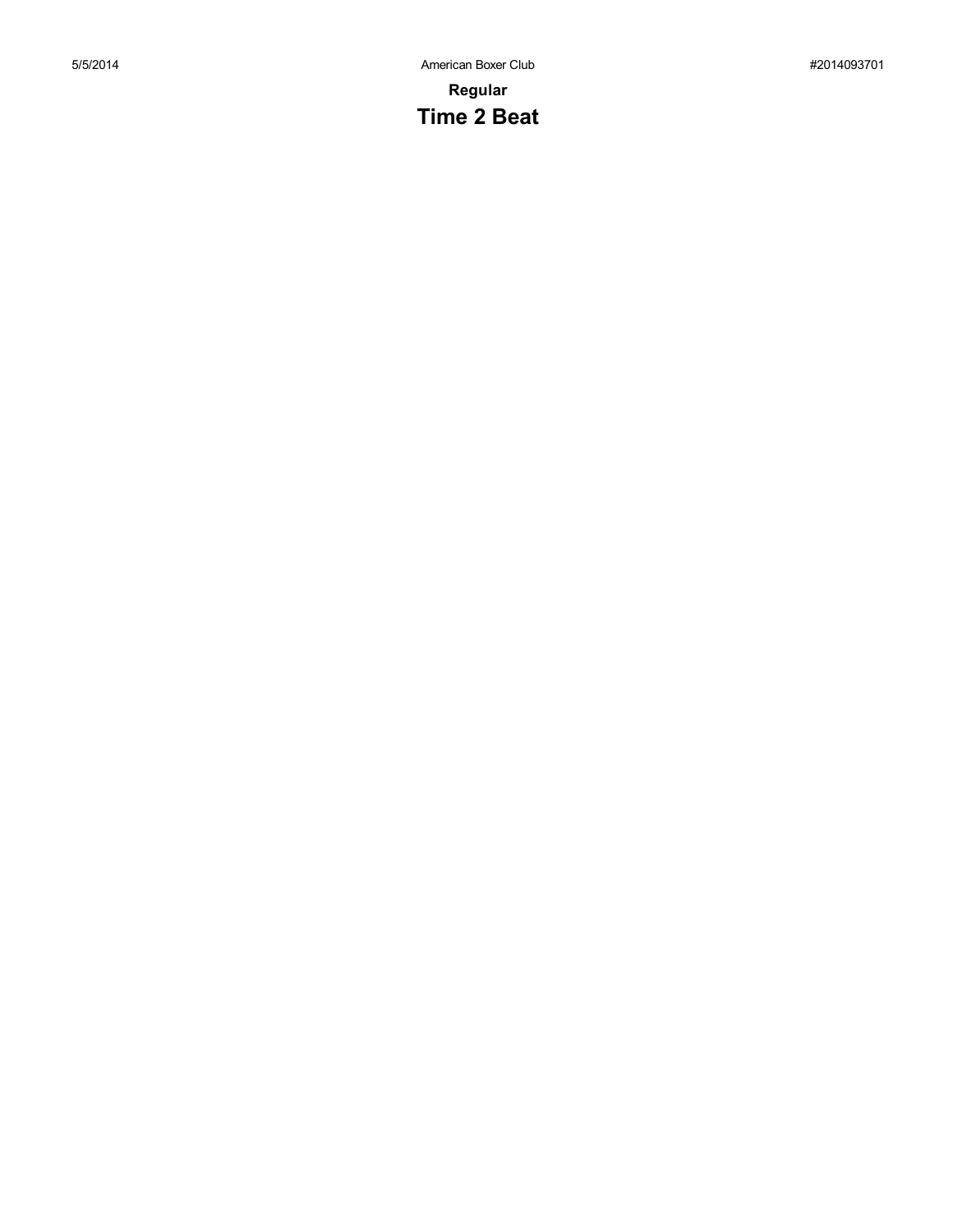**Regular**

# Time 2 Beat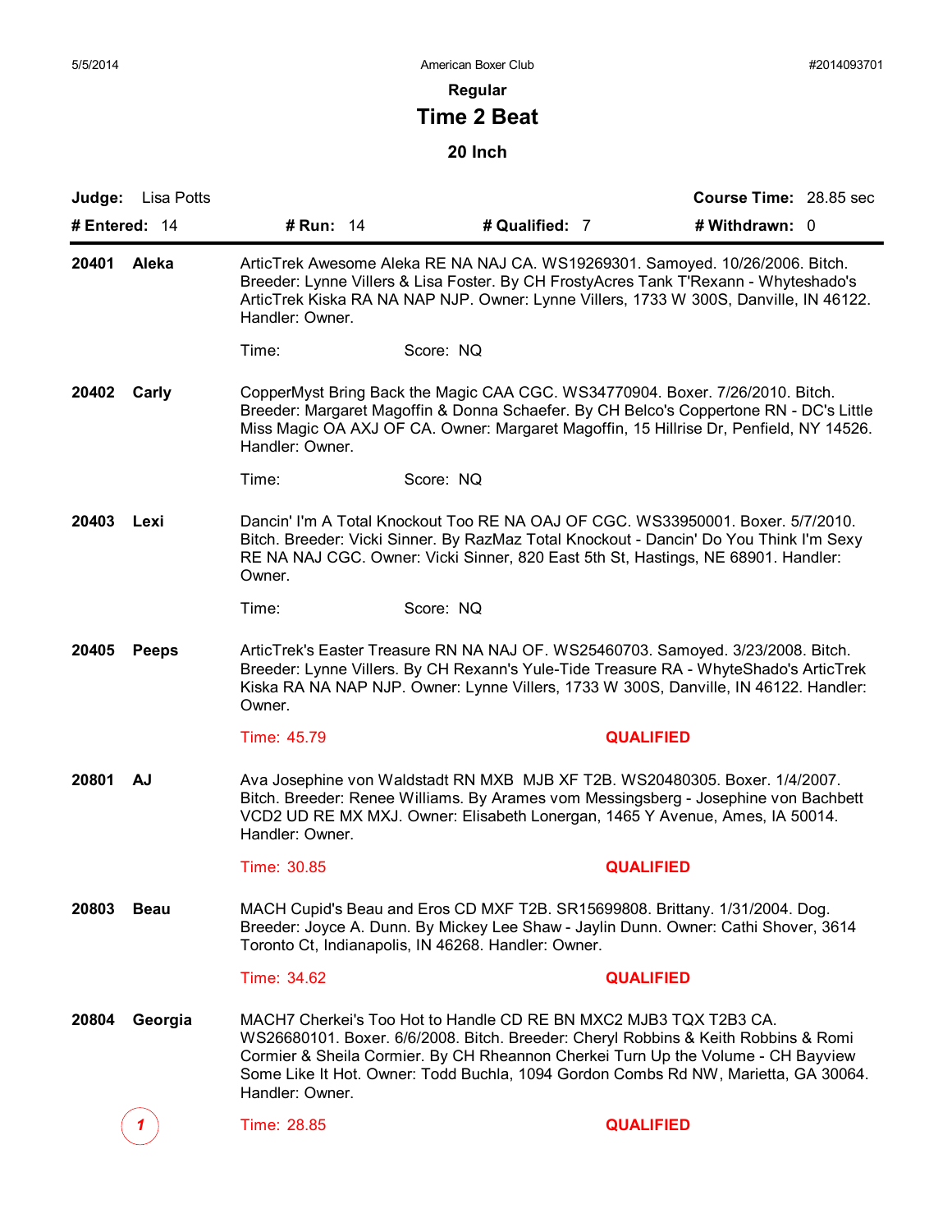## Regular

# Time 2 Beat

### 20 Inch

**Judge:** Lisa Potts **Course Time:** 28.85 sec

**# Entered:** 14 **# Run:** 14 **# Qualified:** 7 **# Withdrawn:** 0

---

**20401 Aleka**

ArticTrek Awesome Aleka RE NA NAJ CA. WS19269301. Samoyed. 10/26/2006. Bitch. Breeder: Lynne Villers & Lisa Foster. By CH FrostyAcres Tank T'Rexann - Whyteshado's ArticTrek Kiska RA NA NAP NJP. Owner: Lynne Villers, 1733 W 300S, Danville, IN 46122. Handler: Owner.

Time: Score: NQ

**20402 Carly**

CopperMyst Bring Back the Magic CAA CGC. WS34770904. Boxer. 7/26/2010. Bitch. Breeder: Margaret Magoffin & Donna Schaefer. By CH Belco's Coppertone RN - DC's Little Miss Magic OA AXJ OF CA. Owner: Margaret Magoffin, 15 Hillrise Dr, Penfield, NY 14526. Handler: Owner.

Time: Score: NQ

**20403 Lexi**

Dancin' I'm A Total Knockout Too RE NA OAJ OF CGC. WS33950001. Boxer. 5/7/2010. Bitch. Breeder: Vicki Sinner. By RazMaz Total Knockout - Dancin' Do You Think I'm Sexy RE NA NAJ CGC. Owner: Vicki Sinner, 820 East 5th St, Hastings, NE 68901. Handler: Owner.

Time: Score: NQ

**20405 Peeps**

ArticTrek's Easter Treasure RN NA NAJ OF. WS25460703. Samoyed. 3/23/2008. Bitch. Breeder: Lynne Villers. By CH Rexann's Yule-Tide Treasure RA - WhyteShado's ArticTrek Kiska RA NA NAP NJP. Owner: Lynne Villers, 1733 W 300S, Danville, IN 46122. Handler: Owner.

Time: 45.79 **QUALIFIED**

**20801 AJ**

Ava Josephine von Waldstadt RN MXB MJB XF T2B. WS20480305. Boxer. 1/4/2007. Bitch. Breeder: Renee Williams. By Arames vom Messingsberg - Josephine von Bachbett VCD2 UD RE MX MXJ. Owner: Elisabeth Lonergan, 1465 Y Avenue, Ames, IA 50014. Handler: Owner.

Time: 30.85 **QUALIFIED**

**20803 Beau**

MACH Cupid's Beau and Eros CD MXF T2B. SR15699808. Brittany. 1/31/2004. Dog. Breeder: Joyce A. Dunn. By Mickey Lee Shaw - Jaylin Dunn. Owner: Cathi Shover, 3614 Toronto Ct, Indianapolis, IN 46268. Handler: Owner.

Time: 34.62 **QUALIFIED**

**20804 Georgia**

MACH7 Cherkei's Too Hot to Handle CD RE BN MXC2 MJB3 TQX T2B3 CA. WS26680101. Boxer. 6/6/2008. Bitch. Breeder: Cheryl Robbins & Keith Robbins & Romi Cormier & Sheila Cormier. By CH Rheannon Cherkei Turn Up the Volume - CH Bayview Some Like It Hot. Owner: Todd Buchla, 1094 Gordon Combs Rd NW, Marietta, GA 30064. Handler: Owner.

1 — Time: 28.85 **QUALIFIED**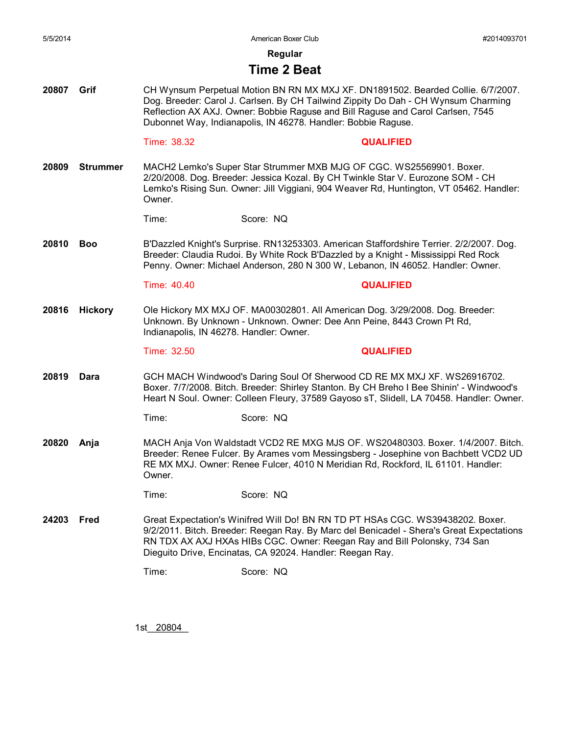**Regular**

## Time 2 Beat

**20807** **Grif**

CH Wynsum Perpetual Motion BN RN MX MXJ XF. DN1891502. Bearded Collie. 6/7/2007. Dog. Breeder: Carol J. Carlsen. By CH Tailwind Zippity Do Dah - CH Wynsum Charming Reflection AX AXJ. Owner: Bobbie Raguse and Bill Raguse and Carol Carlsen, 7545 Dubonnet Way, Indianapolis, IN 46278. Handler: Bobbie Raguse.

Time: 38.32 **QUALIFIED**

**20809** **Strummer**

MACH2 Lemko's Super Star Strummer MXB MJG OF CGC. WS25569901. Boxer. 2/20/2008. Dog. Breeder: Jessica Kozal. By CH Twinkle Star V. Eurozone SOM - CH Lemko's Rising Sun. Owner: Jill Viggiani, 904 Weaver Rd, Huntington, VT 05462. Handler: Owner.

Time: Score: NQ

**20810** **Boo**

B'Dazzled Knight's Surprise. RN13253303. American Staffordshire Terrier. 2/2/2007. Dog. Breeder: Claudia Rudoi. By White Rock B'Dazzled by a Knight - Mississippi Red Rock Penny. Owner: Michael Anderson, 280 N 300 W, Lebanon, IN 46052. Handler: Owner.

Time: 40.40 **QUALIFIED**

**20816** **Hickory**

Ole Hickory MX MXJ OF. MA00302801. All American Dog. 3/29/2008. Dog. Breeder: Unknown. By Unknown - Unknown. Owner: Dee Ann Peine, 8443 Crown Pt Rd, Indianapolis, IN 46278. Handler: Owner.

Time: 32.50 **QUALIFIED**

**20819** **Dara**

GCH MACH Windwood's Daring Soul Of Sherwood CD RE MX MXJ XF. WS26916702. Boxer. 7/7/2008. Bitch. Breeder: Shirley Stanton. By CH Breho I Bee Shinin' - Windwood's Heart N Soul. Owner: Colleen Fleury, 37589 Gayoso sT, Slidell, LA 70458. Handler: Owner.

Time: Score: NQ

**20820** **Anja**

MACH Anja Von Waldstadt VCD2 RE MXG MJS OF. WS20480303. Boxer. 1/4/2007. Bitch. Breeder: Renee Fulcer. By Arames vom Messingsberg - Josephine von Bachbett VCD2 UD RE MX MXJ. Owner: Renee Fulcer, 4010 N Meridian Rd, Rockford, IL 61101. Handler: Owner.

Time: Score: NQ

**24203** **Fred**

Great Expectation's Winifred Will Do! BN RN TD PT HSAs CGC. WS39438202. Boxer. 9/2/2011. Bitch. Breeder: Reegan Ray. By Marc del Benicadel - Shera's Great Expectations RN TDX AX AXJ HXAs HIBs CGC. Owner: Reegan Ray and Bill Polonsky, 734 San Dieguito Drive, Encinatas, CA 92024. Handler: Reegan Ray.

Time: Score: NQ

1st 20804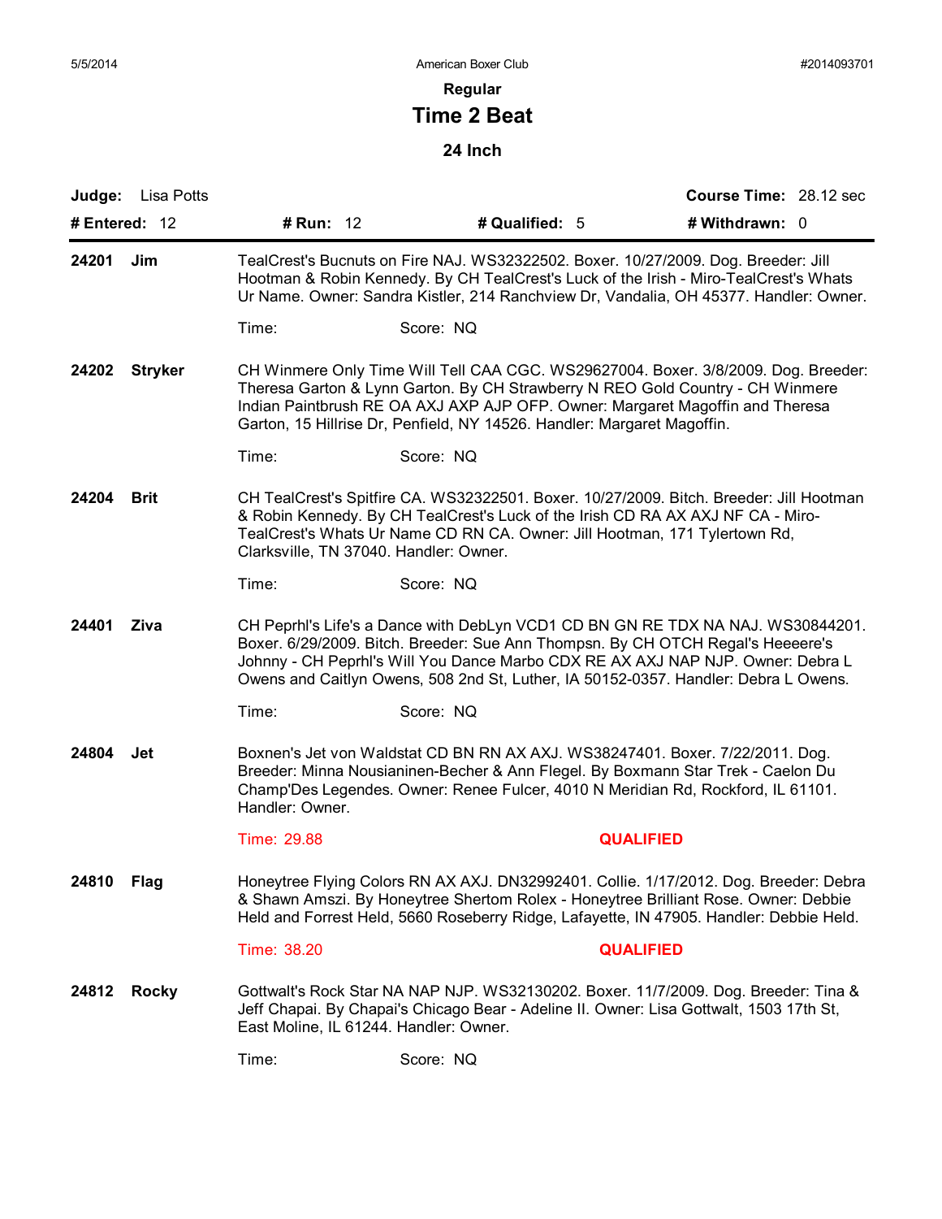5/5/2014 American Boxer Club #2014093701

## Regular

# Time 2 Beat

### 24 Inch

**Judge:** Lisa Potts **Course Time:** 28.12 sec

**# Entered:** 12 **# Run:** 12 **# Qualified:** 5 **# Withdrawn:** 0

---

**24201 Jim**

TealCrest's Bucnuts on Fire NAJ. WS32322502. Boxer. 10/27/2009. Dog. Breeder: Jill Hootman & Robin Kennedy. By CH TealCrest's Luck of the Irish - Miro-TealCrest's Whats Ur Name. Owner: Sandra Kistler, 214 Ranchview Dr, Vandalia, OH 45377. Handler: Owner.

Time: Score: NQ

**24202 Stryker**

CH Winmere Only Time Will Tell CAA CGC. WS29627004. Boxer. 3/8/2009. Dog. Breeder: Theresa Garton & Lynn Garton. By CH Strawberry N REO Gold Country - CH Winmere Indian Paintbrush RE OA AXJ AXP AJP OFP. Owner: Margaret Magoffin and Theresa Garton, 15 Hillrise Dr, Penfield, NY 14526. Handler: Margaret Magoffin.

Time: Score: NQ

**24204 Brit**

CH TealCrest's Spitfire CA. WS32322501. Boxer. 10/27/2009. Bitch. Breeder: Jill Hootman & Robin Kennedy. By CH TealCrest's Luck of the Irish CD RA AX AXJ NF CA - Miro-TealCrest's Whats Ur Name CD RN CA. Owner: Jill Hootman, 171 Tylertown Rd, Clarksville, TN 37040. Handler: Owner.

Time: Score: NQ

**24401 Ziva**

CH Peprhl's Life's a Dance with DebLyn VCD1 CD BN GN RE TDX NA NAJ. WS30844201. Boxer. 6/29/2009. Bitch. Breeder: Sue Ann Thompsn. By CH OTCH Regal's Heeeere's Johnny - CH Peprhl's Will You Dance Marbo CDX RE AX AXJ NAP NJP. Owner: Debra L Owens and Caitlyn Owens, 508 2nd St, Luther, IA 50152-0357. Handler: Debra L Owens.

Time: Score: NQ

**24804 Jet**

Boxnen's Jet von Waldstat CD BN RN AX AXJ. WS38247401. Boxer. 7/22/2011. Dog. Breeder: Minna Nousianinen-Becher & Ann Flegel. By Boxmann Star Trek - Caelon Du Champ'Des Legendes. Owner: Renee Fulcer, 4010 N Meridian Rd, Rockford, IL 61101. Handler: Owner.

Time: 29.88 **QUALIFIED**

**24810 Flag**

Honeytree Flying Colors RN AX AXJ. DN32992401. Collie. 1/17/2012. Dog. Breeder: Debra & Shawn Amszi. By Honeytree Shertom Rolex - Honeytree Brilliant Rose. Owner: Debbie Held and Forrest Held, 5660 Roseberry Ridge, Lafayette, IN 47905. Handler: Debbie Held.

Time: 38.20 **QUALIFIED**

**24812 Rocky**

Gottwalt's Rock Star NA NAP NJP. WS32130202. Boxer. 11/7/2009. Dog. Breeder: Tina & Jeff Chapai. By Chapai's Chicago Bear - Adeline II. Owner: Lisa Gottwalt, 1503 17th St, East Moline, IL 61244. Handler: Owner.

Time: Score: NQ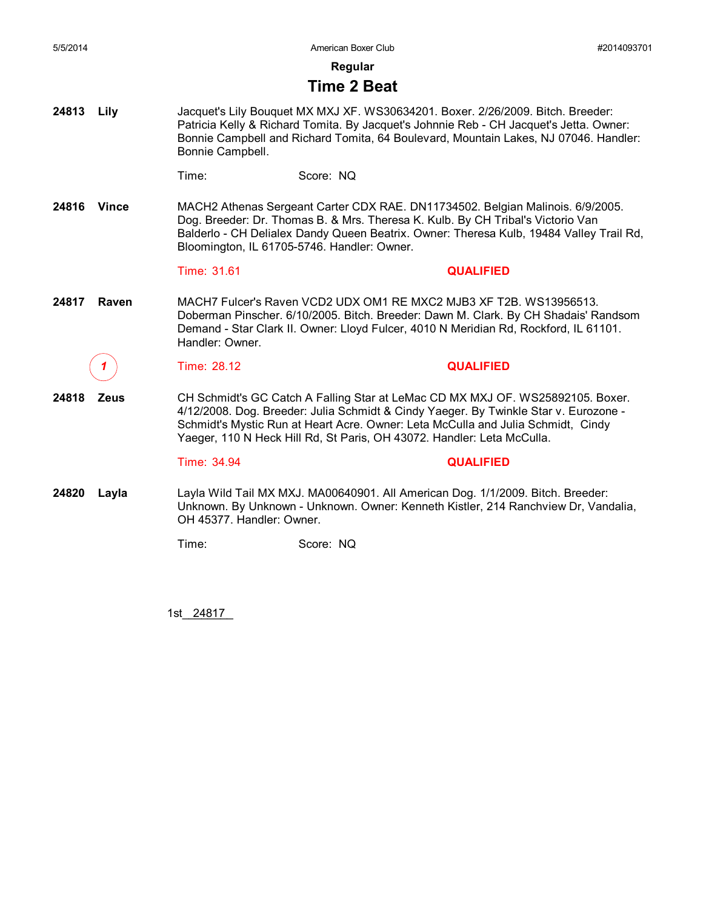**Regular**

## Time 2 Beat

**24813 Lily**

Jacquet's Lily Bouquet MX MXJ XF. WS30634201. Boxer. 2/26/2009. Bitch. Breeder: Patricia Kelly & Richard Tomita. By Jacquet's Johnnie Reb - CH Jacquet's Jetta. Owner: Bonnie Campbell and Richard Tomita, 64 Boulevard, Mountain Lakes, NJ 07046. Handler: Bonnie Campbell.

Time: Score: NQ

**24816 Vince**

MACH2 Athenas Sergeant Carter CDX RAE. DN11734502. Belgian Malinois. 6/9/2005. Dog. Breeder: Dr. Thomas B. & Mrs. Theresa K. Kulb. By CH Tribal's Victorio Van Balderlo - CH Delialex Dandy Queen Beatrix. Owner: Theresa Kulb, 19484 Valley Trail Rd, Bloomington, IL 61705-5746. Handler: Owner.

Time: 31.61 **QUALIFIED**

**24817 Raven**

MACH7 Fulcer's Raven VCD2 UDX OM1 RE MXC2 MJB3 XF T2B. WS13956513. Doberman Pinscher. 6/10/2005. Bitch. Breeder: Dawn M. Clark. By CH Shadais' Randsom Demand - Star Clark II. Owner: Lloyd Fulcer, 4010 N Meridian Rd, Rockford, IL 61101. Handler: Owner.

1 Time: 28.12 **QUALIFIED**

**24818 Zeus**

CH Schmidt's GC Catch A Falling Star at LeMac CD MX MXJ OF. WS25892105. Boxer. 4/12/2008. Dog. Breeder: Julia Schmidt & Cindy Yaeger. By Twinkle Star v. Eurozone - Schmidt's Mystic Run at Heart Acre. Owner: Leta McCulla and Julia Schmidt, Cindy Yaeger, 110 N Heck Hill Rd, St Paris, OH 43072. Handler: Leta McCulla.

Time: 34.94 **QUALIFIED**

**24820 Layla**

Layla Wild Tail MX MXJ. MA00640901. All American Dog. 1/1/2009. Bitch. Breeder: Unknown. By Unknown - Unknown. Owner: Kenneth Kistler, 214 Ranchview Dr, Vandalia, OH 45377. Handler: Owner.

Time: Score: NQ

1st 24817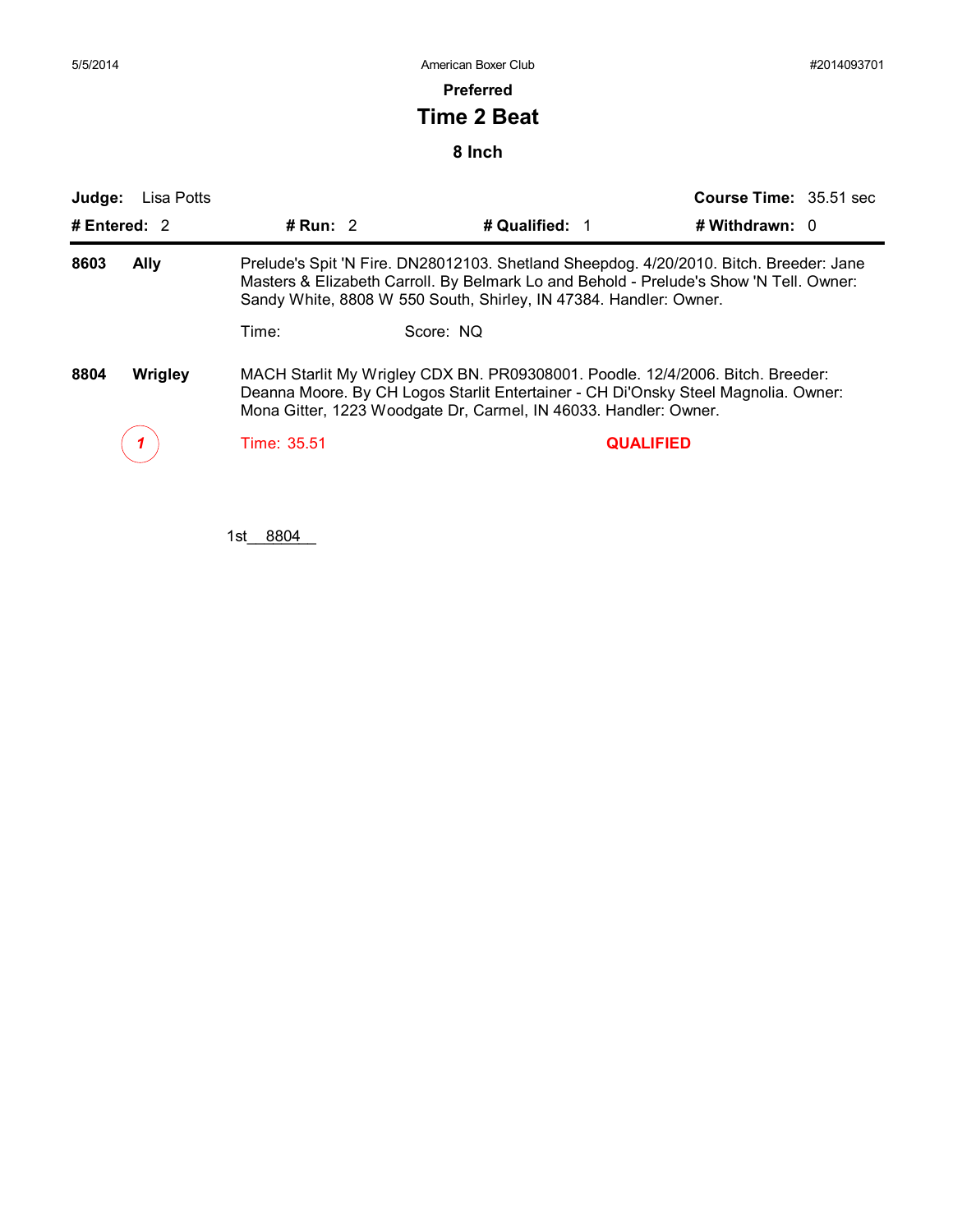# Preferred

## Time 2 Beat

### 8 Inch

**Judge:** Lisa Potts | **Course Time:** 35.51 sec

**# Entered:** 2 | **# Run:** 2 | **# Qualified:** 1 | **# Withdrawn:** 0

---

**8603** **Ally**

Prelude's Spit 'N Fire. DN28012103. Shetland Sheepdog. 4/20/2010. Bitch. Breeder: Jane Masters & Elizabeth Carroll. By Belmark Lo and Behold - Prelude's Show 'N Tell. Owner: Sandy White, 8808 W 550 South, Shirley, IN 47384. Handler: Owner.

Time: Score: NQ

**8804** **Wrigley**

MACH Starlit My Wrigley CDX BN. PR09308001. Poodle. 12/4/2006. Bitch. Breeder: Deanna Moore. By CH Logos Starlit Entertainer - CH Di'Onsky Steel Magnolia. Owner: Mona Gitter, 1223 Woodgate Dr, Carmel, IN 46033. Handler: Owner.

*1* Time: 35.51 **QUALIFIED**

1st 8804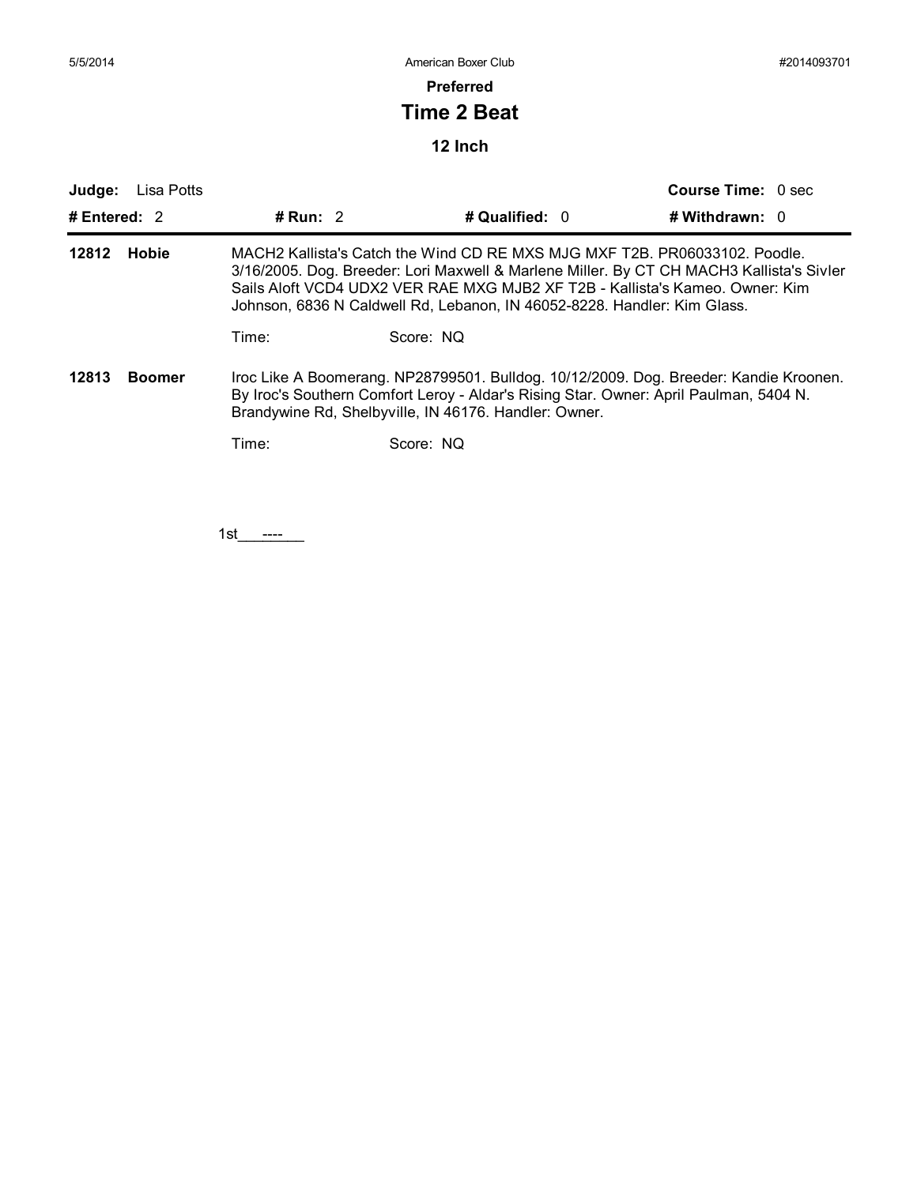**Preferred**

# Time 2 Beat

## 12 Inch

**Judge:** Lisa Potts | **Course Time:** 0 sec

**# Entered:** 2 | **# Run:** 2 | **# Qualified:** 0 | **# Withdrawn:** 0

---

**12812 Hobie**

MACH2 Kallista's Catch the Wind CD RE MXS MJG MXF T2B. PR06033102. Poodle. 3/16/2005. Dog. Breeder: Lori Maxwell & Marlene Miller. By CT CH MACH3 Kallista's Sivler Sails Aloft VCD4 UDX2 VER RAE MXG MJB2 XF T2B - Kallista's Kameo. Owner: Kim Johnson, 6836 N Caldwell Rd, Lebanon, IN 46052-8228. Handler: Kim Glass.

Time: Score: NQ

**12813 Boomer**

Iroc Like A Boomerang. NP28799501. Bulldog. 10/12/2009. Dog. Breeder: Kandie Kroonen. By Iroc's Southern Comfort Leroy - Aldar's Rising Star. Owner: April Paulman, 5404 N. Brandywine Rd, Shelbyville, IN 46176. Handler: Owner.

Time: Score: NQ

1st\_\_\_----\_\_\_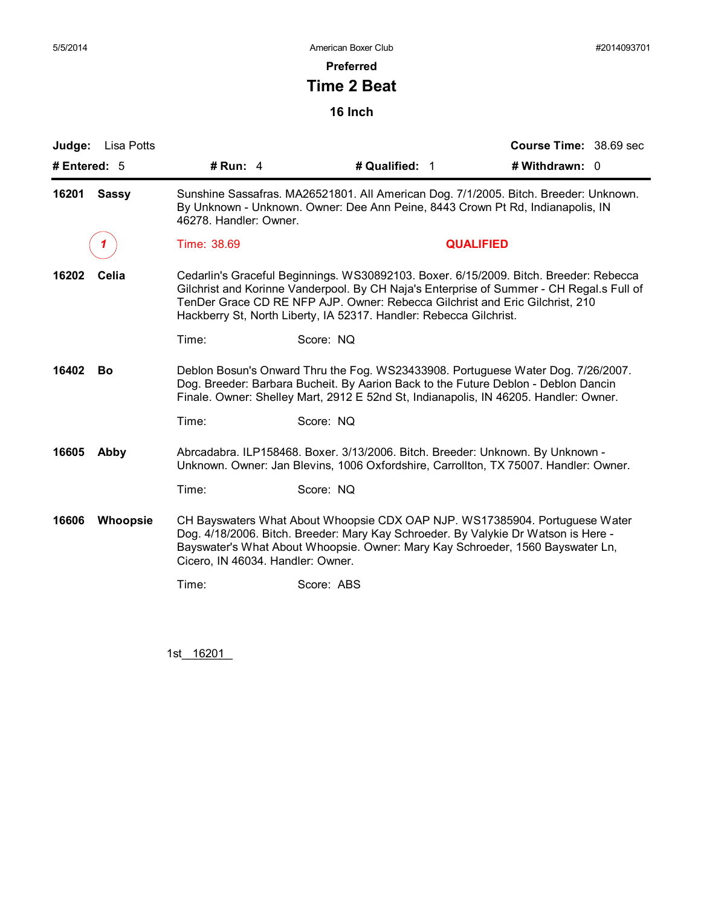## Preferred

# Time 2 Beat

### 16 Inch

**Judge:** Lisa Potts **Course Time:** 38.69 sec

**# Entered:** 5 **# Run:** 4 **# Qualified:** 1 **# Withdrawn:** 0

---

**16201 Sassy**

Sunshine Sassafras. MA26521801. All American Dog. 7/1/2005. Bitch. Breeder: Unknown. By Unknown - Unknown. Owner: Dee Ann Peine, 8443 Crown Pt Rd, Indianapolis, IN 46278. Handler: Owner.

*1* Time: 38.69 **QUALIFIED**

**16202 Celia**

Cedarlin's Graceful Beginnings. WS30892103. Boxer. 6/15/2009. Bitch. Breeder: Rebecca Gilchrist and Korinne Vanderpool. By CH Naja's Enterprise of Summer - CH Regal.s Full of TenDer Grace CD RE NFP AJP. Owner: Rebecca Gilchrist and Eric Gilchrist, 210 Hackberry St, North Liberty, IA 52317. Handler: Rebecca Gilchrist.

Time: Score: NQ

**16402 Bo**

Deblon Bosun's Onward Thru the Fog. WS23433908. Portuguese Water Dog. 7/26/2007. Dog. Breeder: Barbara Bucheit. By Aarion Back to the Future Deblon - Deblon Dancin Finale. Owner: Shelley Mart, 2912 E 52nd St, Indianapolis, IN 46205. Handler: Owner.

Time: Score: NQ

**16605 Abby**

Abrcadabra. ILP158468. Boxer. 3/13/2006. Bitch. Breeder: Unknown. By Unknown - Unknown. Owner: Jan Blevins, 1006 Oxfordshire, Carrollton, TX 75007. Handler: Owner.

Time: Score: NQ

**16606 Whoopsie**

CH Bayswaters What About Whoopsie CDX OAP NJP. WS17385904. Portuguese Water Dog. 4/18/2006. Bitch. Breeder: Mary Kay Schroeder. By Valykie Dr Watson is Here - Bayswater's What About Whoopsie. Owner: Mary Kay Schroeder, 1560 Bayswater Ln, Cicero, IN 46034. Handler: Owner.

Time: Score: ABS

1st 16201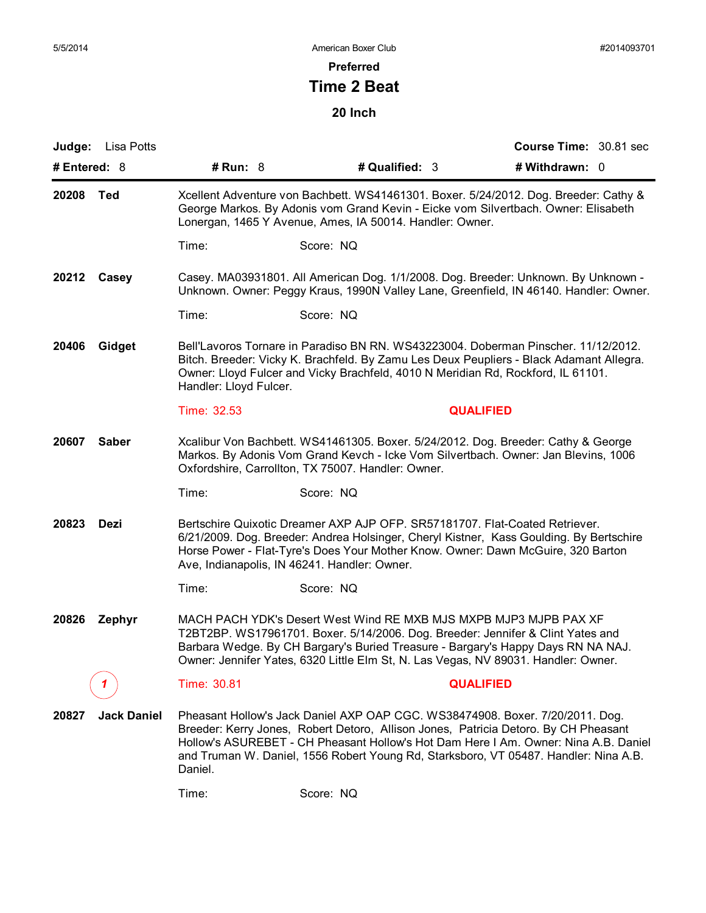# Preferred

## Time 2 Beat

### 20 Inch

**Judge:** Lisa Potts **Course Time:** 30.81 sec

**# Entered:** 8 **# Run:** 8 **# Qualified:** 3 **# Withdrawn:** 0

---

**20208 Ted**

Xcellent Adventure von Bachbett. WS41461301. Boxer. 5/24/2012. Dog. Breeder: Cathy & George Markos. By Adonis vom Grand Kevin - Eicke vom Silvertbach. Owner: Elisabeth Lonergan, 1465 Y Avenue, Ames, IA 50014. Handler: Owner.

Time: Score: NQ

**20212 Casey**

Casey. MA03931801. All American Dog. 1/1/2008. Dog. Breeder: Unknown. By Unknown - Unknown. Owner: Peggy Kraus, 1990N Valley Lane, Greenfield, IN 46140. Handler: Owner.

Time: Score: NQ

**20406 Gidget**

Bell'Lavoros Tornare in Paradiso BN RN. WS43223004. Doberman Pinscher. 11/12/2012. Bitch. Breeder: Vicky K. Brachfeld. By Zamu Les Deux Peupliers - Black Adamant Allegra. Owner: Lloyd Fulcer and Vicky Brachfeld, 4010 N Meridian Rd, Rockford, IL 61101. Handler: Lloyd Fulcer.

Time: 32.53 **QUALIFIED**

**20607 Saber**

Xcalibur Von Bachbett. WS41461305. Boxer. 5/24/2012. Dog. Breeder: Cathy & George Markos. By Adonis Vom Grand Kevch - Icke Vom Silvertbach. Owner: Jan Blevins, 1006 Oxfordshire, Carrollton, TX 75007. Handler: Owner.

Time: Score: NQ

**20823 Dezi**

Bertschire Quixotic Dreamer AXP AJP OFP. SR57181707. Flat-Coated Retriever. 6/21/2009. Dog. Breeder: Andrea Holsinger, Cheryl Kistner, Kass Goulding. By Bertschire Horse Power - Flat-Tyre's Does Your Mother Know. Owner: Dawn McGuire, 320 Barton Ave, Indianapolis, IN 46241. Handler: Owner.

Time: Score: NQ

**20826 Zephyr**

MACH PACH YDK's Desert West Wind RE MXB MJS MXPB MJP3 MJPB PAX XF T2BT2BP. WS17961701. Boxer. 5/14/2006. Dog. Breeder: Jennifer & Clint Yates and Barbara Wedge. By CH Bargary's Buried Treasure - Bargary's Happy Days RN NA NAJ. Owner: Jennifer Yates, 6320 Little Elm St, N. Las Vegas, NV 89031. Handler: Owner.

1 Time: 30.81 **QUALIFIED**

**20827 Jack Daniel**

Pheasant Hollow's Jack Daniel AXP OAP CGC. WS38474908. Boxer. 7/20/2011. Dog. Breeder: Kerry Jones, Robert Detoro, Allison Jones, Patricia Detoro. By CH Pheasant Hollow's ASUREBET - CH Pheasant Hollow's Hot Dam Here I Am. Owner: Nina A.B. Daniel and Truman W. Daniel, 1556 Robert Young Rd, Starksboro, VT 05487. Handler: Nina A.B. Daniel.

Time: Score: NQ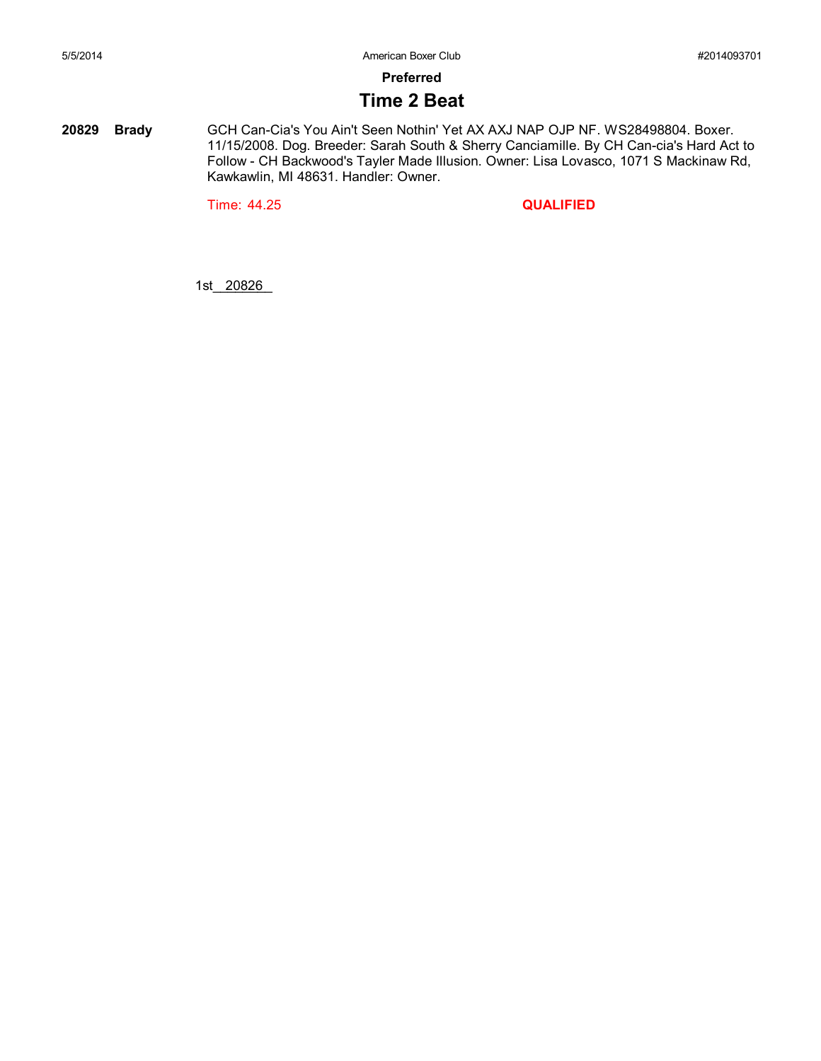**Preferred**

# Time 2 Beat

**20829** **Brady** GCH Can-Cia's You Ain't Seen Nothin' Yet AX AXJ NAP OJP NF. WS28498804. Boxer. 11/15/2008. Dog. Breeder: Sarah South & Sherry Canciamille. By CH Can-cia's Hard Act to Follow - CH Backwood's Tayler Made Illusion. Owner: Lisa Lovasco, 1071 S Mackinaw Rd, Kawkawlin, MI 48631. Handler: Owner.

Time: 44.25 **QUALIFIED**

1st 20826